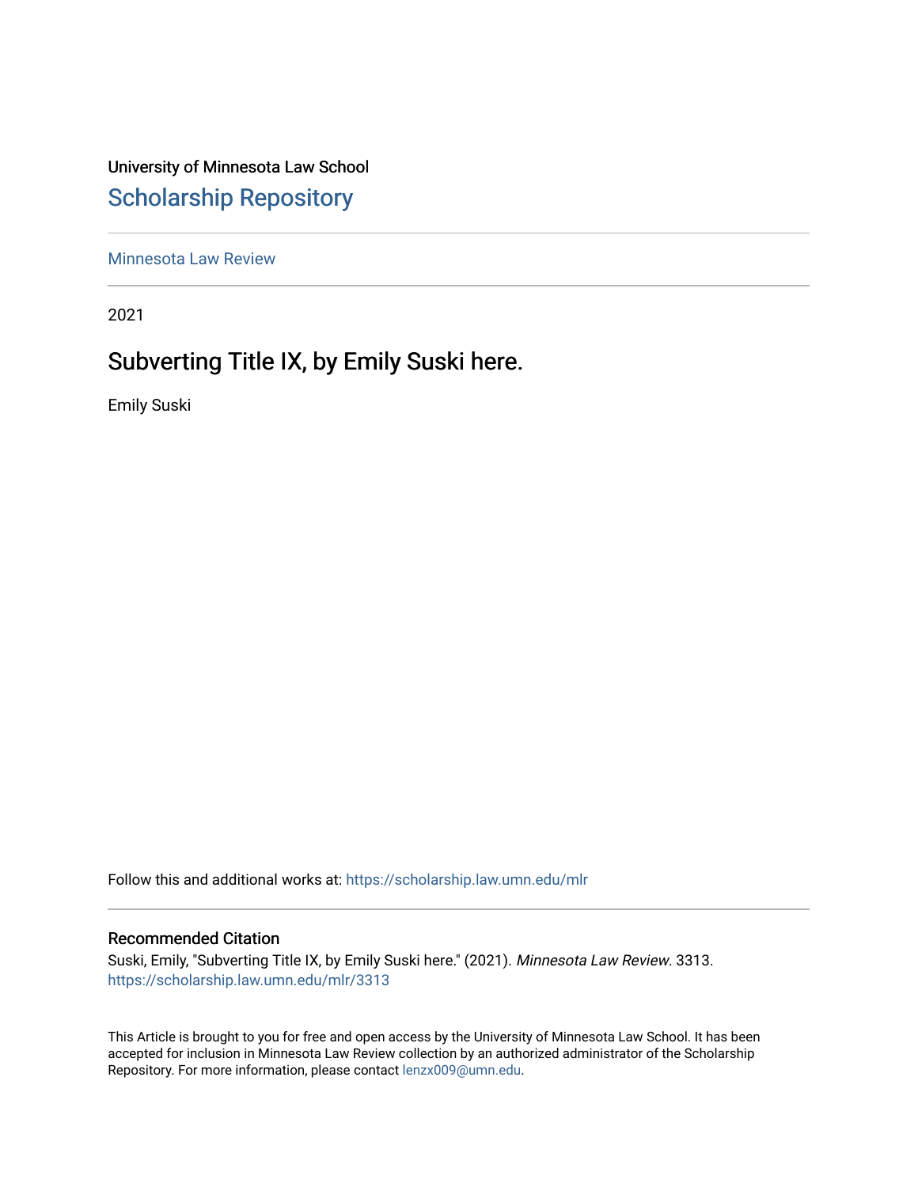University of Minnesota Law School

# Scholarship Repository

Minnesota Law Review

2021

## Subverting Title IX, by Emily Suski here.

Emily Suski

Follow this and additional works at: https://scholarship.law.umn.edu/mlr

### Recommended Citation

Suski, Emily, "Subverting Title IX, by Emily Suski here." (2021). *Minnesota Law Review*. 3313.
https://scholarship.law.umn.edu/mlr/3313

This Article is brought to you for free and open access by the University of Minnesota Law School. It has been accepted for inclusion in Minnesota Law Review collection by an authorized administrator of the Scholarship Repository. For more information, please contact lenzx009@umn.edu.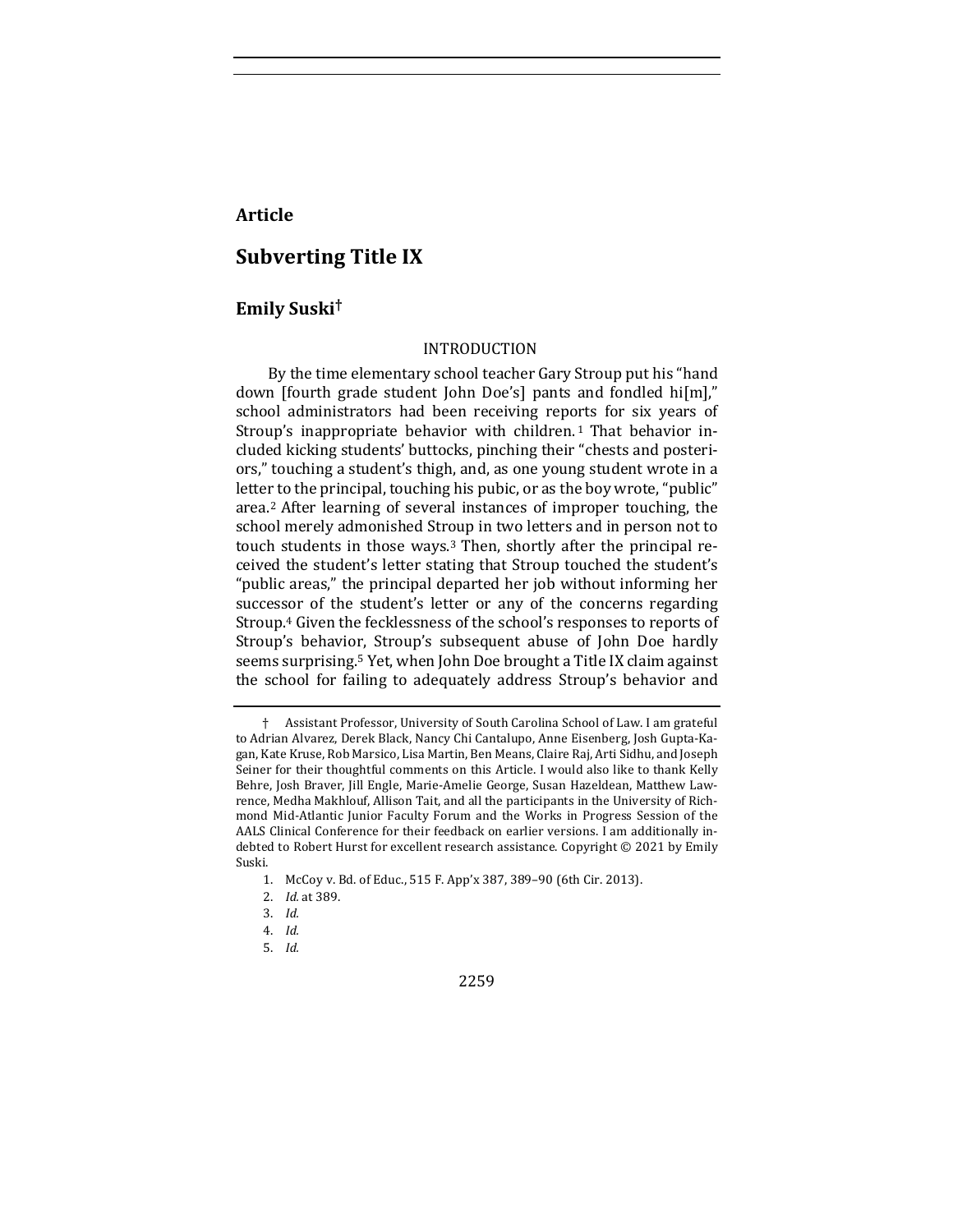**Article**

# Subverting Title IX

## Emily Suski†

### INTRODUCTION

By the time elementary school teacher Gary Stroup put his "hand down [fourth grade student John Doe's] pants and fondled hi[m]," school administrators had been receiving reports for six years of Stroup's inappropriate behavior with children.[1] That behavior included kicking students' buttocks, pinching their "chests and posteriors," touching a student's thigh, and, as one young student wrote in a letter to the principal, touching his pubic, or as the boy wrote, "public" area.[2] After learning of several instances of improper touching, the school merely admonished Stroup in two letters and in person not to touch students in those ways.[3] Then, shortly after the principal received the student's letter stating that Stroup touched the student's "public areas," the principal departed her job without informing her successor of the student's letter or any of the concerns regarding Stroup.[4] Given the fecklessness of the school's responses to reports of Stroup's behavior, Stroup's subsequent abuse of John Doe hardly seems surprising.[5] Yet, when John Doe brought a Title IX claim against the school for failing to adequately address Stroup's behavior and

---

† Assistant Professor, University of South Carolina School of Law. I am grateful to Adrian Alvarez, Derek Black, Nancy Chi Cantalupo, Anne Eisenberg, Josh Gupta-Kagan, Kate Kruse, Rob Marsico, Lisa Martin, Ben Means, Claire Raj, Arti Sidhu, and Joseph Seiner for their thoughtful comments on this Article. I would also like to thank Kelly Behre, Josh Braver, Jill Engle, Marie-Amelie George, Susan Hazeldean, Matthew Lawrence, Medha Makhlouf, Allison Tait, and all the participants in the University of Richmond Mid-Atlantic Junior Faculty Forum and the Works in Progress Session of the AALS Clinical Conference for their feedback on earlier versions. I am additionally indebted to Robert Hurst for excellent research assistance. Copyright © 2021 by Emily Suski.

1. McCoy v. Bd. of Educ., 515 F. App'x 387, 389–90 (6th Cir. 2013).

2. *Id.* at 389.

3. *Id.*

4. *Id.*

5. *Id.*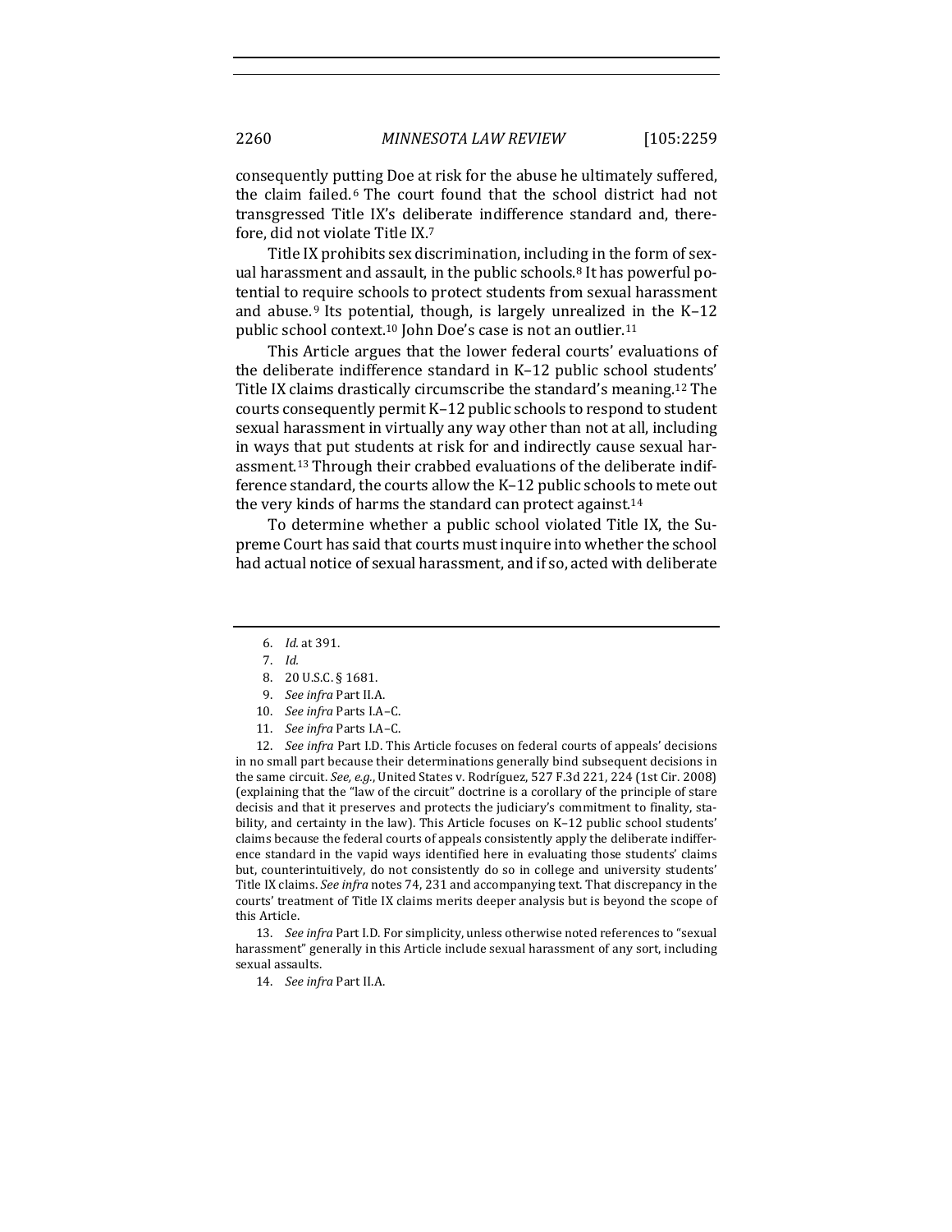consequently putting Doe at risk for the abuse he ultimately suffered, the claim failed.[6] The court found that the school district had not transgressed Title IX's deliberate indifference standard and, therefore, did not violate Title IX.[7]

Title IX prohibits sex discrimination, including in the form of sexual harassment and assault, in the public schools.[8] It has powerful potential to require schools to protect students from sexual harassment and abuse.[9] Its potential, though, is largely unrealized in the K–12 public school context.[10] John Doe's case is not an outlier.[11]

This Article argues that the lower federal courts' evaluations of the deliberate indifference standard in K–12 public school students' Title IX claims drastically circumscribe the standard's meaning.[12] The courts consequently permit K–12 public schools to respond to student sexual harassment in virtually any way other than not at all, including in ways that put students at risk for and indirectly cause sexual harassment.[13] Through their crabbed evaluations of the deliberate indifference standard, the courts allow the K–12 public schools to mete out the very kinds of harms the standard can protect against.[14]

To determine whether a public school violated Title IX, the Supreme Court has said that courts must inquire into whether the school had actual notice of sexual harassment, and if so, acted with deliberate

---

6. *Id.* at 391.

7. *Id.*

8. 20 U.S.C. § 1681.

9. *See infra* Part II.A.

10. *See infra* Parts I.A–C.

11. *See infra* Parts I.A–C.

12. *See infra* Part I.D. This Article focuses on federal courts of appeals' decisions in no small part because their determinations generally bind subsequent decisions in the same circuit. *See, e.g.*, United States v. Rodríguez, 527 F.3d 221, 224 (1st Cir. 2008) (explaining that the "law of the circuit" doctrine is a corollary of the principle of stare decisis and that it preserves and protects the judiciary's commitment to finality, stability, and certainty in the law). This Article focuses on K–12 public school students' claims because the federal courts of appeals consistently apply the deliberate indifference standard in the vapid ways identified here in evaluating those students' claims but, counterintuitively, do not consistently do so in college and university students' Title IX claims. *See infra* notes 74, 231 and accompanying text. That discrepancy in the courts' treatment of Title IX claims merits deeper analysis but is beyond the scope of this Article.

13. *See infra* Part I.D. For simplicity, unless otherwise noted references to "sexual harassment" generally in this Article include sexual harassment of any sort, including sexual assaults.

14. *See infra* Part II.A.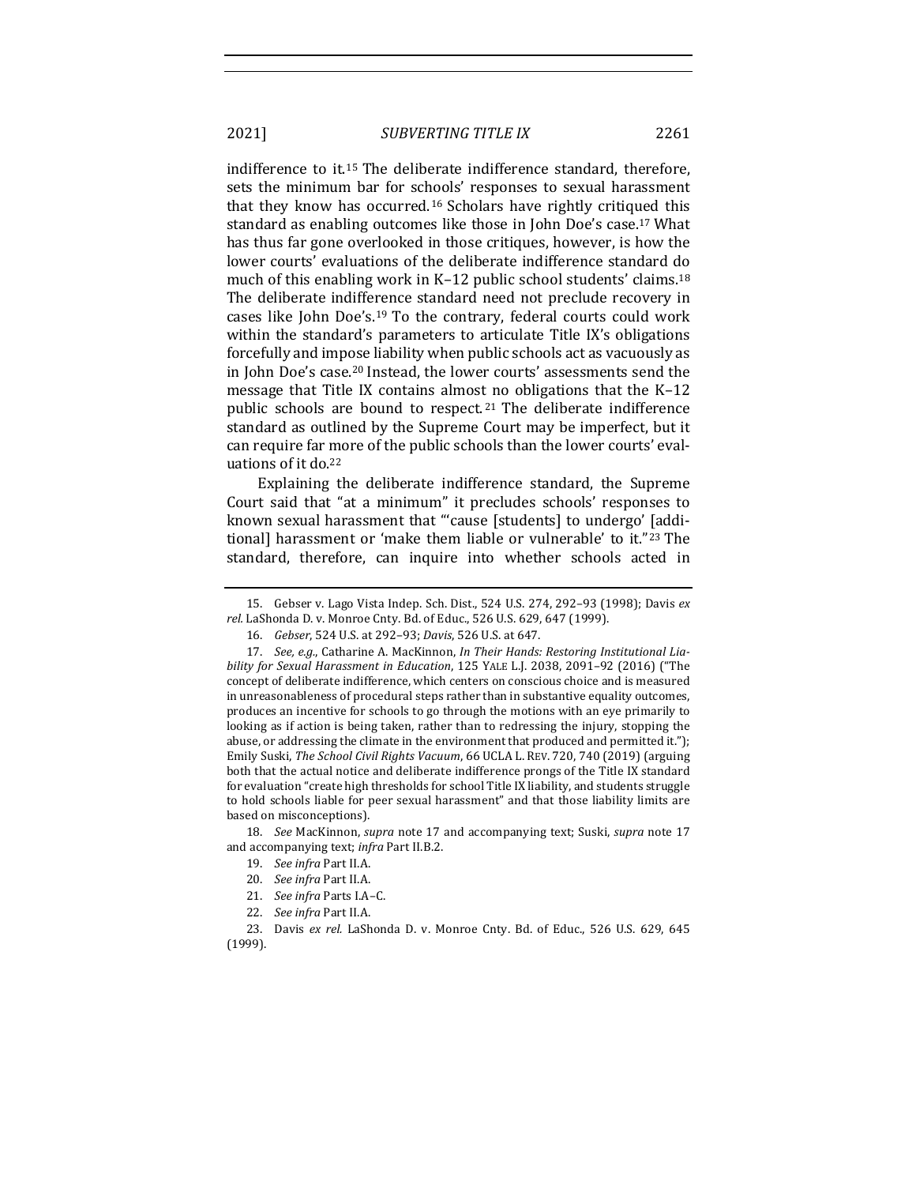indifference to it.[15] The deliberate indifference standard, therefore, sets the minimum bar for schools' responses to sexual harassment that they know has occurred.[16] Scholars have rightly critiqued this standard as enabling outcomes like those in John Doe's case.[17] What has thus far gone overlooked in those critiques, however, is how the lower courts' evaluations of the deliberate indifference standard do much of this enabling work in K–12 public school students' claims.[18] The deliberate indifference standard need not preclude recovery in cases like John Doe's.[19] To the contrary, federal courts could work within the standard's parameters to articulate Title IX's obligations forcefully and impose liability when public schools act as vacuously as in John Doe's case.[20] Instead, the lower courts' assessments send the message that Title IX contains almost no obligations that the K–12 public schools are bound to respect.[21] The deliberate indifference standard as outlined by the Supreme Court may be imperfect, but it can require far more of the public schools than the lower courts' evaluations of it do.[22]

Explaining the deliberate indifference standard, the Supreme Court said that "at a minimum" it precludes schools' responses to known sexual harassment that "'cause [students] to undergo' [additional] harassment or 'make them liable or vulnerable' to it."[23] The standard, therefore, can inquire into whether schools acted in

---

15. Gebser v. Lago Vista Indep. Sch. Dist., 524 U.S. 274, 292–93 (1998); Davis *ex rel.* LaShonda D. v. Monroe Cnty. Bd. of Educ., 526 U.S. 629, 647 (1999).

16. *Gebser*, 524 U.S. at 292–93; *Davis*, 526 U.S. at 647.

17. *See, e.g.*, Catharine A. MacKinnon, *In Their Hands: Restoring Institutional Liability for Sexual Harassment in Education*, 125 YALE L.J. 2038, 2091–92 (2016) ("The concept of deliberate indifference, which centers on conscious choice and is measured in unreasonableness of procedural steps rather than in substantive equality outcomes, produces an incentive for schools to go through the motions with an eye primarily to looking as if action is being taken, rather than to redressing the injury, stopping the abuse, or addressing the climate in the environment that produced and permitted it."); Emily Suski, *The School Civil Rights Vacuum*, 66 UCLA L. REV. 720, 740 (2019) (arguing both that the actual notice and deliberate indifference prongs of the Title IX standard for evaluation "create high thresholds for school Title IX liability, and students struggle to hold schools liable for peer sexual harassment" and that those liability limits are based on misconceptions).

18. *See* MacKinnon, *supra* note 17 and accompanying text; Suski, *supra* note 17 and accompanying text; *infra* Part II.B.2.

19. *See infra* Part II.A.

20. *See infra* Part II.A.

21. *See infra* Parts I.A–C.

22. *See infra* Part II.A.

23. Davis *ex rel.* LaShonda D. v. Monroe Cnty. Bd. of Educ., 526 U.S. 629, 645 (1999).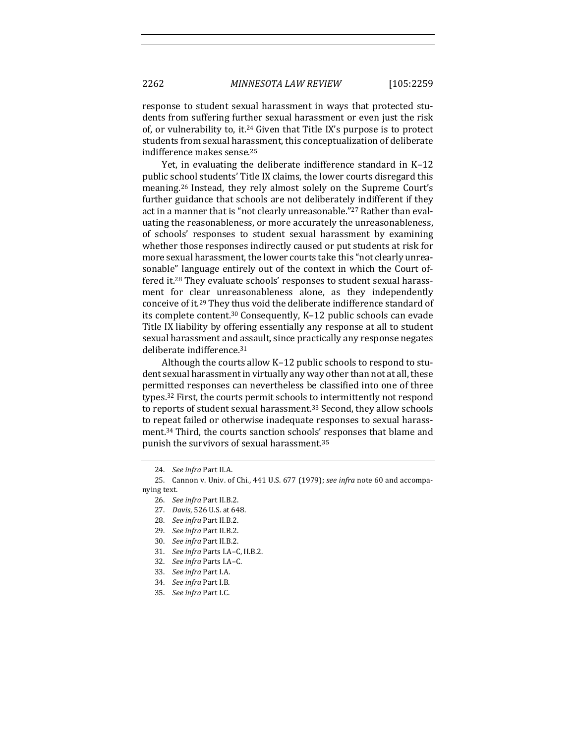response to student sexual harassment in ways that protected students from suffering further sexual harassment or even just the risk of, or vulnerability to, it.[24] Given that Title IX's purpose is to protect students from sexual harassment, this conceptualization of deliberate indifference makes sense.[25]

Yet, in evaluating the deliberate indifference standard in K–12 public school students' Title IX claims, the lower courts disregard this meaning.[26] Instead, they rely almost solely on the Supreme Court's further guidance that schools are not deliberately indifferent if they act in a manner that is "not clearly unreasonable."[27] Rather than evaluating the reasonableness, or more accurately the unreasonableness, of schools' responses to student sexual harassment by examining whether those responses indirectly caused or put students at risk for more sexual harassment, the lower courts take this "not clearly unreasonable" language entirely out of the context in which the Court offered it.[28] They evaluate schools' responses to student sexual harassment for clear unreasonableness alone, as they independently conceive of it.[29] They thus void the deliberate indifference standard of its complete content.[30] Consequently, K–12 public schools can evade Title IX liability by offering essentially any response at all to student sexual harassment and assault, since practically any response negates deliberate indifference.[31]

Although the courts allow K–12 public schools to respond to student sexual harassment in virtually any way other than not at all, these permitted responses can nevertheless be classified into one of three types.[32] First, the courts permit schools to intermittently not respond to reports of student sexual harassment.[33] Second, they allow schools to repeat failed or otherwise inadequate responses to sexual harassment.[34] Third, the courts sanction schools' responses that blame and punish the survivors of sexual harassment.[35]

---

24. *See infra* Part II.A.

25. Cannon v. Univ. of Chi., 441 U.S. 677 (1979); *see infra* note 60 and accompanying text.

26. *See infra* Part II.B.2.

27. *Davis*, 526 U.S. at 648.

28. *See infra* Part II.B.2.

29. *See infra* Part II.B.2.

30. *See infra* Part II.B.2.

31. *See infra* Parts I.A–C, II.B.2.

32. *See infra* Parts I.A–C.

33. *See infra* Part I.A.

34. *See infra* Part I.B.

35. *See infra* Part I.C.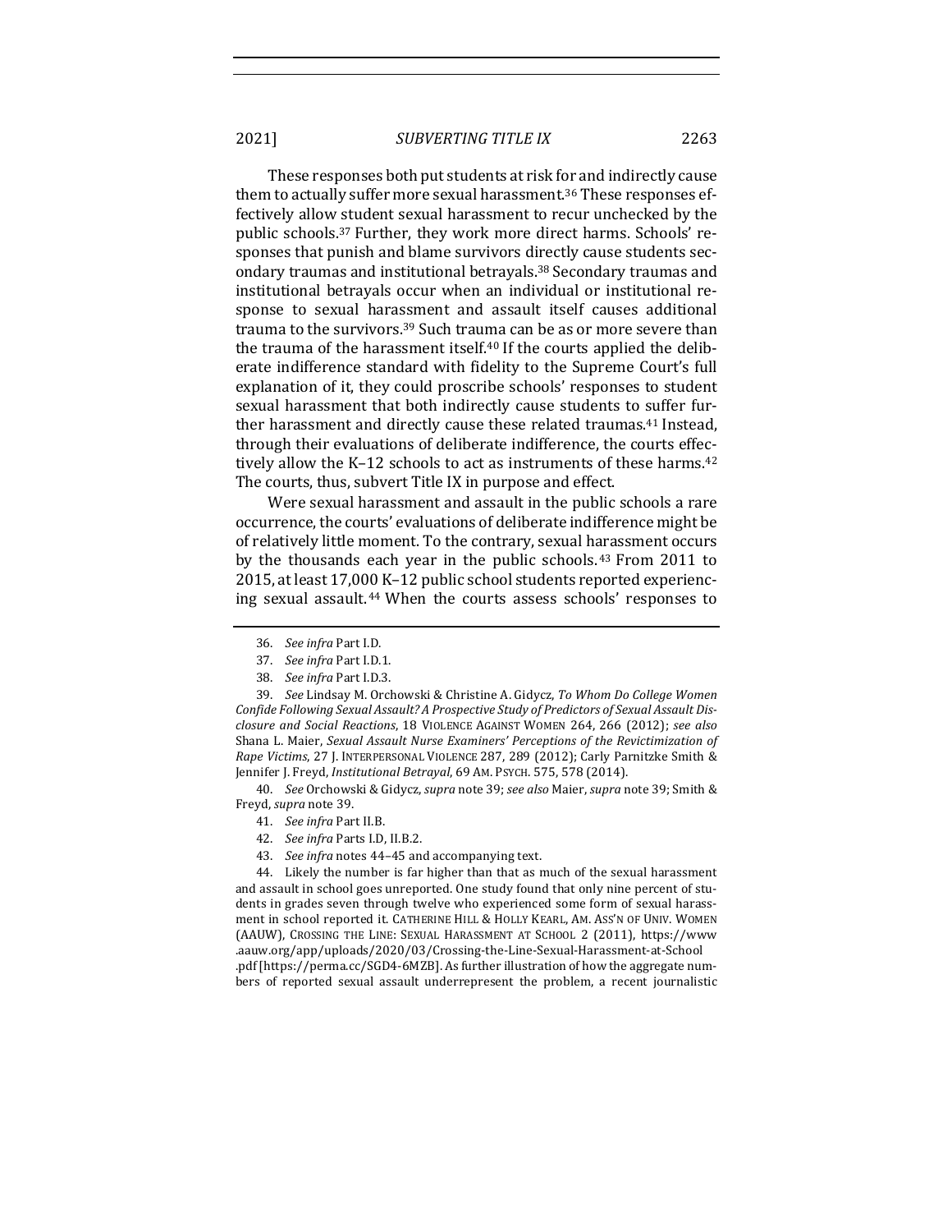These responses both put students at risk for and indirectly cause them to actually suffer more sexual harassment.[36] These responses effectively allow student sexual harassment to recur unchecked by the public schools.[37] Further, they work more direct harms. Schools' responses that punish and blame survivors directly cause students secondary traumas and institutional betrayals.[38] Secondary traumas and institutional betrayals occur when an individual or institutional response to sexual harassment and assault itself causes additional trauma to the survivors.[39] Such trauma can be as or more severe than the trauma of the harassment itself.[40] If the courts applied the deliberate indifference standard with fidelity to the Supreme Court's full explanation of it, they could proscribe schools' responses to student sexual harassment that both indirectly cause students to suffer further harassment and directly cause these related traumas.[41] Instead, through their evaluations of deliberate indifference, the courts effectively allow the K–12 schools to act as instruments of these harms.[42] The courts, thus, subvert Title IX in purpose and effect.

Were sexual harassment and assault in the public schools a rare occurrence, the courts' evaluations of deliberate indifference might be of relatively little moment. To the contrary, sexual harassment occurs by the thousands each year in the public schools.[43] From 2011 to 2015, at least 17,000 K–12 public school students reported experiencing sexual assault.[44] When the courts assess schools' responses to

---

36. *See infra* Part I.D.

37. *See infra* Part I.D.1.

38. *See infra* Part I.D.3.

39. *See* Lindsay M. Orchowski & Christine A. Gidycz, *To Whom Do College Women Confide Following Sexual Assault? A Prospective Study of Predictors of Sexual Assault Disclosure and Social Reactions*, 18 VIOLENCE AGAINST WOMEN 264, 266 (2012); *see also* Shana L. Maier, *Sexual Assault Nurse Examiners' Perceptions of the Revictimization of Rape Victims*, 27 J. INTERPERSONAL VIOLENCE 287, 289 (2012); Carly Parnitzke Smith & Jennifer J. Freyd, *Institutional Betrayal*, 69 AM. PSYCH. 575, 578 (2014).

40. *See* Orchowski & Gidycz, *supra* note 39; *see also* Maier, *supra* note 39; Smith & Freyd, *supra* note 39.

41. *See infra* Part II.B.

42. *See infra* Parts I.D, II.B.2.

43. *See infra* notes 44–45 and accompanying text.

44. Likely the number is far higher than that as much of the sexual harassment and assault in school goes unreported. One study found that only nine percent of students in grades seven through twelve who experienced some form of sexual harassment in school reported it. CATHERINE HILL & HOLLY KEARL, AM. ASS'N OF UNIV. WOMEN (AAUW), CROSSING THE LINE: SEXUAL HARASSMENT AT SCHOOL 2 (2011), https://www.aauw.org/app/uploads/2020/03/Crossing-the-Line-Sexual-Harassment-at-School.pdf [https://perma.cc/SGD4-6MZB]. As further illustration of how the aggregate numbers of reported sexual assault underrepresent the problem, a recent journalistic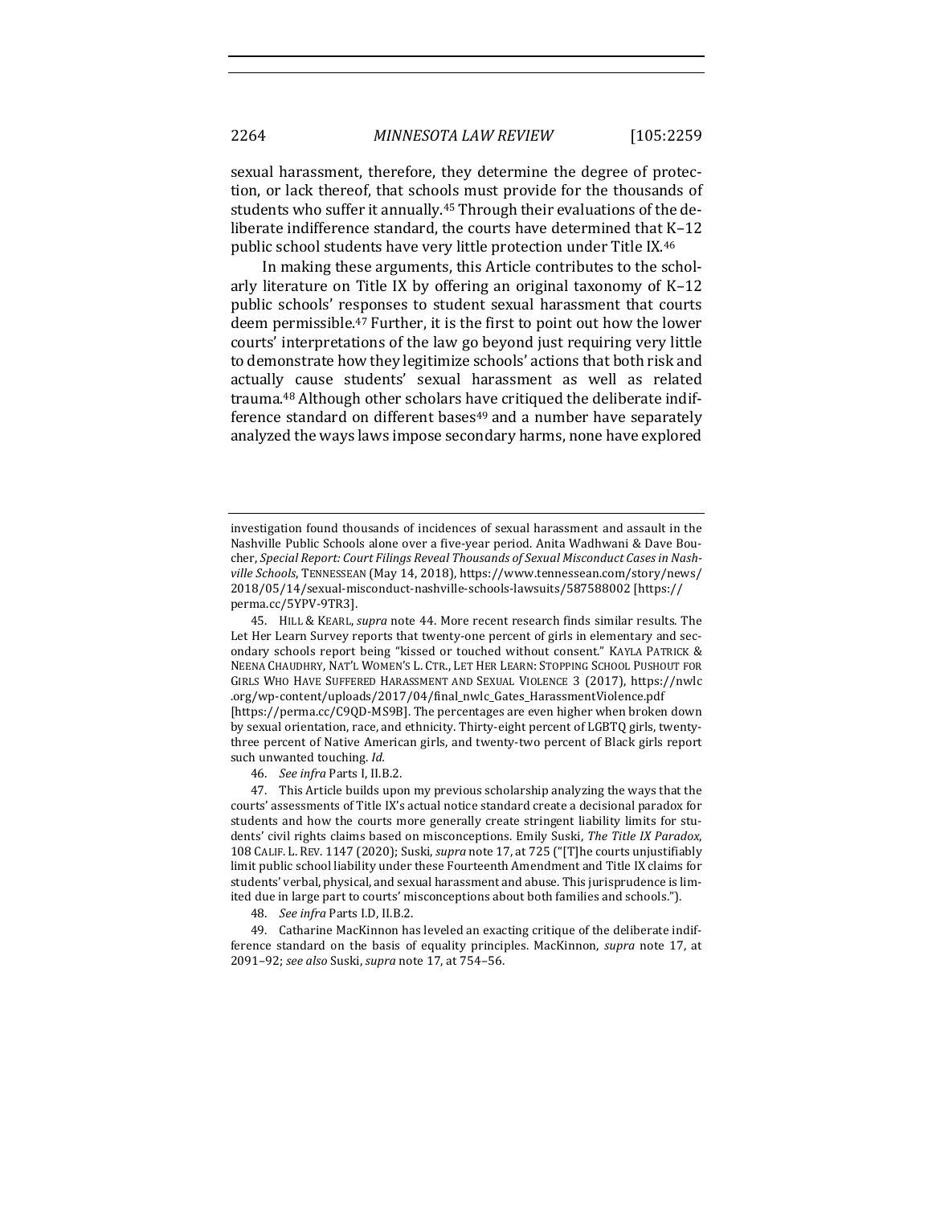sexual harassment, therefore, they determine the degree of protection, or lack thereof, that schools must provide for the thousands of students who suffer it annually.[45] Through their evaluations of the deliberate indifference standard, the courts have determined that K–12 public school students have very little protection under Title IX.[46]

In making these arguments, this Article contributes to the scholarly literature on Title IX by offering an original taxonomy of K–12 public schools' responses to student sexual harassment that courts deem permissible.[47] Further, it is the first to point out how the lower courts' interpretations of the law go beyond just requiring very little to demonstrate how they legitimize schools' actions that both risk and actually cause students' sexual harassment as well as related trauma.[48] Although other scholars have critiqued the deliberate indifference standard on different bases[49] and a number have separately analyzed the ways laws impose secondary harms, none have explored

---

investigation found thousands of incidences of sexual harassment and assault in the Nashville Public Schools alone over a five-year period. Anita Wadhwani & Dave Boucher, *Special Report: Court Filings Reveal Thousands of Sexual Misconduct Cases in Nashville Schools*, TENNESSEAN (May 14, 2018), https://www.tennessean.com/story/news/2018/05/14/sexual-misconduct-nashville-schools-lawsuits/587588002 [https://perma.cc/5YPV-9TR3].

45. HILL & KEARL, *supra* note 44. More recent research finds similar results. The Let Her Learn Survey reports that twenty-one percent of girls in elementary and secondary schools report being "kissed or touched without consent." KAYLA PATRICK & NEENA CHAUDHRY, NAT'L WOMEN'S L. CTR., LET HER LEARN: STOPPING SCHOOL PUSHOUT FOR GIRLS WHO HAVE SUFFERED HARASSMENT AND SEXUAL VIOLENCE 3 (2017), https://nwlc.org/wp-content/uploads/2017/04/final_nwlc_Gates_HarassmentViolence.pdf [https://perma.cc/C9QD-MS9B]. The percentages are even higher when broken down by sexual orientation, race, and ethnicity. Thirty-eight percent of LGBTQ girls, twenty-three percent of Native American girls, and twenty-two percent of Black girls report such unwanted touching. *Id.*

46. *See infra* Parts I, II.B.2.

47. This Article builds upon my previous scholarship analyzing the ways that the courts' assessments of Title IX's actual notice standard create a decisional paradox for students and how the courts more generally create stringent liability limits for students' civil rights claims based on misconceptions. Emily Suski, *The Title IX Paradox*, 108 CALIF. L. REV. 1147 (2020); Suski, *supra* note 17, at 725 ("[T]he courts unjustifiably limit public school liability under these Fourteenth Amendment and Title IX claims for students' verbal, physical, and sexual harassment and abuse. This jurisprudence is limited due in large part to courts' misconceptions about both families and schools.").

48. *See infra* Parts I.D, II.B.2.

49. Catharine MacKinnon has leveled an exacting critique of the deliberate indifference standard on the basis of equality principles. MacKinnon, *supra* note 17, at 2091–92; *see also* Suski, *supra* note 17, at 754–56.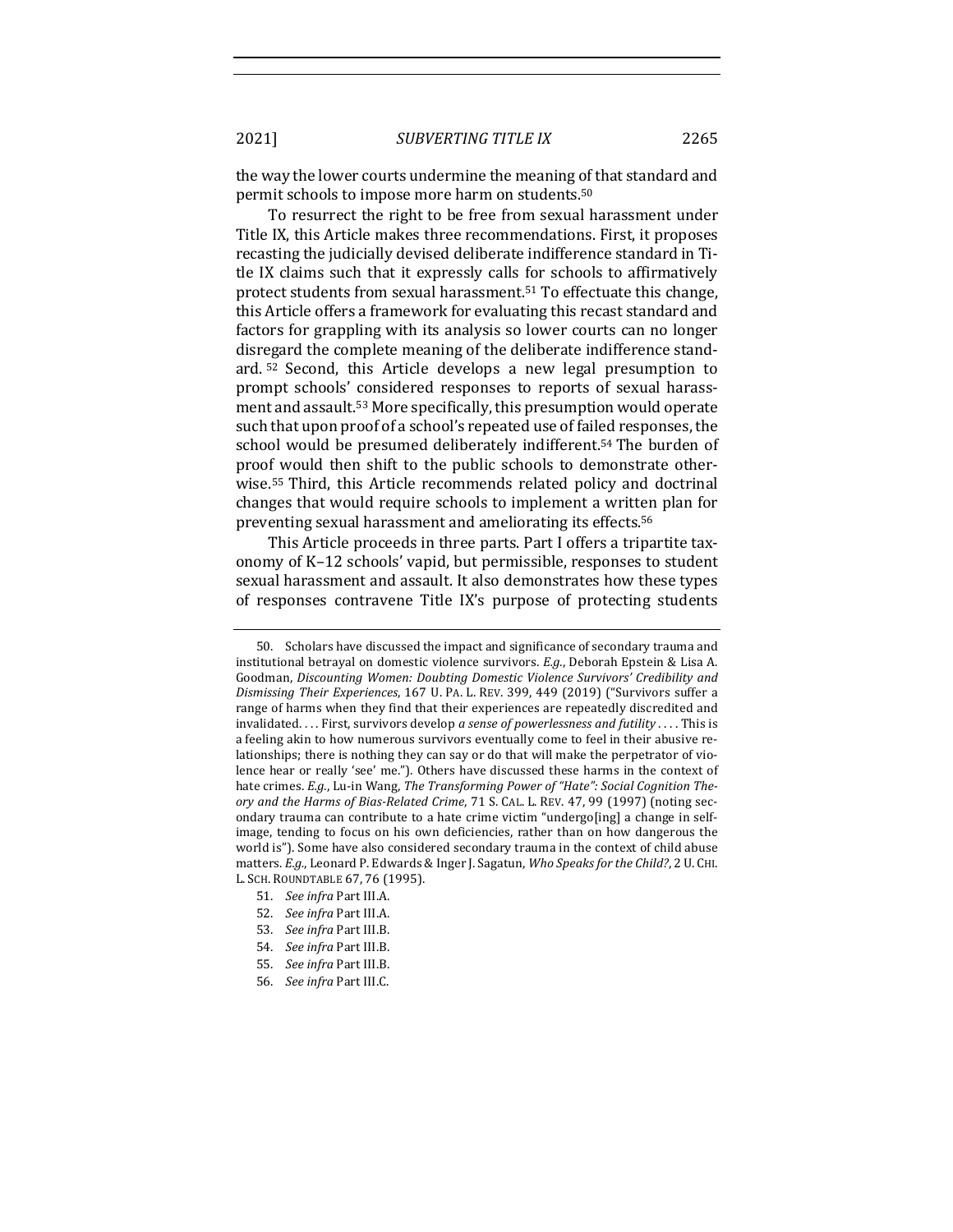the way the lower courts undermine the meaning of that standard and permit schools to impose more harm on students.[50]

To resurrect the right to be free from sexual harassment under Title IX, this Article makes three recommendations. First, it proposes recasting the judicially devised deliberate indifference standard in Title IX claims such that it expressly calls for schools to affirmatively protect students from sexual harassment.[51] To effectuate this change, this Article offers a framework for evaluating this recast standard and factors for grappling with its analysis so lower courts can no longer disregard the complete meaning of the deliberate indifference standard.[52] Second, this Article develops a new legal presumption to prompt schools' considered responses to reports of sexual harassment and assault.[53] More specifically, this presumption would operate such that upon proof of a school's repeated use of failed responses, the school would be presumed deliberately indifferent.[54] The burden of proof would then shift to the public schools to demonstrate otherwise.[55] Third, this Article recommends related policy and doctrinal changes that would require schools to implement a written plan for preventing sexual harassment and ameliorating its effects.[56]

This Article proceeds in three parts. Part I offers a tripartite taxonomy of K–12 schools' vapid, but permissible, responses to student sexual harassment and assault. It also demonstrates how these types of responses contravene Title IX's purpose of protecting students

---

50. Scholars have discussed the impact and significance of secondary trauma and institutional betrayal on domestic violence survivors. *E.g.*, Deborah Epstein & Lisa A. Goodman, *Discounting Women: Doubting Domestic Violence Survivors' Credibility and Dismissing Their Experiences*, 167 U. PA. L. REV. 399, 449 (2019) ("Survivors suffer a range of harms when they find that their experiences are repeatedly discredited and invalidated. . . . First, survivors develop *a sense of powerlessness and futility* . . . . This is a feeling akin to how numerous survivors eventually come to feel in their abusive relationships; there is nothing they can say or do that will make the perpetrator of violence hear or really 'see' me."). Others have discussed these harms in the context of hate crimes. *E.g.*, Lu-in Wang, *The Transforming Power of "Hate": Social Cognition Theory and the Harms of Bias-Related Crime*, 71 S. CAL. L. REV. 47, 99 (1997) (noting secondary trauma can contribute to a hate crime victim "undergo[ing] a change in self-image, tending to focus on his own deficiencies, rather than on how dangerous the world is"). Some have also considered secondary trauma in the context of child abuse matters. *E.g.*, Leonard P. Edwards & Inger J. Sagatun, *Who Speaks for the Child?*, 2 U. CHI. L. SCH. ROUNDTABLE 67, 76 (1995).

51. *See infra* Part III.A.

52. *See infra* Part III.A.

53. *See infra* Part III.B.

54. *See infra* Part III.B.

55. *See infra* Part III.B.

56. *See infra* Part III.C.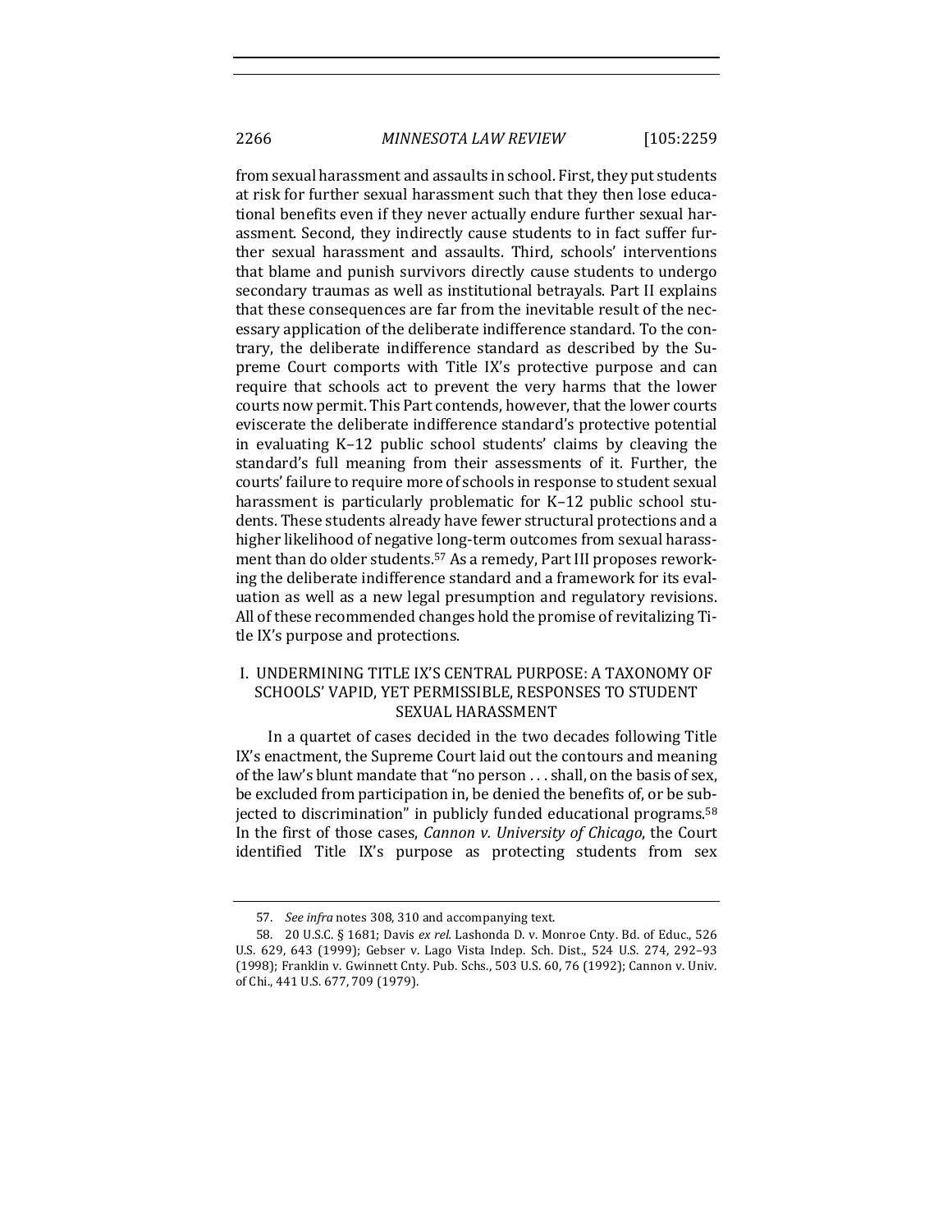from sexual harassment and assaults in school. First, they put students at risk for further sexual harassment such that they then lose educational benefits even if they never actually endure further sexual harassment. Second, they indirectly cause students to in fact suffer further sexual harassment and assaults. Third, schools' interventions that blame and punish survivors directly cause students to undergo secondary traumas as well as institutional betrayals. Part II explains that these consequences are far from the inevitable result of the necessary application of the deliberate indifference standard. To the contrary, the deliberate indifference standard as described by the Supreme Court comports with Title IX's protective purpose and can require that schools act to prevent the very harms that the lower courts now permit. This Part contends, however, that the lower courts eviscerate the deliberate indifference standard's protective potential in evaluating K–12 public school students' claims by cleaving the standard's full meaning from their assessments of it. Further, the courts' failure to require more of schools in response to student sexual harassment is particularly problematic for K–12 public school students. These students already have fewer structural protections and a higher likelihood of negative long-term outcomes from sexual harassment than do older students.[57] As a remedy, Part III proposes reworking the deliberate indifference standard and a framework for its evaluation as well as a new legal presumption and regulatory revisions. All of these recommended changes hold the promise of revitalizing Title IX's purpose and protections.

## I. UNDERMINING TITLE IX'S CENTRAL PURPOSE: A TAXONOMY OF SCHOOLS' VAPID, YET PERMISSIBLE, RESPONSES TO STUDENT SEXUAL HARASSMENT

In a quartet of cases decided in the two decades following Title IX's enactment, the Supreme Court laid out the contours and meaning of the law's blunt mandate that "no person . . . shall, on the basis of sex, be excluded from participation in, be denied the benefits of, or be subjected to discrimination" in publicly funded educational programs.[58] In the first of those cases, *Cannon v. University of Chicago*, the Court identified Title IX's purpose as protecting students from sex

57. *See infra* notes 308, 310 and accompanying text.

58. 20 U.S.C. § 1681; Davis *ex rel.* Lashonda D. v. Monroe Cnty. Bd. of Educ., 526 U.S. 629, 643 (1999); Gebser v. Lago Vista Indep. Sch. Dist., 524 U.S. 274, 292–93 (1998); Franklin v. Gwinnett Cnty. Pub. Schs., 503 U.S. 60, 76 (1992); Cannon v. Univ. of Chi., 441 U.S. 677, 709 (1979).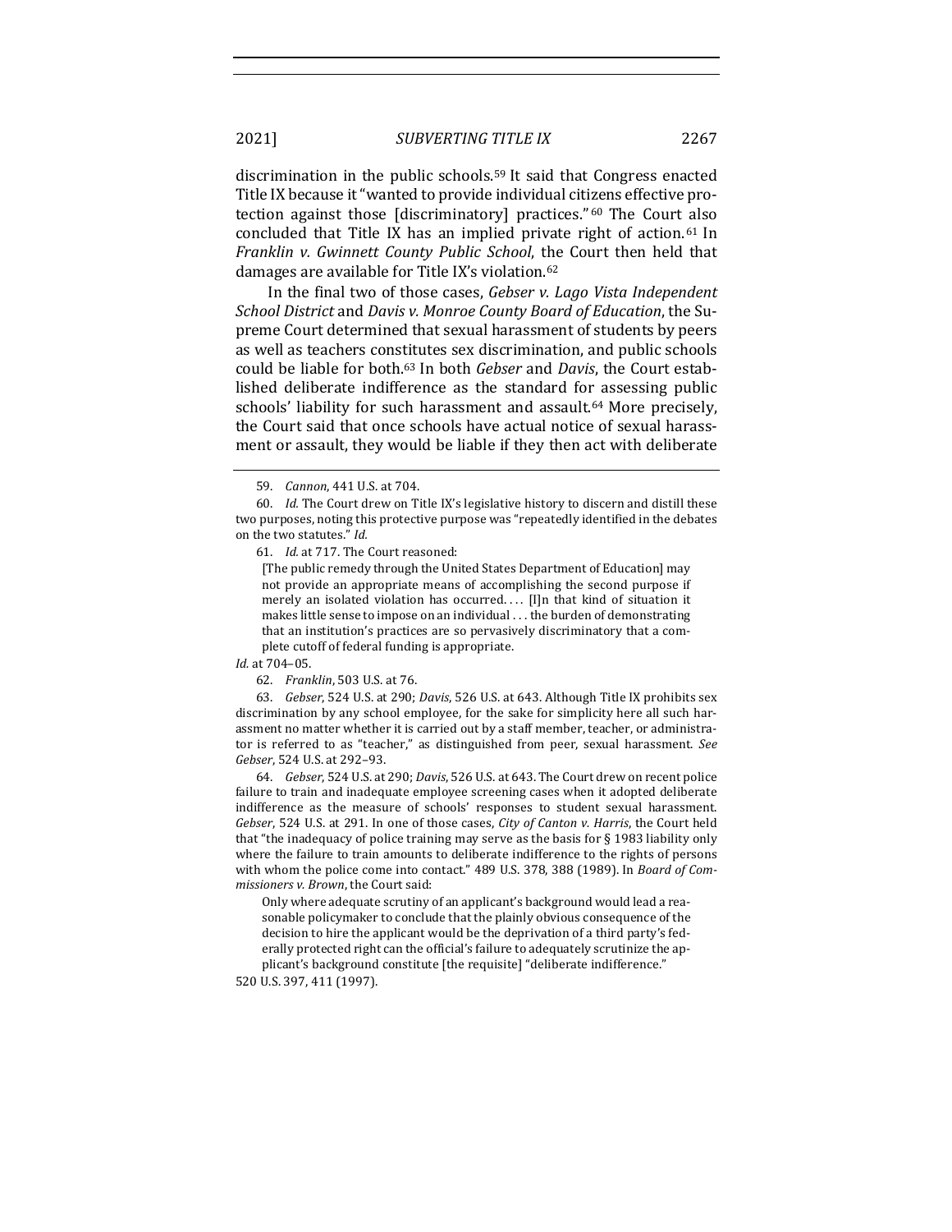discrimination in the public schools.[59] It said that Congress enacted Title IX because it "wanted to provide individual citizens effective protection against those [discriminatory] practices."[60] The Court also concluded that Title IX has an implied private right of action.[61] In *Franklin v. Gwinnett County Public School*, the Court then held that damages are available for Title IX's violation.[62]

In the final two of those cases, *Gebser v. Lago Vista Independent School District* and *Davis v. Monroe County Board of Education*, the Supreme Court determined that sexual harassment of students by peers as well as teachers constitutes sex discrimination, and public schools could be liable for both.[63] In both *Gebser* and *Davis*, the Court established deliberate indifference as the standard for assessing public schools' liability for such harassment and assault.[64] More precisely, the Court said that once schools have actual notice of sexual harassment or assault, they would be liable if they then act with deliberate

---

59. *Cannon*, 441 U.S. at 704.

60. *Id.* The Court drew on Title IX's legislative history to discern and distill these two purposes, noting this protective purpose was "repeatedly identified in the debates on the two statutes." *Id.*

61. *Id.* at 717. The Court reasoned:

> [The public remedy through the United States Department of Education] may not provide an appropriate means of accomplishing the second purpose if merely an isolated violation has occurred. . . . [I]n that kind of situation it makes little sense to impose on an individual . . . the burden of demonstrating that an institution's practices are so pervasively discriminatory that a complete cutoff of federal funding is appropriate.

*Id.* at 704–05.

62. *Franklin*, 503 U.S. at 76.

63. *Gebser*, 524 U.S. at 290; *Davis*, 526 U.S. at 643. Although Title IX prohibits sex discrimination by any school employee, for the sake for simplicity here all such harassment no matter whether it is carried out by a staff member, teacher, or administrator is referred to as "teacher," as distinguished from peer, sexual harassment. *See Gebser*, 524 U.S. at 292–93.

64. *Gebser*, 524 U.S. at 290; *Davis*, 526 U.S. at 643. The Court drew on recent police failure to train and inadequate employee screening cases when it adopted deliberate indifference as the measure of schools' responses to student sexual harassment. *Gebser*, 524 U.S. at 291. In one of those cases, *City of Canton v. Harris*, the Court held that "the inadequacy of police training may serve as the basis for § 1983 liability only where the failure to train amounts to deliberate indifference to the rights of persons with whom the police come into contact." 489 U.S. 378, 388 (1989). In *Board of Commissioners v. Brown*, the Court said:

> Only where adequate scrutiny of an applicant's background would lead a reasonable policymaker to conclude that the plainly obvious consequence of the decision to hire the applicant would be the deprivation of a third party's federally protected right can the official's failure to adequately scrutinize the applicant's background constitute [the requisite] "deliberate indifference."

520 U.S. 397, 411 (1997).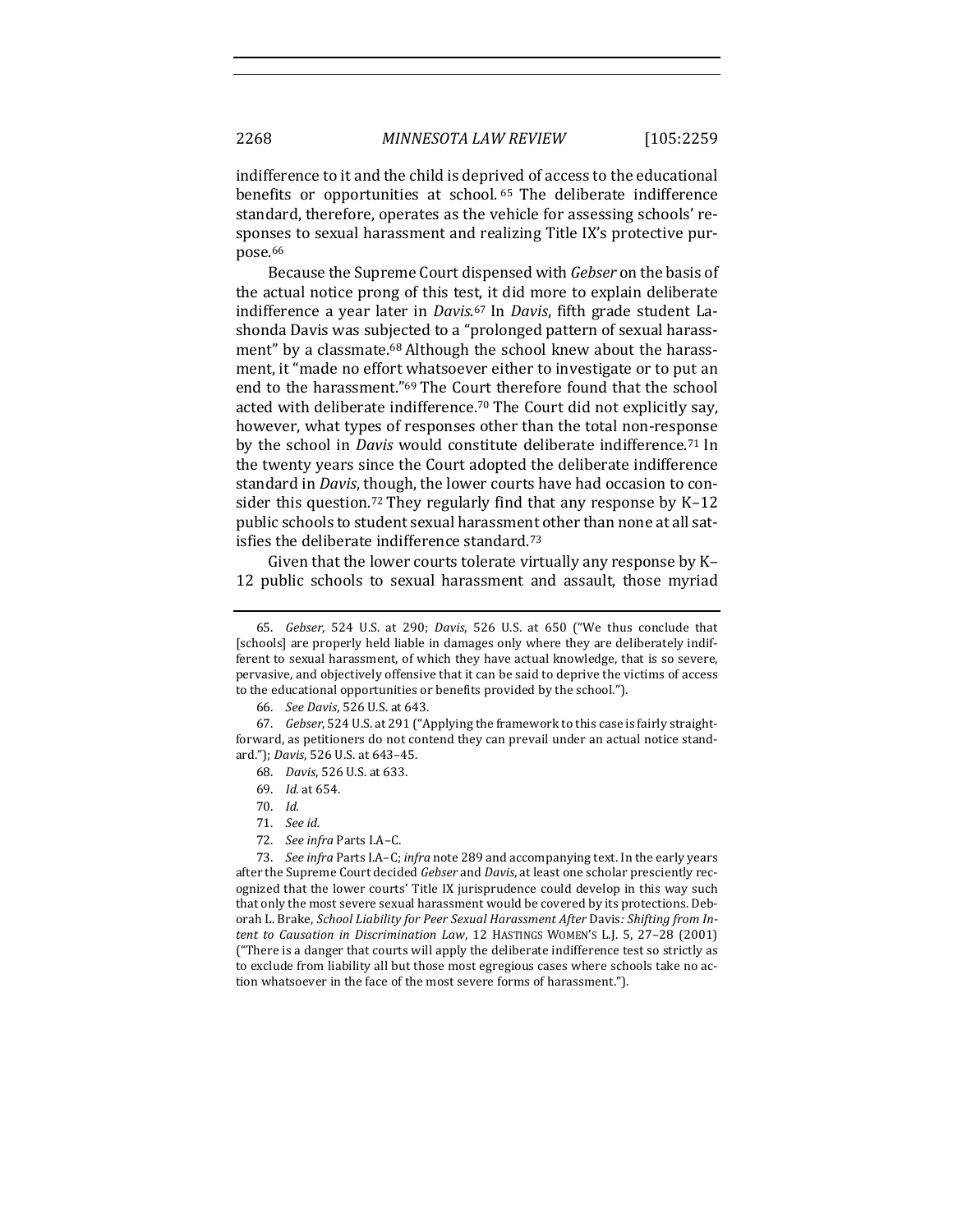indifference to it and the child is deprived of access to the educational benefits or opportunities at school.[65] The deliberate indifference standard, therefore, operates as the vehicle for assessing schools' responses to sexual harassment and realizing Title IX's protective purpose.[66]

Because the Supreme Court dispensed with *Gebser* on the basis of the actual notice prong of this test, it did more to explain deliberate indifference a year later in *Davis*.[67] In *Davis*, fifth grade student Lashonda Davis was subjected to a "prolonged pattern of sexual harassment" by a classmate.[68] Although the school knew about the harassment, it "made no effort whatsoever either to investigate or to put an end to the harassment."[69] The Court therefore found that the school acted with deliberate indifference.[70] The Court did not explicitly say, however, what types of responses other than the total non-response by the school in *Davis* would constitute deliberate indifference.[71] In the twenty years since the Court adopted the deliberate indifference standard in *Davis*, though, the lower courts have had occasion to consider this question.[72] They regularly find that any response by K–12 public schools to student sexual harassment other than none at all satisfies the deliberate indifference standard.[73]

Given that the lower courts tolerate virtually any response by K–12 public schools to sexual harassment and assault, those myriad

---

65. *Gebser*, 524 U.S. at 290; *Davis*, 526 U.S. at 650 ("We thus conclude that [schools] are properly held liable in damages only where they are deliberately indifferent to sexual harassment, of which they have actual knowledge, that is so severe, pervasive, and objectively offensive that it can be said to deprive the victims of access to the educational opportunities or benefits provided by the school.").

66. *See Davis*, 526 U.S. at 643.

67. *Gebser*, 524 U.S. at 291 ("Applying the framework to this case is fairly straightforward, as petitioners do not contend they can prevail under an actual notice standard."); *Davis*, 526 U.S. at 643–45.

68. *Davis*, 526 U.S. at 633.

69. *Id.* at 654.

70. *Id.*

71. *See id.*

72. *See infra* Parts I.A–C.

73. *See infra* Parts I.A–C; *infra* note 289 and accompanying text. In the early years after the Supreme Court decided *Gebser* and *Davis*, at least one scholar presciently recognized that the lower courts' Title IX jurisprudence could develop in this way such that only the most severe sexual harassment would be covered by its protections. Deborah L. Brake, *School Liability for Peer Sexual Harassment After* Davis*: Shifting from Intent to Causation in Discrimination Law*, 12 HASTINGS WOMEN'S L.J. 5, 27–28 (2001) ("There is a danger that courts will apply the deliberate indifference test so strictly as to exclude from liability all but those most egregious cases where schools take no action whatsoever in the face of the most severe forms of harassment.").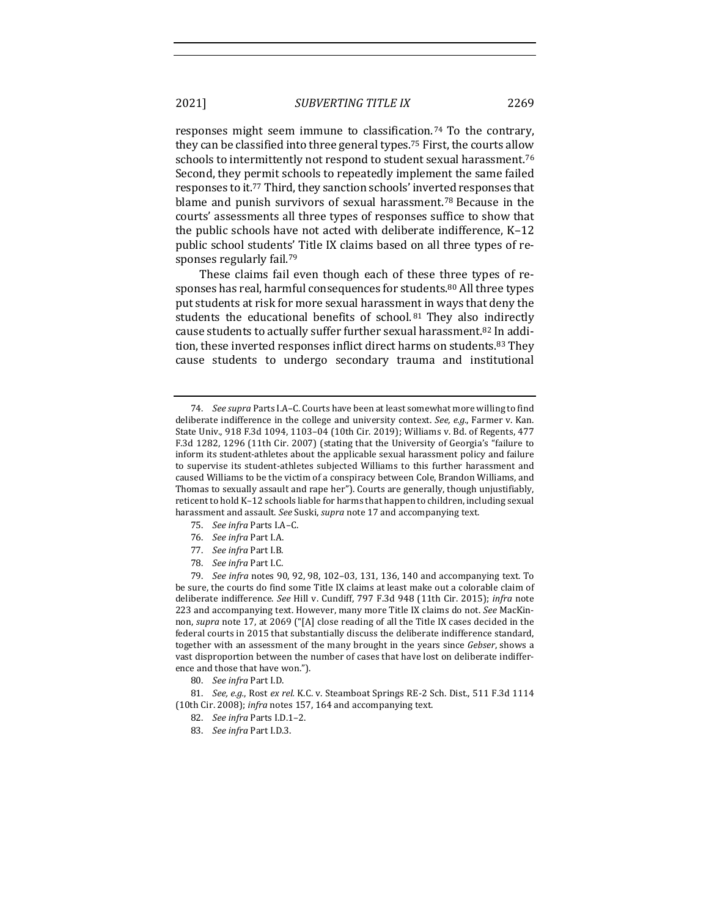responses might seem immune to classification.[74] To the contrary, they can be classified into three general types.[75] First, the courts allow schools to intermittently not respond to student sexual harassment.[76] Second, they permit schools to repeatedly implement the same failed responses to it.[77] Third, they sanction schools' inverted responses that blame and punish survivors of sexual harassment.[78] Because in the courts' assessments all three types of responses suffice to show that the public schools have not acted with deliberate indifference, K–12 public school students' Title IX claims based on all three types of responses regularly fail.[79]

These claims fail even though each of these three types of responses has real, harmful consequences for students.[80] All three types put students at risk for more sexual harassment in ways that deny the students the educational benefits of school.[81] They also indirectly cause students to actually suffer further sexual harassment.[82] In addition, these inverted responses inflict direct harms on students.[83] They cause students to undergo secondary trauma and institutional

---

74. *See supra* Parts I.A–C. Courts have been at least somewhat more willing to find deliberate indifference in the college and university context. *See, e.g.*, Farmer v. Kan. State Univ., 918 F.3d 1094, 1103–04 (10th Cir. 2019); Williams v. Bd. of Regents, 477 F.3d 1282, 1296 (11th Cir. 2007) (stating that the University of Georgia's "failure to inform its student-athletes about the applicable sexual harassment policy and failure to supervise its student-athletes subjected Williams to this further harassment and caused Williams to be the victim of a conspiracy between Cole, Brandon Williams, and Thomas to sexually assault and rape her"). Courts are generally, though unjustifiably, reticent to hold K–12 schools liable for harms that happen to children, including sexual harassment and assault. *See* Suski, *supra* note 17 and accompanying text.

75. *See infra* Parts I.A–C.

76. *See infra* Part I.A.

77. *See infra* Part I.B.

78. *See infra* Part I.C.

79. *See infra* notes 90, 92, 98, 102–03, 131, 136, 140 and accompanying text. To be sure, the courts do find some Title IX claims at least make out a colorable claim of deliberate indifference. *See* Hill v. Cundiff, 797 F.3d 948 (11th Cir. 2015); *infra* note 223 and accompanying text. However, many more Title IX claims do not. *See* MacKinnon, *supra* note 17, at 2069 ("[A] close reading of all the Title IX cases decided in the federal courts in 2015 that substantially discuss the deliberate indifference standard, together with an assessment of the many brought in the years since *Gebser*, shows a vast disproportion between the number of cases that have lost on deliberate indifference and those that have won.").

80. *See infra* Part I.D.

81. *See, e.g.*, Rost *ex rel.* K.C. v. Steamboat Springs RE-2 Sch. Dist., 511 F.3d 1114 (10th Cir. 2008); *infra* notes 157, 164 and accompanying text.

82. *See infra* Parts I.D.1–2.

83. *See infra* Part I.D.3.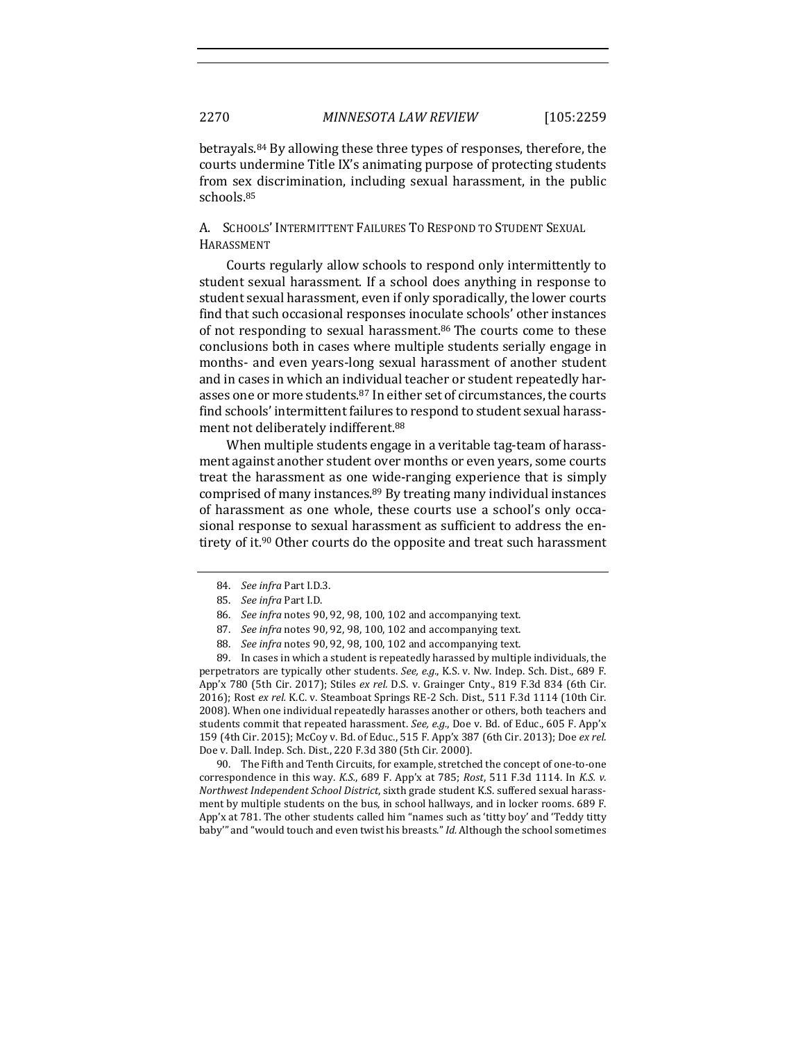betrayals.[84] By allowing these three types of responses, therefore, the courts undermine Title IX's animating purpose of protecting students from sex discrimination, including sexual harassment, in the public schools.[85]

### A. Schools' Intermittent Failures To Respond to Student Sexual Harassment

Courts regularly allow schools to respond only intermittently to student sexual harassment. If a school does anything in response to student sexual harassment, even if only sporadically, the lower courts find that such occasional responses inoculate schools' other instances of not responding to sexual harassment.[86] The courts come to these conclusions both in cases where multiple students serially engage in months- and even years-long sexual harassment of another student and in cases in which an individual teacher or student repeatedly harasses one or more students.[87] In either set of circumstances, the courts find schools' intermittent failures to respond to student sexual harassment not deliberately indifferent.[88]

When multiple students engage in a veritable tag-team of harassment against another student over months or even years, some courts treat the harassment as one wide-ranging experience that is simply comprised of many instances.[89] By treating many individual instances of harassment as one whole, these courts use a school's only occasional response to sexual harassment as sufficient to address the entirety of it.[90] Other courts do the opposite and treat such harassment

---

84. *See infra* Part I.D.3.

85. *See infra* Part I.D.

86. *See infra* notes 90, 92, 98, 100, 102 and accompanying text.

87. *See infra* notes 90, 92, 98, 100, 102 and accompanying text.

88. *See infra* notes 90, 92, 98, 100, 102 and accompanying text.

89. In cases in which a student is repeatedly harassed by multiple individuals, the perpetrators are typically other students. *See, e.g.*, K.S. v. Nw. Indep. Sch. Dist., 689 F. App'x 780 (5th Cir. 2017); Stiles *ex rel.* D.S. v. Grainger Cnty., 819 F.3d 834 (6th Cir. 2016); Rost *ex rel.* K.C. v. Steamboat Springs RE-2 Sch. Dist., 511 F.3d 1114 (10th Cir. 2008). When one individual repeatedly harasses another or others, both teachers and students commit that repeated harassment. *See, e.g.*, Doe v. Bd. of Educ., 605 F. App'x 159 (4th Cir. 2015); McCoy v. Bd. of Educ., 515 F. App'x 387 (6th Cir. 2013); Doe *ex rel.* Doe v. Dall. Indep. Sch. Dist., 220 F.3d 380 (5th Cir. 2000).

90. The Fifth and Tenth Circuits, for example, stretched the concept of one-to-one correspondence in this way. *K.S.*, 689 F. App'x at 785; *Rost*, 511 F.3d 1114. In *K.S. v. Northwest Independent School District*, sixth grade student K.S. suffered sexual harassment by multiple students on the bus, in school hallways, and in locker rooms. 689 F. App'x at 781. The other students called him "names such as 'titty boy' and 'Teddy titty baby'" and "would touch and even twist his breasts." *Id.* Although the school sometimes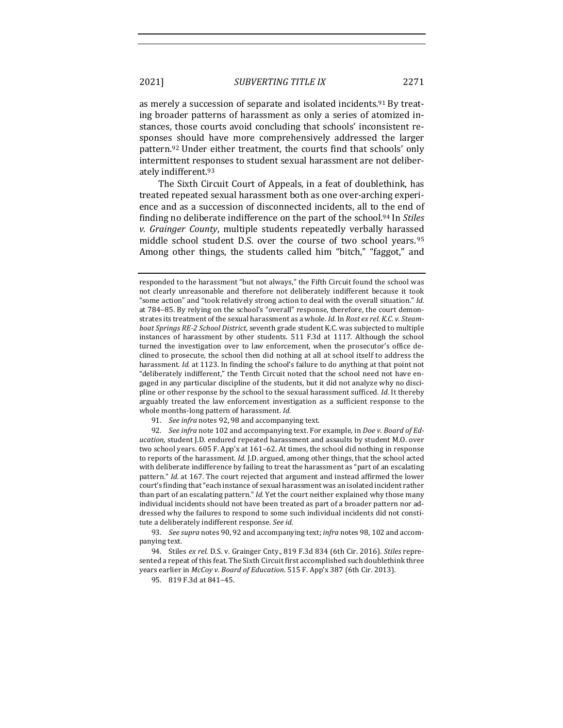as merely a succession of separate and isolated incidents.[91] By treating broader patterns of harassment as only a series of atomized instances, those courts avoid concluding that schools' inconsistent responses should have more comprehensively addressed the larger pattern.[92] Under either treatment, the courts find that schools' only intermittent responses to student sexual harassment are not deliberately indifferent.[93]

The Sixth Circuit Court of Appeals, in a feat of doublethink, has treated repeated sexual harassment both as one over-arching experience and as a succession of disconnected incidents, all to the end of finding no deliberate indifference on the part of the school.[94] In *Stiles v. Grainger County*, multiple students repeatedly verbally harassed middle school student D.S. over the course of two school years.[95] Among other things, the students called him "bitch," "faggot," and

---

responded to the harassment "but not always," the Fifth Circuit found the school was not clearly unreasonable and therefore not deliberately indifferent because it took "some action" and "took relatively strong action to deal with the overall situation." *Id.* at 784–85. By relying on the school's "overall" response, therefore, the court demonstrates its treatment of the sexual harassment as a whole. *Id.* In *Rost ex rel. K.C. v. Steamboat Springs RE-2 School District*, seventh grade student K.C. was subjected to multiple instances of harassment by other students. 511 F.3d at 1117. Although the school turned the investigation over to law enforcement, when the prosecutor's office declined to prosecute, the school then did nothing at all at school itself to address the harassment. *Id.* at 1123. In finding the school's failure to do anything at that point not "deliberately indifferent," the Tenth Circuit noted that the school need not have engaged in any particular discipline of the students, but it did not analyze why no discipline or other response by the school to the sexual harassment sufficed. *Id.* It thereby arguably treated the law enforcement investigation as a sufficient response to the whole months-long pattern of harassment. *Id.*

91. *See infra* notes 92, 98 and accompanying text.

92. *See infra* note 102 and accompanying text. For example, in *Doe v. Board of Education*, student J.D. endured repeated harassment and assaults by student M.O. over two school years. 605 F. App'x at 161–62. At times, the school did nothing in response to reports of the harassment. *Id.* J.D. argued, among other things, that the school acted with deliberate indifference by failing to treat the harassment as "part of an escalating pattern." *Id.* at 167. The court rejected that argument and instead affirmed the lower court's finding that "each instance of sexual harassment was an isolated incident rather than part of an escalating pattern." *Id.* Yet the court neither explained why those many individual incidents should not have been treated as part of a broader pattern nor addressed why the failures to respond to some such individual incidents did not constitute a deliberately indifferent response. *See id.*

93. *See supra* notes 90, 92 and accompanying text; *infra* notes 98, 102 and accompanying text.

94. Stiles *ex rel.* D.S. v. Grainger Cnty., 819 F.3d 834 (6th Cir. 2016). *Stiles* represented a repeat of this feat. The Sixth Circuit first accomplished such doublethink three years earlier in *McCoy v. Board of Education*. 515 F. App'x 387 (6th Cir. 2013).

95. 819 F.3d at 841–45.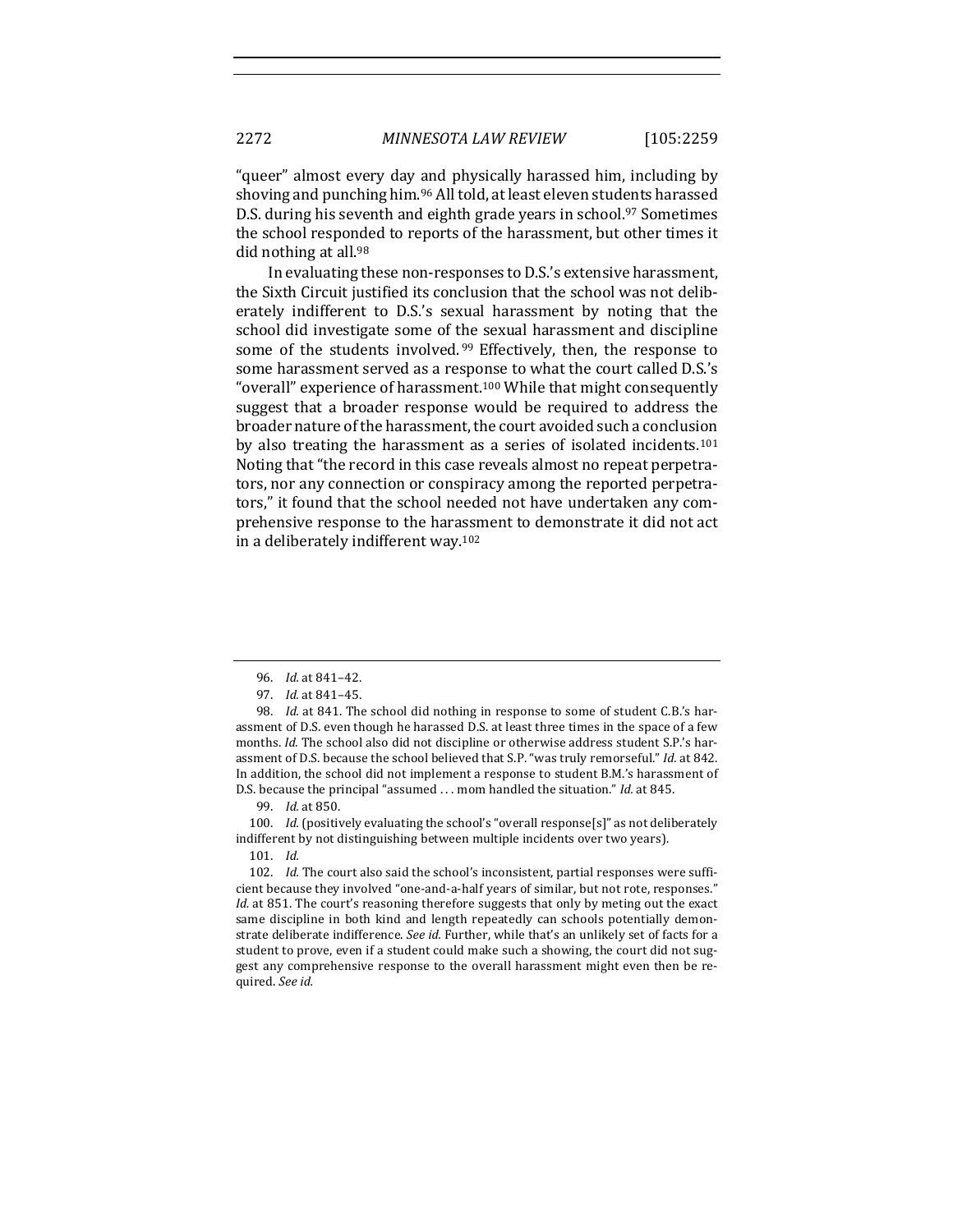"queer" almost every day and physically harassed him, including by shoving and punching him.[96] All told, at least eleven students harassed D.S. during his seventh and eighth grade years in school.[97] Sometimes the school responded to reports of the harassment, but other times it did nothing at all.[98]

In evaluating these non-responses to D.S.'s extensive harassment, the Sixth Circuit justified its conclusion that the school was not deliberately indifferent to D.S.'s sexual harassment by noting that the school did investigate some of the sexual harassment and discipline some of the students involved.[99] Effectively, then, the response to some harassment served as a response to what the court called D.S.'s "overall" experience of harassment.[100] While that might consequently suggest that a broader response would be required to address the broader nature of the harassment, the court avoided such a conclusion by also treating the harassment as a series of isolated incidents.[101] Noting that "the record in this case reveals almost no repeat perpetrators, nor any connection or conspiracy among the reported perpetrators," it found that the school needed not have undertaken any comprehensive response to the harassment to demonstrate it did not act in a deliberately indifferent way.[102]

---

96. *Id.* at 841–42.

97. *Id.* at 841–45.

98. *Id.* at 841. The school did nothing in response to some of student C.B.'s harassment of D.S. even though he harassed D.S. at least three times in the space of a few months. *Id.* The school also did not discipline or otherwise address student S.P.'s harassment of D.S. because the school believed that S.P. "was truly remorseful." *Id.* at 842. In addition, the school did not implement a response to student B.M.'s harassment of D.S. because the principal "assumed . . . mom handled the situation." *Id.* at 845.

99. *Id.* at 850.

100. *Id.* (positively evaluating the school's "overall response[s]" as not deliberately indifferent by not distinguishing between multiple incidents over two years).

101. *Id.*

102. *Id.* The court also said the school's inconsistent, partial responses were sufficient because they involved "one-and-a-half years of similar, but not rote, responses." *Id.* at 851. The court's reasoning therefore suggests that only by meting out the exact same discipline in both kind and length repeatedly can schools potentially demonstrate deliberate indifference. *See id.* Further, while that's an unlikely set of facts for a student to prove, even if a student could make such a showing, the court did not suggest any comprehensive response to the overall harassment might even then be required. *See id.*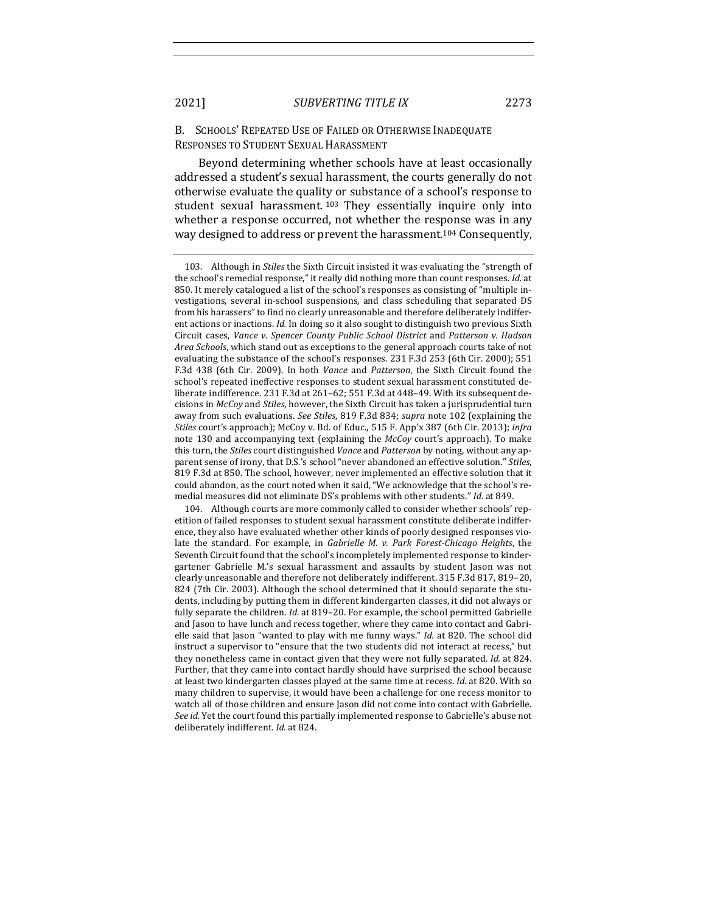## B. Schools' Repeated Use of Failed or Otherwise Inadequate Responses to Student Sexual Harassment

Beyond determining whether schools have at least occasionally addressed a student's sexual harassment, the courts generally do not otherwise evaluate the quality or substance of a school's response to student sexual harassment.[103] They essentially inquire only into whether a response occurred, not whether the response was in any way designed to address or prevent the harassment.[104] Consequently,

---

103. Although in *Stiles* the Sixth Circuit insisted it was evaluating the "strength of the school's remedial response," it really did nothing more than count responses. *Id.* at 850. It merely catalogued a list of the school's responses as consisting of "multiple investigations, several in-school suspensions, and class scheduling that separated DS from his harassers" to find no clearly unreasonable and therefore deliberately indifferent actions or inactions. *Id.* In doing so it also sought to distinguish two previous Sixth Circuit cases, *Vance v. Spencer County Public School District* and *Patterson v. Hudson Area Schools*, which stand out as exceptions to the general approach courts take of not evaluating the substance of the school's responses. 231 F.3d 253 (6th Cir. 2000); 551 F.3d 438 (6th Cir. 2009). In both *Vance* and *Patterson*, the Sixth Circuit found the school's repeated ineffective responses to student sexual harassment constituted deliberate indifference. 231 F.3d at 261–62; 551 F.3d at 448–49. With its subsequent decisions in *McCoy* and *Stiles*, however, the Sixth Circuit has taken a jurisprudential turn away from such evaluations. *See Stiles*, 819 F.3d 834; *supra* note 102 (explaining the *Stiles* court's approach); McCoy v. Bd. of Educ., 515 F. App'x 387 (6th Cir. 2013); *infra* note 130 and accompanying text (explaining the *McCoy* court's approach). To make this turn, the *Stiles* court distinguished *Vance* and *Patterson* by noting, without any apparent sense of irony, that D.S.'s school "never abandoned an effective solution." *Stiles*, 819 F.3d at 850. The school, however, never implemented an effective solution that it could abandon, as the court noted when it said, "We acknowledge that the school's remedial measures did not eliminate DS's problems with other students." *Id.* at 849.

104. Although courts are more commonly called to consider whether schools' repetition of failed responses to student sexual harassment constitute deliberate indifference, they also have evaluated whether other kinds of poorly designed responses violate the standard. For example, in *Gabrielle M. v. Park Forest-Chicago Heights*, the Seventh Circuit found that the school's incompletely implemented response to kindergartener Gabrielle M.'s sexual harassment and assaults by student Jason was not clearly unreasonable and therefore not deliberately indifferent. 315 F.3d 817, 819–20, 824 (7th Cir. 2003). Although the school determined that it should separate the students, including by putting them in different kindergarten classes, it did not always or fully separate the children. *Id.* at 819–20. For example, the school permitted Gabrielle and Jason to have lunch and recess together, where they came into contact and Gabrielle said that Jason "wanted to play with me funny ways." *Id.* at 820. The school did instruct a supervisor to "ensure that the two students did not interact at recess," but they nonetheless came in contact given that they were not fully separated. *Id.* at 824. Further, that they came into contact hardly should have surprised the school because at least two kindergarten classes played at the same time at recess. *Id.* at 820. With so many children to supervise, it would have been a challenge for one recess monitor to watch all of those children and ensure Jason did not come into contact with Gabrielle. *See id.* Yet the court found this partially implemented response to Gabrielle's abuse not deliberately indifferent. *Id.* at 824.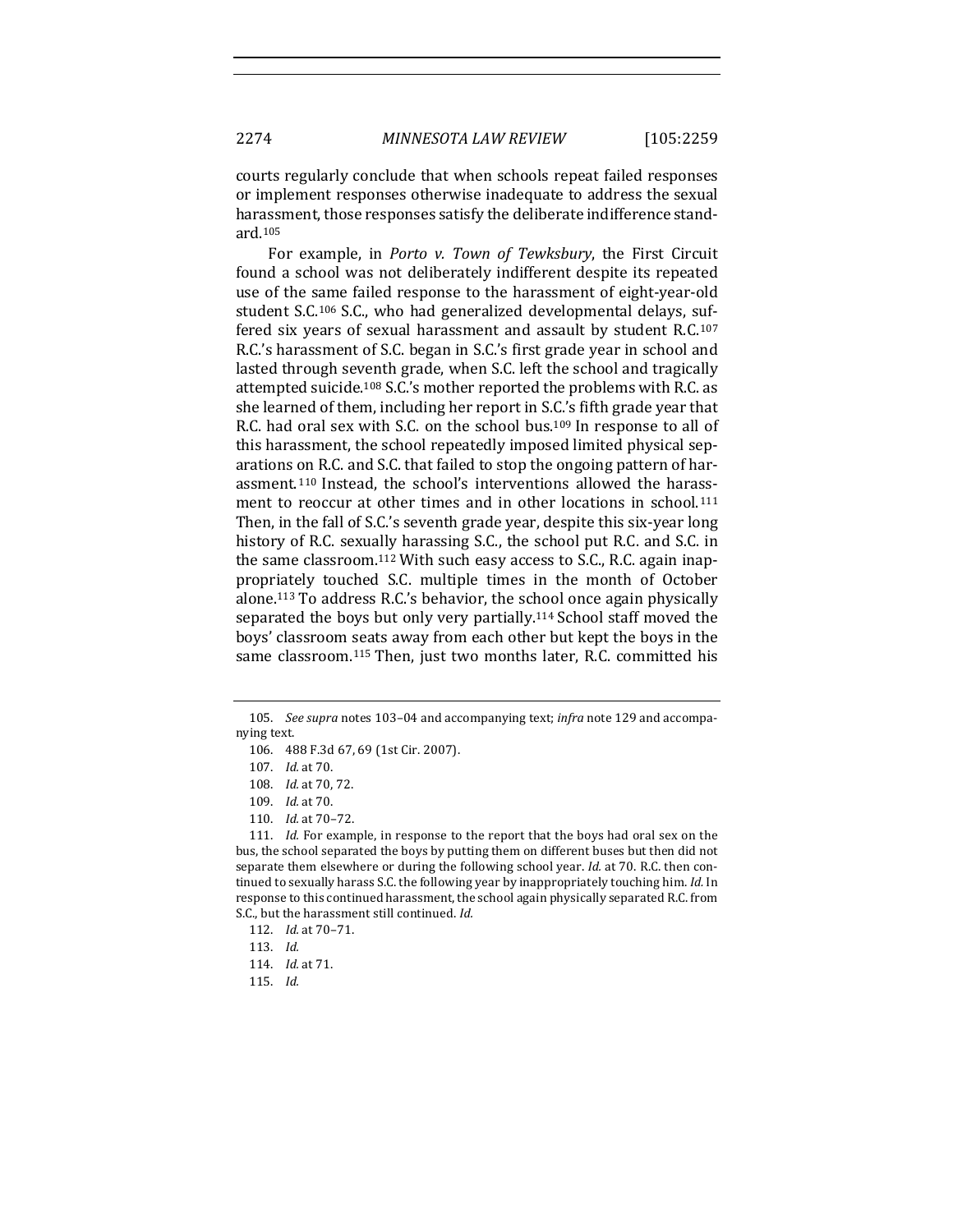courts regularly conclude that when schools repeat failed responses or implement responses otherwise inadequate to address the sexual harassment, those responses satisfy the deliberate indifference standard.[105]

For example, in *Porto v. Town of Tewksbury*, the First Circuit found a school was not deliberately indifferent despite its repeated use of the same failed response to the harassment of eight-year-old student S.C.[106] S.C., who had generalized developmental delays, suffered six years of sexual harassment and assault by student R.C.[107] R.C.'s harassment of S.C. began in S.C.'s first grade year in school and lasted through seventh grade, when S.C. left the school and tragically attempted suicide.[108] S.C.'s mother reported the problems with R.C. as she learned of them, including her report in S.C.'s fifth grade year that R.C. had oral sex with S.C. on the school bus.[109] In response to all of this harassment, the school repeatedly imposed limited physical separations on R.C. and S.C. that failed to stop the ongoing pattern of harassment.[110] Instead, the school's interventions allowed the harassment to reoccur at other times and in other locations in school.[111] Then, in the fall of S.C.'s seventh grade year, despite this six-year long history of R.C. sexually harassing S.C., the school put R.C. and S.C. in the same classroom.[112] With such easy access to S.C., R.C. again inappropriately touched S.C. multiple times in the month of October alone.[113] To address R.C.'s behavior, the school once again physically separated the boys but only very partially.[114] School staff moved the boys' classroom seats away from each other but kept the boys in the same classroom.[115] Then, just two months later, R.C. committed his

---

105. *See supra* notes 103–04 and accompanying text; *infra* note 129 and accompanying text.

106. 488 F.3d 67, 69 (1st Cir. 2007).

107. *Id.* at 70.

108. *Id.* at 70, 72.

109. *Id.* at 70.

110. *Id.* at 70–72.

111. *Id.* For example, in response to the report that the boys had oral sex on the bus, the school separated the boys by putting them on different buses but then did not separate them elsewhere or during the following school year. *Id.* at 70. R.C. then continued to sexually harass S.C. the following year by inappropriately touching him. *Id.* In response to this continued harassment, the school again physically separated R.C. from S.C., but the harassment still continued. *Id.*

112. *Id.* at 70–71.

113. *Id.*

114. *Id.* at 71.

115. *Id.*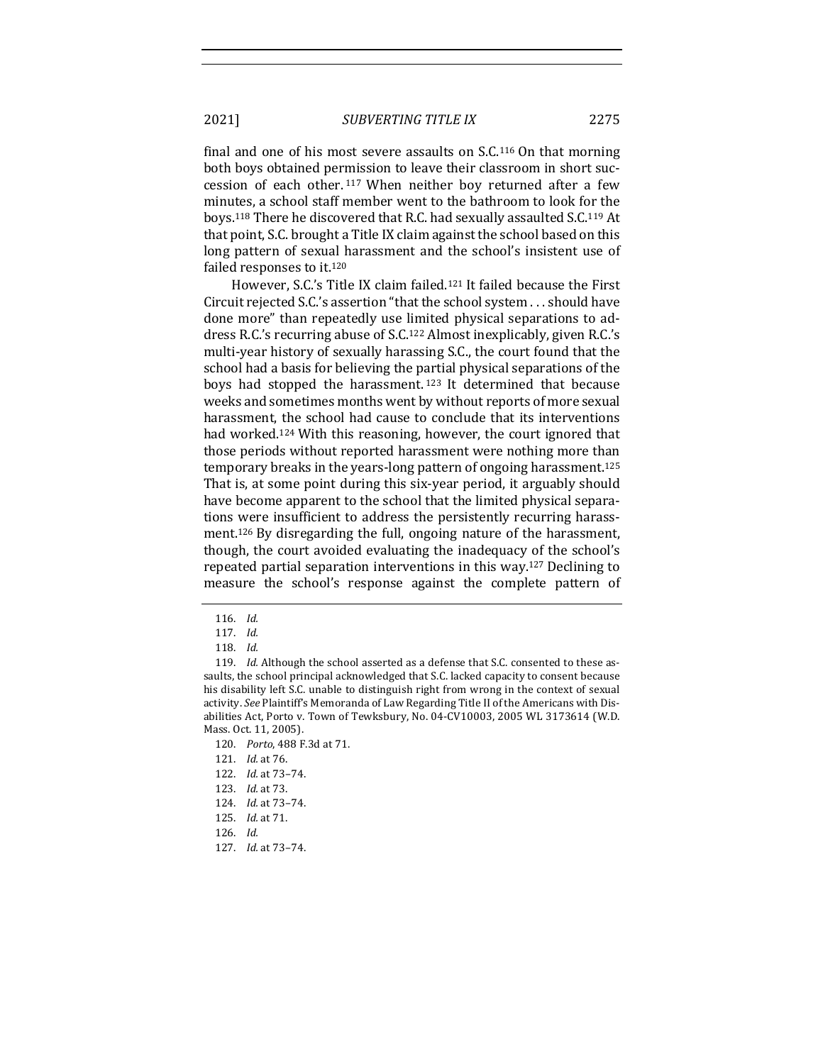final and one of his most severe assaults on S.C.[116] On that morning both boys obtained permission to leave their classroom in short succession of each other.[117] When neither boy returned after a few minutes, a school staff member went to the bathroom to look for the boys.[118] There he discovered that R.C. had sexually assaulted S.C.[119] At that point, S.C. brought a Title IX claim against the school based on this long pattern of sexual harassment and the school's insistent use of failed responses to it.[120]

However, S.C.'s Title IX claim failed.[121] It failed because the First Circuit rejected S.C.'s assertion "that the school system . . . should have done more" than repeatedly use limited physical separations to address R.C.'s recurring abuse of S.C.[122] Almost inexplicably, given R.C.'s multi-year history of sexually harassing S.C., the court found that the school had a basis for believing the partial physical separations of the boys had stopped the harassment.[123] It determined that because weeks and sometimes months went by without reports of more sexual harassment, the school had cause to conclude that its interventions had worked.[124] With this reasoning, however, the court ignored that those periods without reported harassment were nothing more than temporary breaks in the years-long pattern of ongoing harassment.[125] That is, at some point during this six-year period, it arguably should have become apparent to the school that the limited physical separations were insufficient to address the persistently recurring harassment.[126] By disregarding the full, ongoing nature of the harassment, though, the court avoided evaluating the inadequacy of the school's repeated partial separation interventions in this way.[127] Declining to measure the school's response against the complete pattern of

116. *Id.*

117. *Id.*

118. *Id.*

119. *Id.* Although the school asserted as a defense that S.C. consented to these assaults, the school principal acknowledged that S.C. lacked capacity to consent because his disability left S.C. unable to distinguish right from wrong in the context of sexual activity. *See* Plaintiff's Memoranda of Law Regarding Title II of the Americans with Disabilities Act, Porto v. Town of Tewksbury, No. 04-CV10003, 2005 WL 3173614 (W.D. Mass. Oct. 11, 2005).

120. *Porto*, 488 F.3d at 71.

121. *Id.* at 76.

122. *Id.* at 73–74.

123. *Id.* at 73.

124. *Id.* at 73–74.

125. *Id.* at 71.

126. *Id.*

127. *Id.* at 73–74.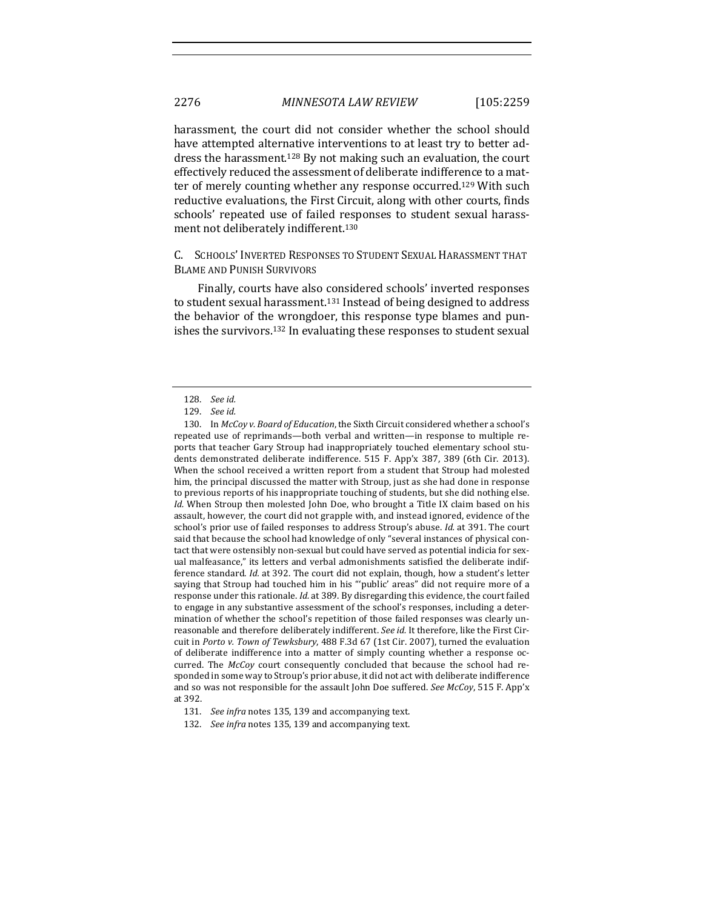harassment, the court did not consider whether the school should have attempted alternative interventions to at least try to better address the harassment.[128] By not making such an evaluation, the court effectively reduced the assessment of deliberate indifference to a matter of merely counting whether any response occurred.[129] With such reductive evaluations, the First Circuit, along with other courts, finds schools' repeated use of failed responses to student sexual harassment not deliberately indifferent.[130]

### C. Schools' Inverted Responses to Student Sexual Harassment that Blame and Punish Survivors

Finally, courts have also considered schools' inverted responses to student sexual harassment.[131] Instead of being designed to address the behavior of the wrongdoer, this response type blames and punishes the survivors.[132] In evaluating these responses to student sexual

---

128. *See id.*

129. *See id.*

130. In *McCoy v. Board of Education*, the Sixth Circuit considered whether a school's repeated use of reprimands—both verbal and written—in response to multiple reports that teacher Gary Stroup had inappropriately touched elementary school students demonstrated deliberate indifference. 515 F. App'x 387, 389 (6th Cir. 2013). When the school received a written report from a student that Stroup had molested him, the principal discussed the matter with Stroup, just as she had done in response to previous reports of his inappropriate touching of students, but she did nothing else. *Id.* When Stroup then molested John Doe, who brought a Title IX claim based on his assault, however, the court did not grapple with, and instead ignored, evidence of the school's prior use of failed responses to address Stroup's abuse. *Id.* at 391. The court said that because the school had knowledge of only "several instances of physical contact that were ostensibly non-sexual but could have served as potential indicia for sexual malfeasance," its letters and verbal admonishments satisfied the deliberate indifference standard. *Id.* at 392. The court did not explain, though, how a student's letter saying that Stroup had touched him in his "'public' areas" did not require more of a response under this rationale. *Id.* at 389. By disregarding this evidence, the court failed to engage in any substantive assessment of the school's responses, including a determination of whether the school's repetition of those failed responses was clearly unreasonable and therefore deliberately indifferent. *See id.* It therefore, like the First Circuit in *Porto v. Town of Tewksbury*, 488 F.3d 67 (1st Cir. 2007), turned the evaluation of deliberate indifference into a matter of simply counting whether a response occurred. The *McCoy* court consequently concluded that because the school had responded in some way to Stroup's prior abuse, it did not act with deliberate indifference and so was not responsible for the assault John Doe suffered. *See McCoy*, 515 F. App'x at 392.

131. *See infra* notes 135, 139 and accompanying text.

132. *See infra* notes 135, 139 and accompanying text.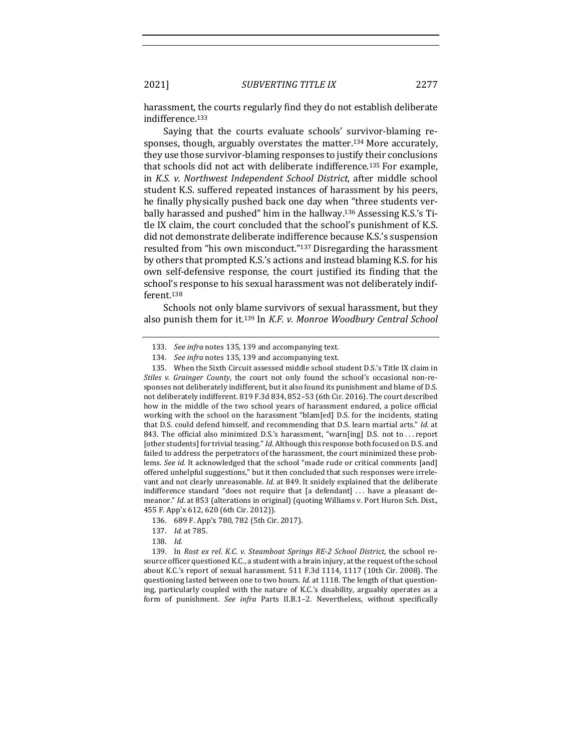harassment, the courts regularly find they do not establish deliberate indifference.[133]

Saying that the courts evaluate schools' survivor-blaming responses, though, arguably overstates the matter.[134] More accurately, they use those survivor-blaming responses to justify their conclusions that schools did not act with deliberate indifference.[135] For example, in *K.S. v. Northwest Independent School District*, after middle school student K.S. suffered repeated instances of harassment by his peers, he finally physically pushed back one day when "three students verbally harassed and pushed" him in the hallway.[136] Assessing K.S.'s Title IX claim, the court concluded that the school's punishment of K.S. did not demonstrate deliberate indifference because K.S.'s suspension resulted from "his own misconduct."[137] Disregarding the harassment by others that prompted K.S.'s actions and instead blaming K.S. for his own self-defensive response, the court justified its finding that the school's response to his sexual harassment was not deliberately indifferent.[138]

Schools not only blame survivors of sexual harassment, but they also punish them for it.[139] In *K.F. v. Monroe Woodbury Central School*

---

133. *See infra* notes 135, 139 and accompanying text.

134. *See infra* notes 135, 139 and accompanying text.

135. When the Sixth Circuit assessed middle school student D.S.'s Title IX claim in *Stiles v. Grainger County*, the court not only found the school's occasional non-responses not deliberately indifferent, but it also found its punishment and blame of D.S. not deliberately indifferent. 819 F.3d 834, 852–53 (6th Cir. 2016). The court described how in the middle of the two school years of harassment endured, a police official working with the school on the harassment "blam[ed] D.S. for the incidents, stating that D.S. could defend himself, and recommending that D.S. learn martial arts." *Id.* at 843. The official also minimized D.S.'s harassment, "warn[ing] D.S. not to . . . report [other students] for trivial teasing." *Id.* Although this response both focused on D.S. and failed to address the perpetrators of the harassment, the court minimized these problems. *See id.* It acknowledged that the school "made rude or critical comments [and] offered unhelpful suggestions," but it then concluded that such responses were irrelevant and not clearly unreasonable. *Id.* at 849. It snidely explained that the deliberate indifference standard "does not require that [a defendant] . . . have a pleasant demeanor." *Id.* at 853 (alterations in original) (quoting Williams v. Port Huron Sch. Dist., 455 F. App'x 612, 620 (6th Cir. 2012)).

136. 689 F. App'x 780, 782 (5th Cir. 2017).

137. *Id.* at 785.

138. *Id.*

139. In *Rost ex rel. K.C. v. Steamboat Springs RE-2 School District*, the school resource officer questioned K.C., a student with a brain injury, at the request of the school about K.C.'s report of sexual harassment. 511 F.3d 1114, 1117 (10th Cir. 2008). The questioning lasted between one to two hours. *Id.* at 1118. The length of that questioning, particularly coupled with the nature of K.C.'s disability, arguably operates as a form of punishment. *See infra* Parts II.B.1–2. Nevertheless, without specifically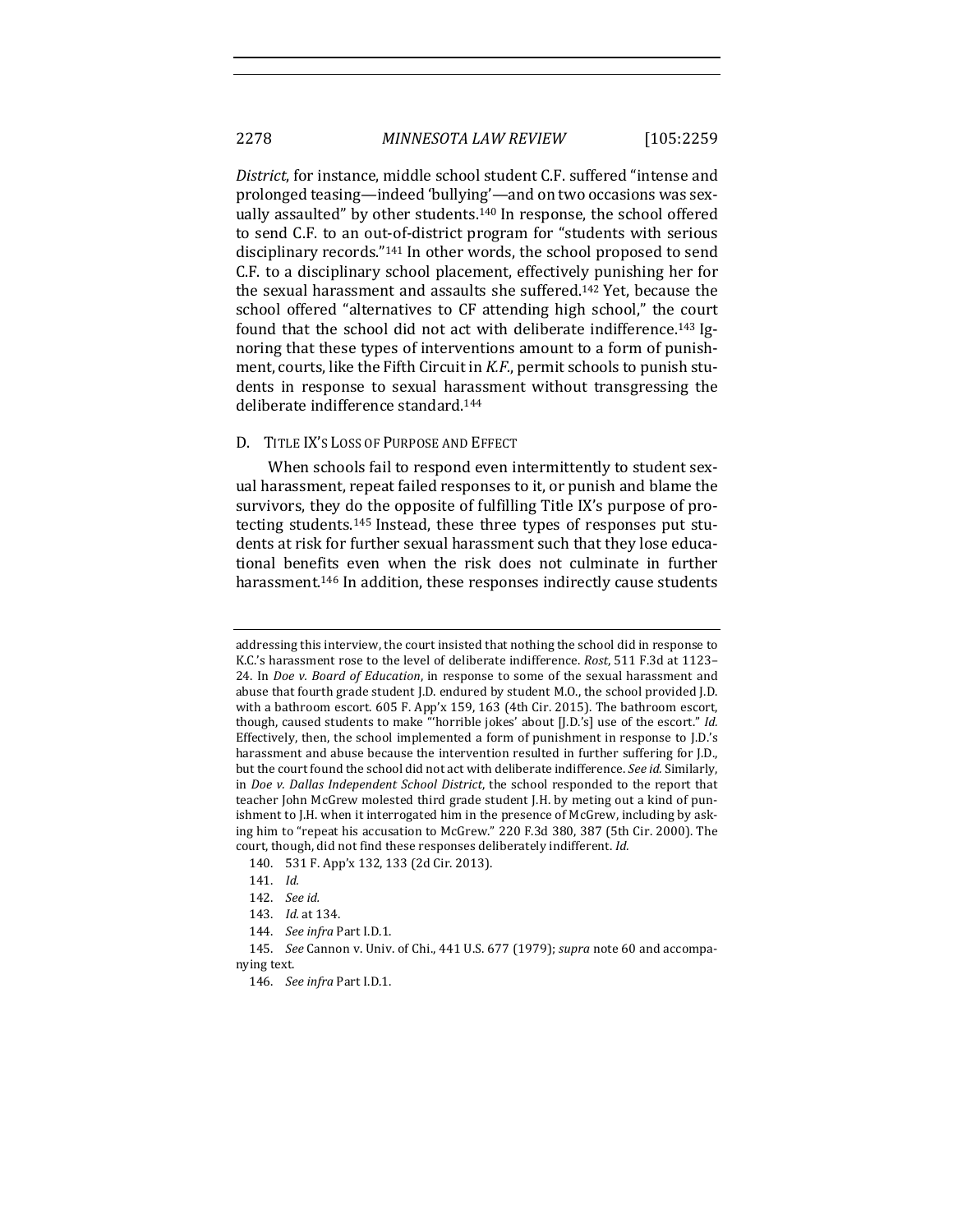*District*, for instance, middle school student C.F. suffered "intense and prolonged teasing—indeed 'bullying'—and on two occasions was sexually assaulted" by other students.[140] In response, the school offered to send C.F. to an out-of-district program for "students with serious disciplinary records."[141] In other words, the school proposed to send C.F. to a disciplinary school placement, effectively punishing her for the sexual harassment and assaults she suffered.[142] Yet, because the school offered "alternatives to CF attending high school," the court found that the school did not act with deliberate indifference.[143] Ignoring that these types of interventions amount to a form of punishment, courts, like the Fifth Circuit in *K.F.*, permit schools to punish students in response to sexual harassment without transgressing the deliberate indifference standard.[144]

### D. Title IX's Loss of Purpose and Effect

When schools fail to respond even intermittently to student sexual harassment, repeat failed responses to it, or punish and blame the survivors, they do the opposite of fulfilling Title IX's purpose of protecting students.[145] Instead, these three types of responses put students at risk for further sexual harassment such that they lose educational benefits even when the risk does not culminate in further harassment.[146] In addition, these responses indirectly cause students

---

addressing this interview, the court insisted that nothing the school did in response to K.C.'s harassment rose to the level of deliberate indifference. *Rost*, 511 F.3d at 1123–24. In *Doe v. Board of Education*, in response to some of the sexual harassment and abuse that fourth grade student J.D. endured by student M.O., the school provided J.D. with a bathroom escort. 605 F. App'x 159, 163 (4th Cir. 2015). The bathroom escort, though, caused students to make "'horrible jokes' about [J.D.'s] use of the escort." *Id.* Effectively, then, the school implemented a form of punishment in response to J.D.'s harassment and abuse because the intervention resulted in further suffering for J.D., but the court found the school did not act with deliberate indifference. *See id.* Similarly, in *Doe v. Dallas Independent School District*, the school responded to the report that teacher John McGrew molested third grade student J.H. by meting out a kind of punishment to J.H. when it interrogated him in the presence of McGrew, including by asking him to "repeat his accusation to McGrew." 220 F.3d 380, 387 (5th Cir. 2000). The court, though, did not find these responses deliberately indifferent. *Id.*

140. 531 F. App'x 132, 133 (2d Cir. 2013).

141. *Id.*

142. *See id.*

143. *Id.* at 134.

144. *See infra* Part I.D.1.

145. *See* Cannon v. Univ. of Chi., 441 U.S. 677 (1979); *supra* note 60 and accompanying text.

146. *See infra* Part I.D.1.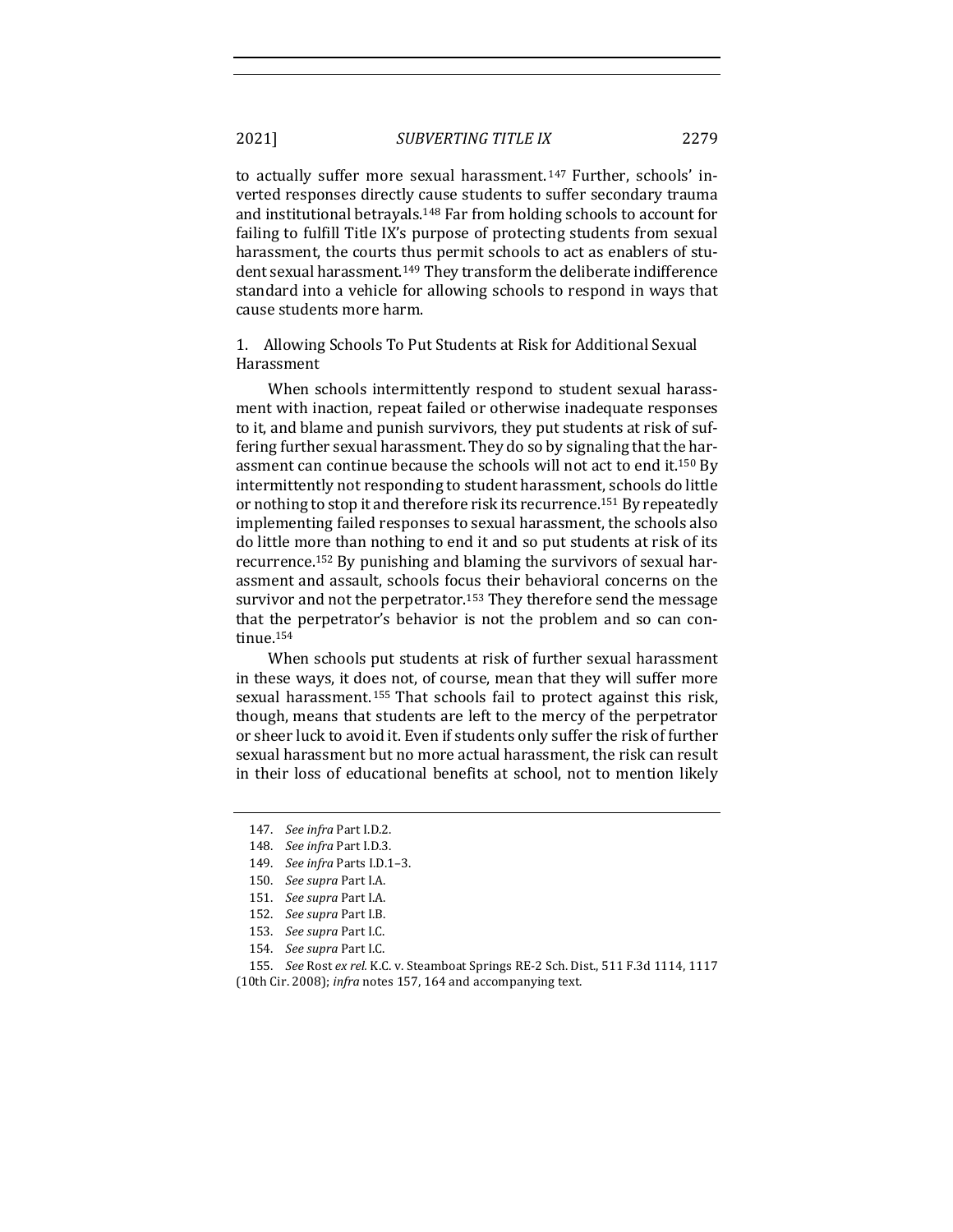to actually suffer more sexual harassment.[147] Further, schools' inverted responses directly cause students to suffer secondary trauma and institutional betrayals.[148] Far from holding schools to account for failing to fulfill Title IX's purpose of protecting students from sexual harassment, the courts thus permit schools to act as enablers of student sexual harassment.[149] They transform the deliberate indifference standard into a vehicle for allowing schools to respond in ways that cause students more harm.

### 1. Allowing Schools To Put Students at Risk for Additional Sexual Harassment

When schools intermittently respond to student sexual harassment with inaction, repeat failed or otherwise inadequate responses to it, and blame and punish survivors, they put students at risk of suffering further sexual harassment. They do so by signaling that the harassment can continue because the schools will not act to end it.[150] By intermittently not responding to student harassment, schools do little or nothing to stop it and therefore risk its recurrence.[151] By repeatedly implementing failed responses to sexual harassment, the schools also do little more than nothing to end it and so put students at risk of its recurrence.[152] By punishing and blaming the survivors of sexual harassment and assault, schools focus their behavioral concerns on the survivor and not the perpetrator.[153] They therefore send the message that the perpetrator's behavior is not the problem and so can continue.[154]

When schools put students at risk of further sexual harassment in these ways, it does not, of course, mean that they will suffer more sexual harassment.[155] That schools fail to protect against this risk, though, means that students are left to the mercy of the perpetrator or sheer luck to avoid it. Even if students only suffer the risk of further sexual harassment but no more actual harassment, the risk can result in their loss of educational benefits at school, not to mention likely

147. *See infra* Part I.D.2.

148. *See infra* Part I.D.3.

149. *See infra* Parts I.D.1–3.

150. *See supra* Part I.A.

151. *See supra* Part I.A.

152. *See supra* Part I.B.

153. *See supra* Part I.C.

154. *See supra* Part I.C.

155. *See* Rost *ex rel.* K.C. v. Steamboat Springs RE-2 Sch. Dist., 511 F.3d 1114, 1117 (10th Cir. 2008); *infra* notes 157, 164 and accompanying text.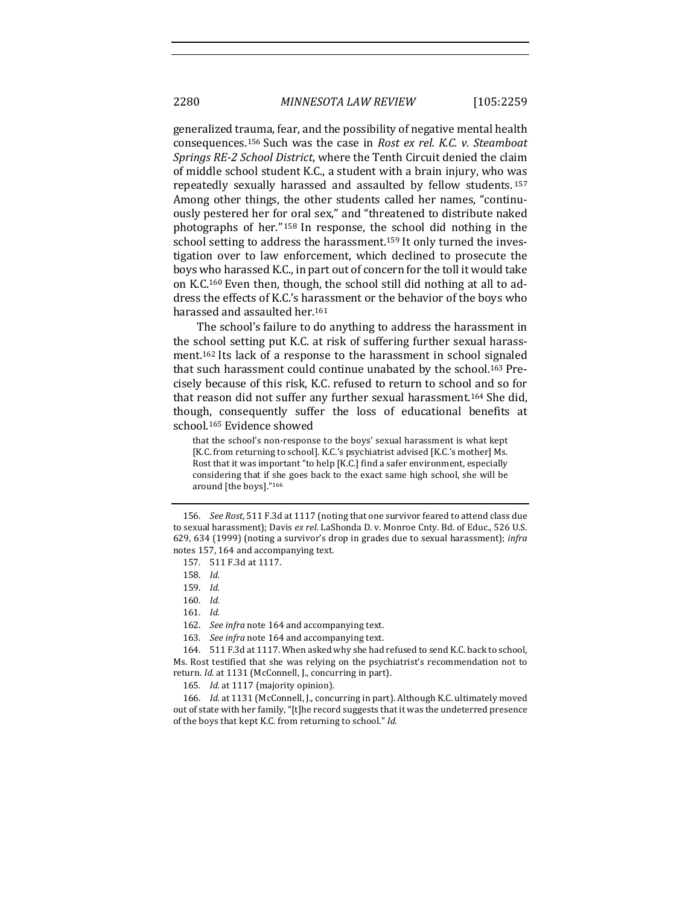generalized trauma, fear, and the possibility of negative mental health consequences.[156] Such was the case in *Rost ex rel. K.C. v. Steamboat Springs RE-2 School District*, where the Tenth Circuit denied the claim of middle school student K.C., a student with a brain injury, who was repeatedly sexually harassed and assaulted by fellow students.[157] Among other things, the other students called her names, "continuously pestered her for oral sex," and "threatened to distribute naked photographs of her."[158] In response, the school did nothing in the school setting to address the harassment.[159] It only turned the investigation over to law enforcement, which declined to prosecute the boys who harassed K.C., in part out of concern for the toll it would take on K.C.[160] Even then, though, the school still did nothing at all to address the effects of K.C.'s harassment or the behavior of the boys who harassed and assaulted her.[161]

The school's failure to do anything to address the harassment in the school setting put K.C. at risk of suffering further sexual harassment.[162] Its lack of a response to the harassment in school signaled that such harassment could continue unabated by the school.[163] Precisely because of this risk, K.C. refused to return to school and so for that reason did not suffer any further sexual harassment.[164] She did, though, consequently suffer the loss of educational benefits at school.[165] Evidence showed

> that the school's non-response to the boys' sexual harassment is what kept [K.C. from returning to school]. K.C.'s psychiatrist advised [K.C.'s mother] Ms. Rost that it was important "to help [K.C.] find a safer environment, especially considering that if she goes back to the exact same high school, she will be around [the boys]."[166]

---

156. *See Rost*, 511 F.3d at 1117 (noting that one survivor feared to attend class due to sexual harassment); Davis *ex rel.* LaShonda D. v. Monroe Cnty. Bd. of Educ., 526 U.S. 629, 634 (1999) (noting a survivor's drop in grades due to sexual harassment); *infra* notes 157, 164 and accompanying text.

157. 511 F.3d at 1117.

158. *Id.*

159. *Id.*

160. *Id.*

161. *Id.*

162. *See infra* note 164 and accompanying text.

163. *See infra* note 164 and accompanying text.

164. 511 F.3d at 1117. When asked why she had refused to send K.C. back to school, Ms. Rost testified that she was relying on the psychiatrist's recommendation not to return. *Id.* at 1131 (McConnell, J., concurring in part).

165. *Id.* at 1117 (majority opinion).

166. *Id.* at 1131 (McConnell, J., concurring in part). Although K.C. ultimately moved out of state with her family, "[t]he record suggests that it was the undeterred presence of the boys that kept K.C. from returning to school." *Id.*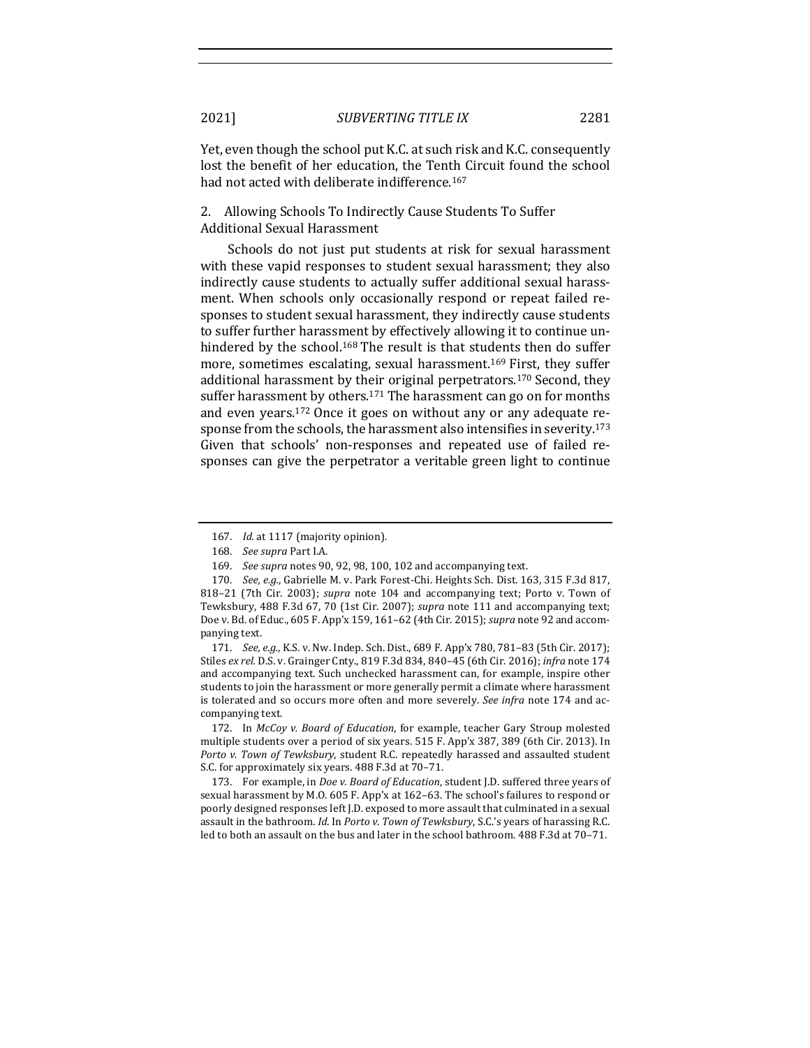Yet, even though the school put K.C. at such risk and K.C. consequently lost the benefit of her education, the Tenth Circuit found the school had not acted with deliberate indifference.[167]

### 2. Allowing Schools To Indirectly Cause Students To Suffer Additional Sexual Harassment

Schools do not just put students at risk for sexual harassment with these vapid responses to student sexual harassment; they also indirectly cause students to actually suffer additional sexual harassment. When schools only occasionally respond or repeat failed responses to student sexual harassment, they indirectly cause students to suffer further harassment by effectively allowing it to continue unhindered by the school.[168] The result is that students then do suffer more, sometimes escalating, sexual harassment.[169] First, they suffer additional harassment by their original perpetrators.[170] Second, they suffer harassment by others.[171] The harassment can go on for months and even years.[172] Once it goes on without any or any adequate response from the schools, the harassment also intensifies in severity.[173] Given that schools' non-responses and repeated use of failed responses can give the perpetrator a veritable green light to continue

---

167. *Id.* at 1117 (majority opinion).

168. *See supra* Part I.A.

169. *See supra* notes 90, 92, 98, 100, 102 and accompanying text.

170. *See, e.g.*, Gabrielle M. v. Park Forest-Chi. Heights Sch. Dist. 163, 315 F.3d 817, 818–21 (7th Cir. 2003); *supra* note 104 and accompanying text; Porto v. Town of Tewksbury, 488 F.3d 67, 70 (1st Cir. 2007); *supra* note 111 and accompanying text; Doe v. Bd. of Educ., 605 F. App'x 159, 161–62 (4th Cir. 2015); *supra* note 92 and accompanying text.

171. *See, e.g.*, K.S. v. Nw. Indep. Sch. Dist., 689 F. App'x 780, 781–83 (5th Cir. 2017); Stiles *ex rel.* D.S. v. Grainger Cnty., 819 F.3d 834, 840–45 (6th Cir. 2016); *infra* note 174 and accompanying text. Such unchecked harassment can, for example, inspire other students to join the harassment or more generally permit a climate where harassment is tolerated and so occurs more often and more severely. *See infra* note 174 and accompanying text.

172. In *McCoy v. Board of Education*, for example, teacher Gary Stroup molested multiple students over a period of six years. 515 F. App'x 387, 389 (6th Cir. 2013). In *Porto v. Town of Tewksbury*, student R.C. repeatedly harassed and assaulted student S.C. for approximately six years. 488 F.3d at 70–71.

173. For example, in *Doe v. Board of Education*, student J.D. suffered three years of sexual harassment by M.O. 605 F. App'x at 162–63. The school's failures to respond or poorly designed responses left J.D. exposed to more assault that culminated in a sexual assault in the bathroom. *Id.* In *Porto v. Town of Tewksbury*, S.C.'s years of harassing R.C. led to both an assault on the bus and later in the school bathroom. 488 F.3d at 70–71.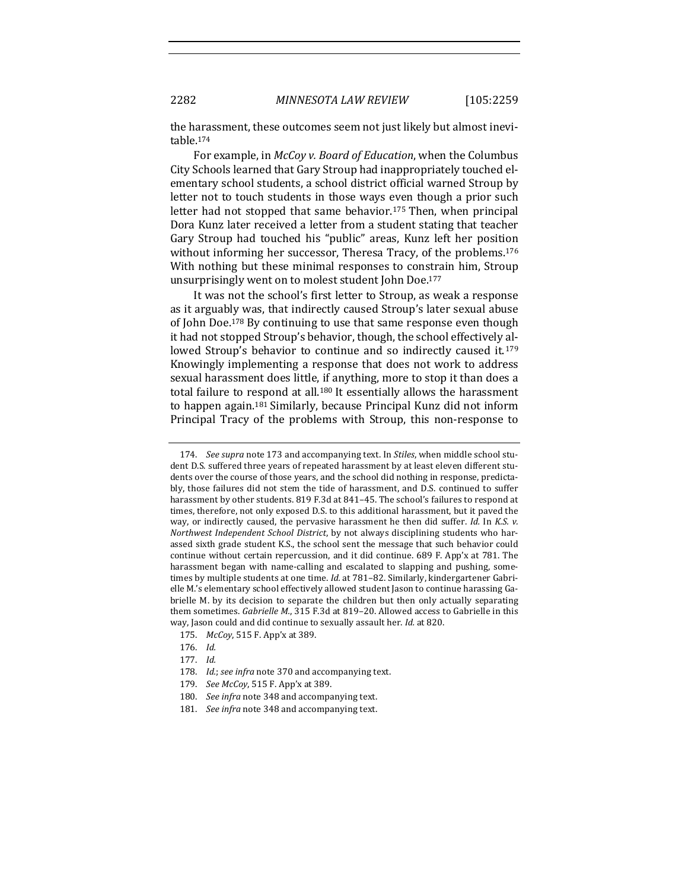the harassment, these outcomes seem not just likely but almost inevitable.[174]

For example, in *McCoy v. Board of Education*, when the Columbus City Schools learned that Gary Stroup had inappropriately touched elementary school students, a school district official warned Stroup by letter not to touch students in those ways even though a prior such letter had not stopped that same behavior.[175] Then, when principal Dora Kunz later received a letter from a student stating that teacher Gary Stroup had touched his "public" areas, Kunz left her position without informing her successor, Theresa Tracy, of the problems.[176] With nothing but these minimal responses to constrain him, Stroup unsurprisingly went on to molest student John Doe.[177]

It was not the school's first letter to Stroup, as weak a response as it arguably was, that indirectly caused Stroup's later sexual abuse of John Doe.[178] By continuing to use that same response even though it had not stopped Stroup's behavior, though, the school effectively allowed Stroup's behavior to continue and so indirectly caused it.[179] Knowingly implementing a response that does not work to address sexual harassment does little, if anything, more to stop it than does a total failure to respond at all.[180] It essentially allows the harassment to happen again.[181] Similarly, because Principal Kunz did not inform Principal Tracy of the problems with Stroup, this non-response to

---

174. *See supra* note 173 and accompanying text. In *Stiles*, when middle school student D.S. suffered three years of repeated harassment by at least eleven different students over the course of those years, and the school did nothing in response, predictably, those failures did not stem the tide of harassment, and D.S. continued to suffer harassment by other students. 819 F.3d at 841–45. The school's failures to respond at times, therefore, not only exposed D.S. to this additional harassment, but it paved the way, or indirectly caused, the pervasive harassment he then did suffer. *Id.* In *K.S. v. Northwest Independent School District*, by not always disciplining students who harassed sixth grade student K.S., the school sent the message that such behavior could continue without certain repercussion, and it did continue. 689 F. App'x at 781. The harassment began with name-calling and escalated to slapping and pushing, sometimes by multiple students at one time. *Id.* at 781–82. Similarly, kindergartener Gabrielle M.'s elementary school effectively allowed student Jason to continue harassing Gabrielle M. by its decision to separate the children but then only actually separating them sometimes. *Gabrielle M.*, 315 F.3d at 819–20. Allowed access to Gabrielle in this way, Jason could and did continue to sexually assault her. *Id.* at 820.

175. *McCoy*, 515 F. App'x at 389.

176. *Id.*

177. *Id.*

178. *Id.*; *see infra* note 370 and accompanying text.

179. *See McCoy*, 515 F. App'x at 389.

180. *See infra* note 348 and accompanying text.

181. *See infra* note 348 and accompanying text.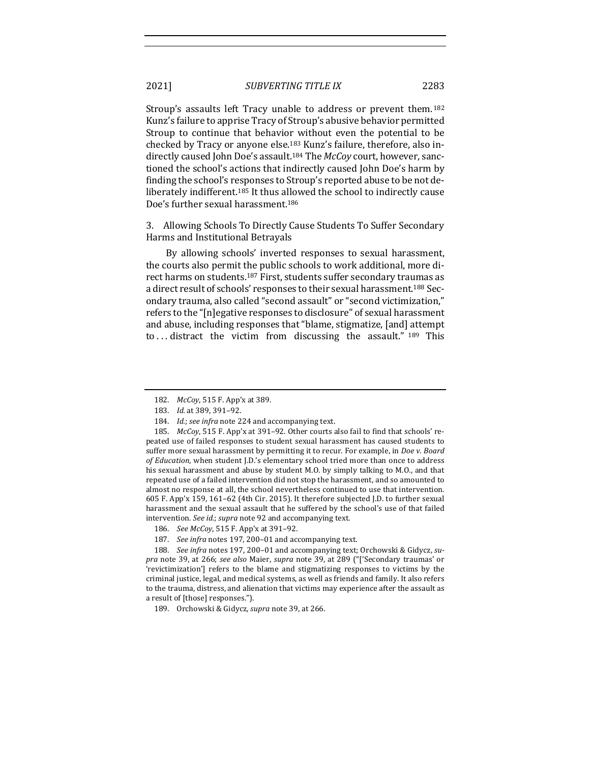Stroup's assaults left Tracy unable to address or prevent them.[182] Kunz's failure to apprise Tracy of Stroup's abusive behavior permitted Stroup to continue that behavior without even the potential to be checked by Tracy or anyone else.[183] Kunz's failure, therefore, also indirectly caused John Doe's assault.[184] The *McCoy* court, however, sanctioned the school's actions that indirectly caused John Doe's harm by finding the school's responses to Stroup's reported abuse to be not deliberately indifferent.[185] It thus allowed the school to indirectly cause Doe's further sexual harassment.[186]

### 3. Allowing Schools To Directly Cause Students To Suffer Secondary Harms and Institutional Betrayals

By allowing schools' inverted responses to sexual harassment, the courts also permit the public schools to work additional, more direct harms on students.[187] First, students suffer secondary traumas as a direct result of schools' responses to their sexual harassment.[188] Secondary trauma, also called "second assault" or "second victimization," refers to the "[n]egative responses to disclosure" of sexual harassment and abuse, including responses that "blame, stigmatize, [and] attempt to . . . distract the victim from discussing the assault." [189] This

---

182. *McCoy*, 515 F. App'x at 389.

183. *Id.* at 389, 391–92.

184. *Id.*; *see infra* note 224 and accompanying text.

185. *McCoy*, 515 F. App'x at 391–92. Other courts also fail to find that schools' repeated use of failed responses to student sexual harassment has caused students to suffer more sexual harassment by permitting it to recur. For example, in *Doe v. Board of Education*, when student J.D.'s elementary school tried more than once to address his sexual harassment and abuse by student M.O. by simply talking to M.O., and that repeated use of a failed intervention did not stop the harassment, and so amounted to almost no response at all, the school nevertheless continued to use that intervention. 605 F. App'x 159, 161–62 (4th Cir. 2015). It therefore subjected J.D. to further sexual harassment and the sexual assault that he suffered by the school's use of that failed intervention. *See id.*; *supra* note 92 and accompanying text.

186. *See McCoy*, 515 F. App'x at 391–92.

187. *See infra* notes 197, 200–01 and accompanying text.

188. *See infra* notes 197, 200–01 and accompanying text; Orchowski & Gidycz, *supra* note 39, at 266; *see also* Maier, *supra* note 39, at 289 ("['Secondary traumas' or 'revictimization'] refers to the blame and stigmatizing responses to victims by the criminal justice, legal, and medical systems, as well as friends and family. It also refers to the trauma, distress, and alienation that victims may experience after the assault as a result of [those] responses.").

189. Orchowski & Gidycz, *supra* note 39, at 266.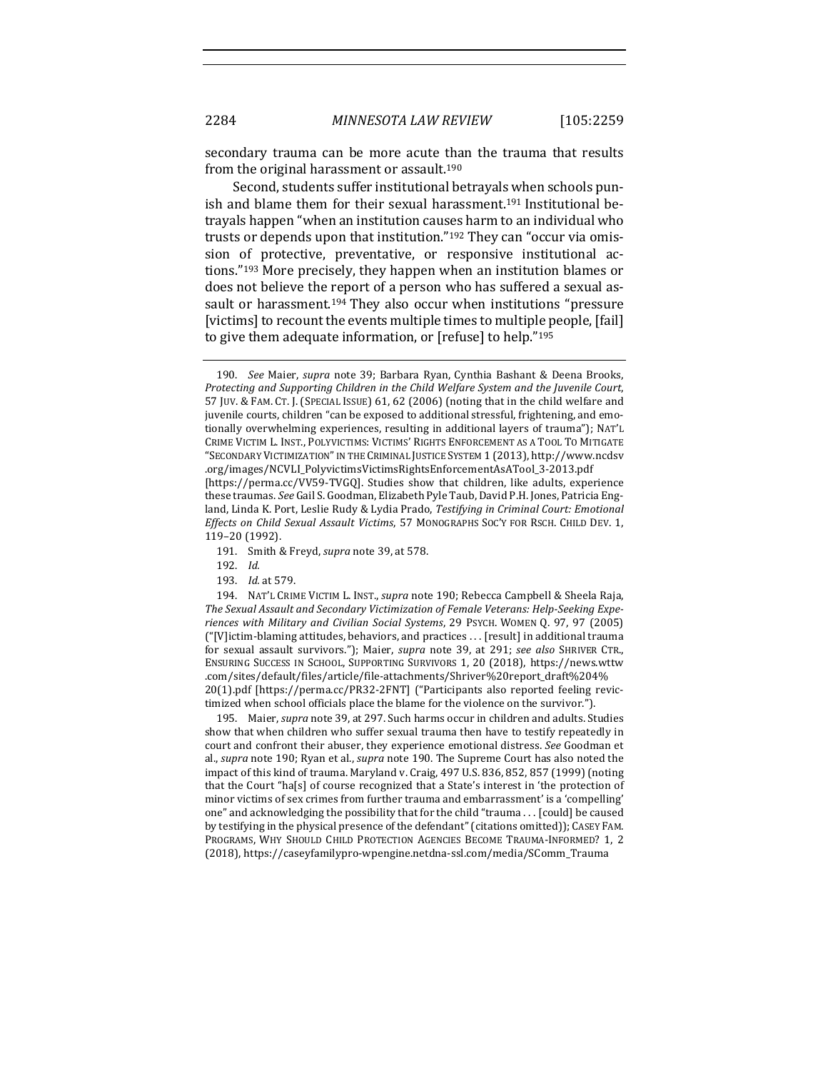secondary trauma can be more acute than the trauma that results from the original harassment or assault.[190]

Second, students suffer institutional betrayals when schools punish and blame them for their sexual harassment.[191] Institutional betrayals happen "when an institution causes harm to an individual who trusts or depends upon that institution."[192] They can "occur via omission of protective, preventative, or responsive institutional actions."[193] More precisely, they happen when an institution blames or does not believe the report of a person who has suffered a sexual assault or harassment.[194] They also occur when institutions "pressure [victims] to recount the events multiple times to multiple people, [fail] to give them adequate information, or [refuse] to help."[195]

---

190. *See* Maier, *supra* note 39; Barbara Ryan, Cynthia Bashant & Deena Brooks, *Protecting and Supporting Children in the Child Welfare System and the Juvenile Court*, 57 JUV. & FAM. CT. J. (SPECIAL ISSUE) 61, 62 (2006) (noting that in the child welfare and juvenile courts, children "can be exposed to additional stressful, frightening, and emotionally overwhelming experiences, resulting in additional layers of trauma"); NAT'L CRIME VICTIM L. INST., POLYVICTIMS: VICTIMS' RIGHTS ENFORCEMENT AS A TOOL TO MITIGATE "SECONDARY VICTIMIZATION" IN THE CRIMINAL JUSTICE SYSTEM 1 (2013), http://www.ncdsv.org/images/NCVLI_PolyvictimsVictimsRightsEnforcementAsATool_3-2013.pdf [https://perma.cc/VV59-TVGQ]. Studies show that children, like adults, experience these traumas. *See* Gail S. Goodman, Elizabeth Pyle Taub, David P.H. Jones, Patricia England, Linda K. Port, Leslie Rudy & Lydia Prado, *Testifying in Criminal Court: Emotional Effects on Child Sexual Assault Victims*, 57 MONOGRAPHS SOC'Y FOR RSCH. CHILD DEV. 1, 119–20 (1992).

191. Smith & Freyd, *supra* note 39, at 578.

192. *Id.*

193. *Id.* at 579.

194. NAT'L CRIME VICTIM L. INST., *supra* note 190; Rebecca Campbell & Sheela Raja, *The Sexual Assault and Secondary Victimization of Female Veterans: Help-Seeking Experiences with Military and Civilian Social Systems*, 29 PSYCH. WOMEN Q. 97, 97 (2005) ("[V]ictim-blaming attitudes, behaviors, and practices . . . [result] in additional trauma for sexual assault survivors."); Maier, *supra* note 39, at 291; *see also* SHRIVER CTR., ENSURING SUCCESS IN SCHOOL, SUPPORTING SURVIVORS 1, 20 (2018), https://news.wttw.com/sites/default/files/article/file-attachments/Shriver%20report_draft%204%20(1).pdf [https://perma.cc/PR32-2FNT] ("Participants also reported feeling revictimized when school officials place the blame for the violence on the survivor.").

195. Maier, *supra* note 39, at 297. Such harms occur in children and adults. Studies show that when children who suffer sexual trauma then have to testify repeatedly in court and confront their abuser, they experience emotional distress. *See* Goodman et al., *supra* note 190; Ryan et al., *supra* note 190. The Supreme Court has also noted the impact of this kind of trauma. Maryland v. Craig, 497 U.S. 836, 852, 857 (1999) (noting that the Court "ha[s] of course recognized that a State's interest in 'the protection of minor victims of sex crimes from further trauma and embarrassment' is a 'compelling' one" and acknowledging the possibility that for the child "trauma . . . [could] be caused by testifying in the physical presence of the defendant" (citations omitted)); CASEY FAM. PROGRAMS, WHY SHOULD CHILD PROTECTION AGENCIES BECOME TRAUMA-INFORMED? 1, 2 (2018), https://caseyfamilypro-wpengine.netdna-ssl.com/media/SComm_Trauma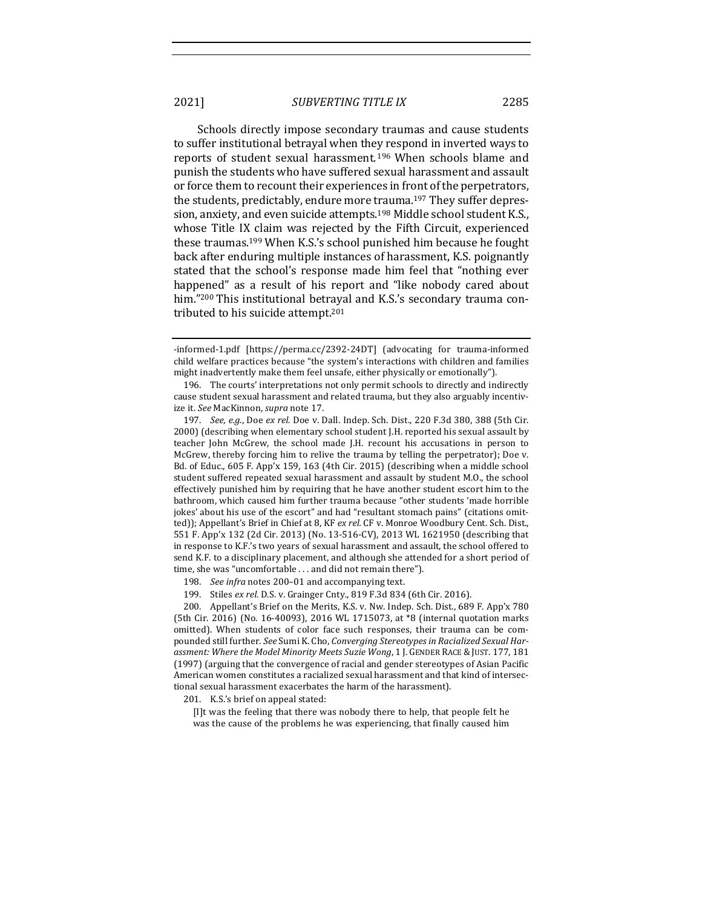Schools directly impose secondary traumas and cause students to suffer institutional betrayal when they respond in inverted ways to reports of student sexual harassment.[196] When schools blame and punish the students who have suffered sexual harassment and assault or force them to recount their experiences in front of the perpetrators, the students, predictably, endure more trauma.[197] They suffer depression, anxiety, and even suicide attempts.[198] Middle school student K.S., whose Title IX claim was rejected by the Fifth Circuit, experienced these traumas.[199] When K.S.'s school punished him because he fought back after enduring multiple instances of harassment, K.S. poignantly stated that the school's response made him feel that "nothing ever happened" as a result of his report and "like nobody cared about him."[200] This institutional betrayal and K.S.'s secondary trauma contributed to his suicide attempt.[201]

-informed-1.pdf [https://perma.cc/2392-24DT] (advocating for trauma-informed child welfare practices because "the system's interactions with children and families might inadvertently make them feel unsafe, either physically or emotionally").

196. The courts' interpretations not only permit schools to directly and indirectly cause student sexual harassment and related trauma, but they also arguably incentivize it. *See* MacKinnon, *supra* note 17.

197. *See, e.g.*, Doe *ex rel.* Doe v. Dall. Indep. Sch. Dist., 220 F.3d 380, 388 (5th Cir. 2000) (describing when elementary school student J.H. reported his sexual assault by teacher John McGrew, the school made J.H. recount his accusations in person to McGrew, thereby forcing him to relive the trauma by telling the perpetrator); Doe v. Bd. of Educ., 605 F. App'x 159, 163 (4th Cir. 2015) (describing when a middle school student suffered repeated sexual harassment and assault by student M.O., the school effectively punished him by requiring that he have another student escort him to the bathroom, which caused him further trauma because "other students 'made horrible jokes' about his use of the escort" and had "resultant stomach pains" (citations omitted)); Appellant's Brief in Chief at 8, KF *ex rel.* CF v. Monroe Woodbury Cent. Sch. Dist., 551 F. App'x 132 (2d Cir. 2013) (No. 13-516-CV), 2013 WL 1621950 (describing that in response to K.F.'s two years of sexual harassment and assault, the school offered to send K.F. to a disciplinary placement, and although she attended for a short period of time, she was "uncomfortable . . . and did not remain there").

198. *See infra* notes 200–01 and accompanying text.

199. Stiles *ex rel.* D.S. v. Grainger Cnty., 819 F.3d 834 (6th Cir. 2016).

200. Appellant's Brief on the Merits, K.S. v. Nw. Indep. Sch. Dist., 689 F. App'x 780 (5th Cir. 2016) (No. 16-40093), 2016 WL 1715073, at *8 (internal quotation marks omitted). When students of color face such responses, their trauma can be compounded still further. *See* Sumi K. Cho, *Converging Stereotypes in Racialized Sexual Harassment: Where the Model Minority Meets Suzie Wong*, 1 J. GENDER RACE & JUST. 177, 181 (1997) (arguing that the convergence of racial and gender stereotypes of Asian Pacific American women constitutes a racialized sexual harassment and that kind of intersectional sexual harassment exacerbates the harm of the harassment).

201. K.S.'s brief on appeal stated:

> [I]t was the feeling that there was nobody there to help, that people felt he was the cause of the problems he was experiencing, that finally caused him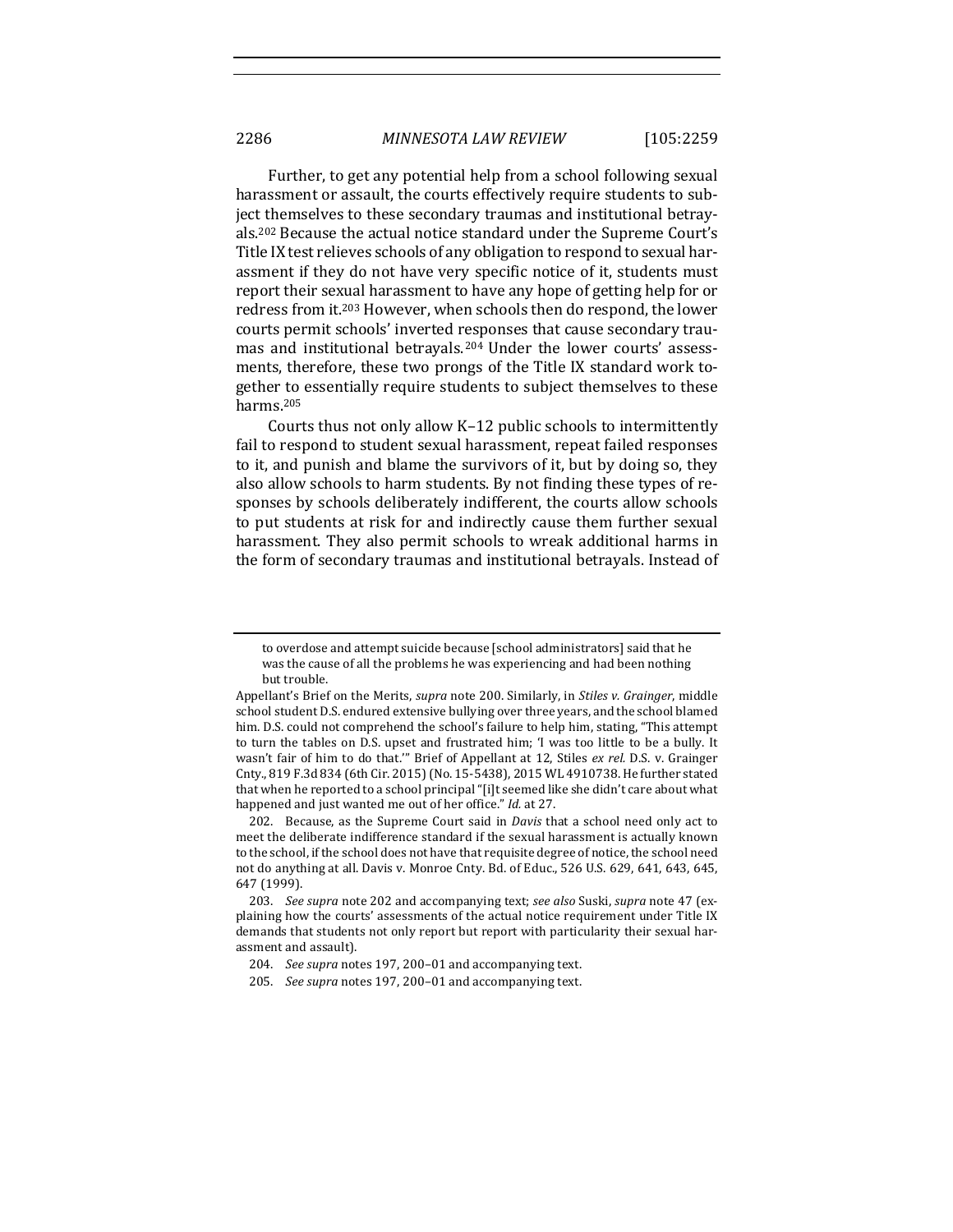Further, to get any potential help from a school following sexual harassment or assault, the courts effectively require students to subject themselves to these secondary traumas and institutional betrayals.[202] Because the actual notice standard under the Supreme Court's Title IX test relieves schools of any obligation to respond to sexual harassment if they do not have very specific notice of it, students must report their sexual harassment to have any hope of getting help for or redress from it.[203] However, when schools then do respond, the lower courts permit schools' inverted responses that cause secondary traumas and institutional betrayals.[204] Under the lower courts' assessments, therefore, these two prongs of the Title IX standard work together to essentially require students to subject themselves to these harms.[205]

Courts thus not only allow K–12 public schools to intermittently fail to respond to student sexual harassment, repeat failed responses to it, and punish and blame the survivors of it, but by doing so, they also allow schools to harm students. By not finding these types of responses by schools deliberately indifferent, the courts allow schools to put students at risk for and indirectly cause them further sexual harassment. They also permit schools to wreak additional harms in the form of secondary traumas and institutional betrayals. Instead of

---

> to overdose and attempt suicide because [school administrators] said that he was the cause of all the problems he was experiencing and had been nothing but trouble.

Appellant's Brief on the Merits, *supra* note 200. Similarly, in *Stiles v. Grainger*, middle school student D.S. endured extensive bullying over three years, and the school blamed him. D.S. could not comprehend the school's failure to help him, stating, "This attempt to turn the tables on D.S. upset and frustrated him; 'I was too little to be a bully. It wasn't fair of him to do that.'" Brief of Appellant at 12, Stiles *ex rel.* D.S. v. Grainger Cnty., 819 F.3d 834 (6th Cir. 2015) (No. 15-5438), 2015 WL 4910738. He further stated that when he reported to a school principal "[i]t seemed like she didn't care about what happened and just wanted me out of her office." *Id.* at 27.

202. Because, as the Supreme Court said in *Davis* that a school need only act to meet the deliberate indifference standard if the sexual harassment is actually known to the school, if the school does not have that requisite degree of notice, the school need not do anything at all. Davis v. Monroe Cnty. Bd. of Educ., 526 U.S. 629, 641, 643, 645, 647 (1999).

203. *See supra* note 202 and accompanying text; *see also* Suski, *supra* note 47 (explaining how the courts' assessments of the actual notice requirement under Title IX demands that students not only report but report with particularity their sexual harassment and assault).

204. *See supra* notes 197, 200–01 and accompanying text.

205. *See supra* notes 197, 200–01 and accompanying text.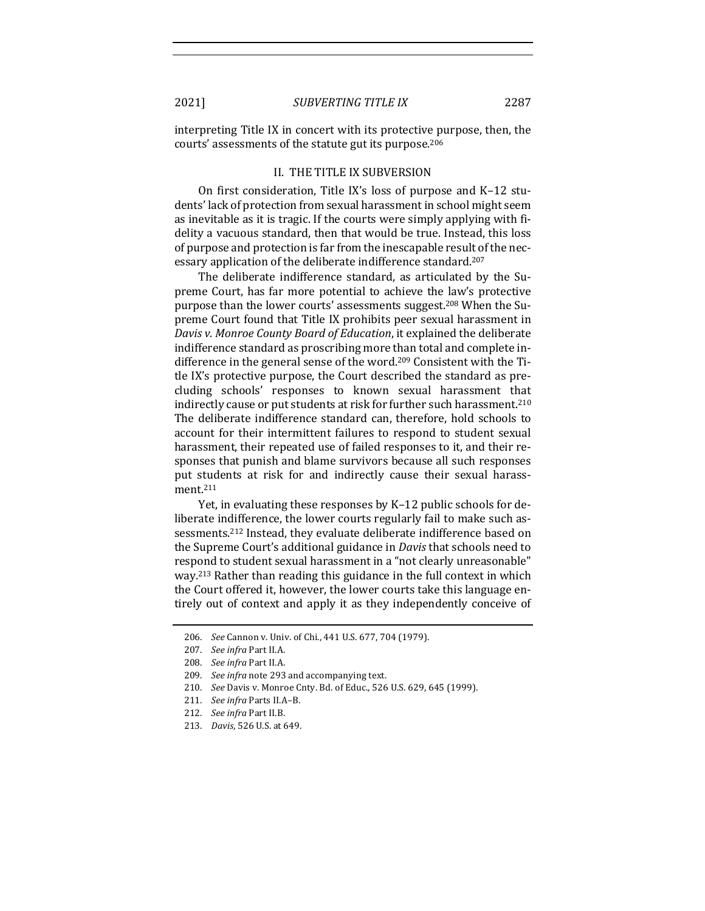interpreting Title IX in concert with its protective purpose, then, the courts' assessments of the statute gut its purpose.[206]

## II. THE TITLE IX SUBVERSION

On first consideration, Title IX's loss of purpose and K–12 students' lack of protection from sexual harassment in school might seem as inevitable as it is tragic. If the courts were simply applying with fidelity a vacuous standard, then that would be true. Instead, this loss of purpose and protection is far from the inescapable result of the necessary application of the deliberate indifference standard.[207]

The deliberate indifference standard, as articulated by the Supreme Court, has far more potential to achieve the law's protective purpose than the lower courts' assessments suggest.[208] When the Supreme Court found that Title IX prohibits peer sexual harassment in *Davis v. Monroe County Board of Education*, it explained the deliberate indifference standard as proscribing more than total and complete indifference in the general sense of the word.[209] Consistent with the Title IX's protective purpose, the Court described the standard as precluding schools' responses to known sexual harassment that indirectly cause or put students at risk for further such harassment.[210] The deliberate indifference standard can, therefore, hold schools to account for their intermittent failures to respond to student sexual harassment, their repeated use of failed responses to it, and their responses that punish and blame survivors because all such responses put students at risk for and indirectly cause their sexual harassment.[211]

Yet, in evaluating these responses by K–12 public schools for deliberate indifference, the lower courts regularly fail to make such assessments.[212] Instead, they evaluate deliberate indifference based on the Supreme Court's additional guidance in *Davis* that schools need to respond to student sexual harassment in a "not clearly unreasonable" way.[213] Rather than reading this guidance in the full context in which the Court offered it, however, the lower courts take this language entirely out of context and apply it as they independently conceive of

---

206. *See* Cannon v. Univ. of Chi., 441 U.S. 677, 704 (1979).

207. *See infra* Part II.A.

208. *See infra* Part II.A.

209. *See infra* note 293 and accompanying text.

210. *See* Davis v. Monroe Cnty. Bd. of Educ., 526 U.S. 629, 645 (1999).

211. *See infra* Parts II.A–B.

212. *See infra* Part II.B.

213. *Davis*, 526 U.S. at 649.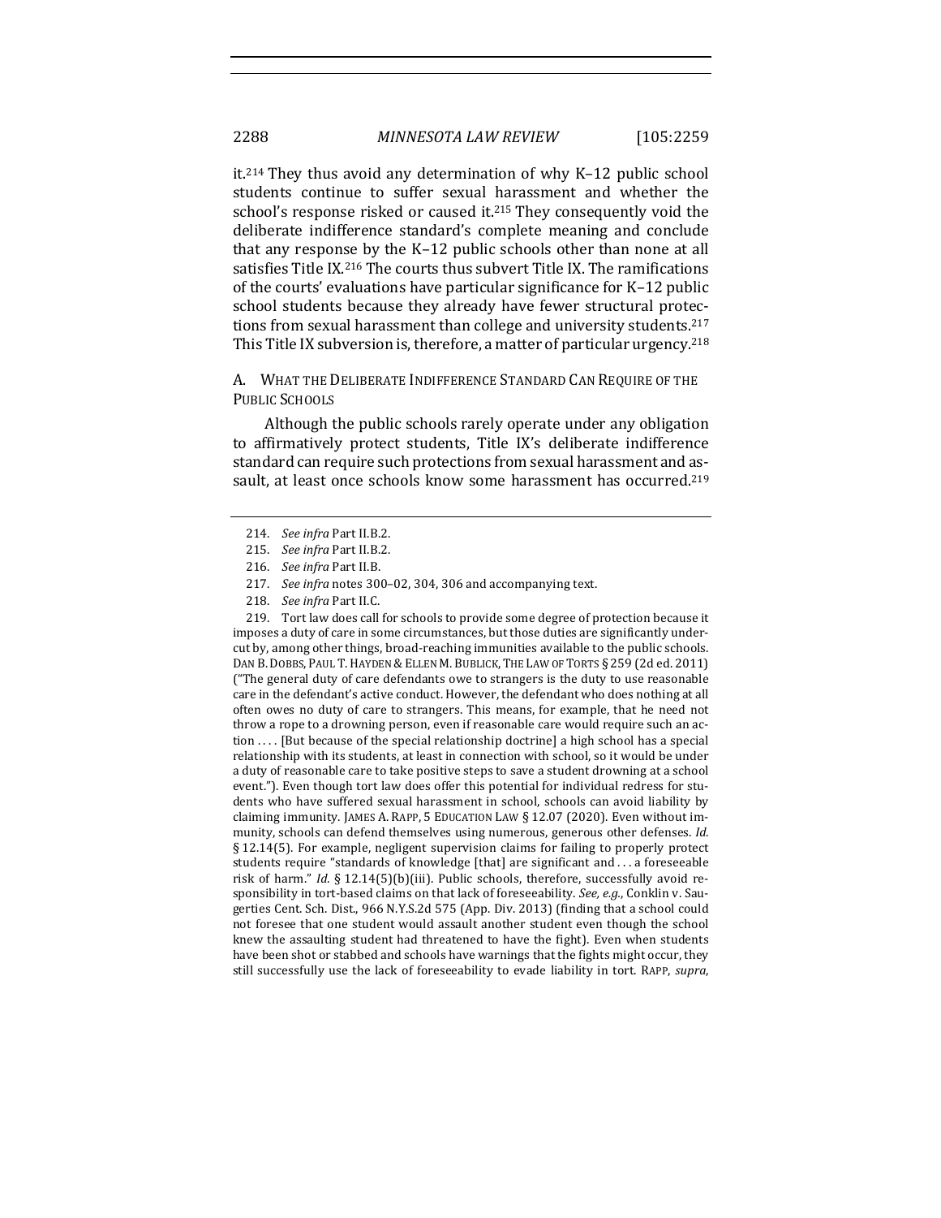it.[214] They thus avoid any determination of why K–12 public school students continue to suffer sexual harassment and whether the school's response risked or caused it.[215] They consequently void the deliberate indifference standard's complete meaning and conclude that any response by the K–12 public schools other than none at all satisfies Title IX.[216] The courts thus subvert Title IX. The ramifications of the courts' evaluations have particular significance for K–12 public school students because they already have fewer structural protections from sexual harassment than college and university students.[217] This Title IX subversion is, therefore, a matter of particular urgency.[218]

### A. What the Deliberate Indifference Standard Can Require of the Public Schools

Although the public schools rarely operate under any obligation to affirmatively protect students, Title IX's deliberate indifference standard can require such protections from sexual harassment and assault, at least once schools know some harassment has occurred.[219]

---

214. *See infra* Part II.B.2.

215. *See infra* Part II.B.2.

216. *See infra* Part II.B.

217. *See infra* notes 300–02, 304, 306 and accompanying text.

218. *See infra* Part II.C.

219. Tort law does call for schools to provide some degree of protection because it imposes a duty of care in some circumstances, but those duties are significantly undercut by, among other things, broad-reaching immunities available to the public schools. Dan B. Dobbs, Paul T. Hayden & Ellen M. Bublick, The Law of Torts § 259 (2d ed. 2011) ("The general duty of care defendants owe to strangers is the duty to use reasonable care in the defendant's active conduct. However, the defendant who does nothing at all often owes no duty of care to strangers. This means, for example, that he need not throw a rope to a drowning person, even if reasonable care would require such an action . . . . [But because of the special relationship doctrine] a high school has a special relationship with its students, at least in connection with school, so it would be under a duty of reasonable care to take positive steps to save a student drowning at a school event."). Even though tort law does offer this potential for individual redress for students who have suffered sexual harassment in school, schools can avoid liability by claiming immunity. James A. Rapp, 5 Education Law § 12.07 (2020). Even without immunity, schools can defend themselves using numerous, generous other defenses. *Id.* § 12.14(5). For example, negligent supervision claims for failing to properly protect students require "standards of knowledge [that] are significant and . . . a foreseeable risk of harm." *Id.* § 12.14(5)(b)(iii). Public schools, therefore, successfully avoid responsibility in tort-based claims on that lack of foreseeability. *See, e.g.*, Conklin v. Saugerties Cent. Sch. Dist., 966 N.Y.S.2d 575 (App. Div. 2013) (finding that a school could not foresee that one student would assault another student even though the school knew the assaulting student had threatened to have the fight). Even when students have been shot or stabbed and schools have warnings that the fights might occur, they still successfully use the lack of foreseeability to evade liability in tort. Rapp, *supra*,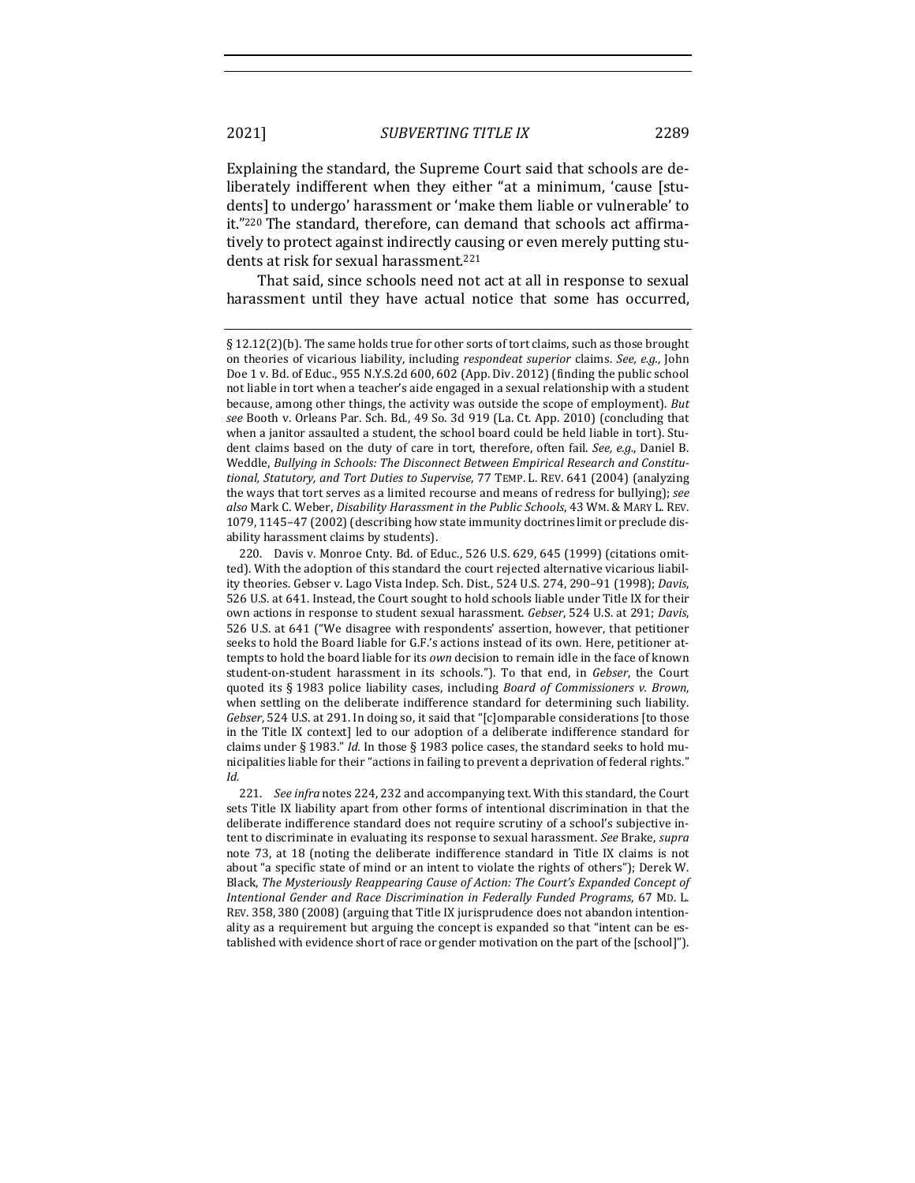Explaining the standard, the Supreme Court said that schools are deliberately indifferent when they either "at a minimum, 'cause [students] to undergo' harassment or 'make them liable or vulnerable' to it."[220] The standard, therefore, can demand that schools act affirmatively to protect against indirectly causing or even merely putting students at risk for sexual harassment.[221]

That said, since schools need not act at all in response to sexual harassment until they have actual notice that some has occurred,

---

§ 12.12(2)(b). The same holds true for other sorts of tort claims, such as those brought on theories of vicarious liability, including *respondeat superior* claims. *See, e.g.*, John Doe 1 v. Bd. of Educ., 955 N.Y.S.2d 600, 602 (App. Div. 2012) (finding the public school not liable in tort when a teacher's aide engaged in a sexual relationship with a student because, among other things, the activity was outside the scope of employment). *But see* Booth v. Orleans Par. Sch. Bd., 49 So. 3d 919 (La. Ct. App. 2010) (concluding that when a janitor assaulted a student, the school board could be held liable in tort). Student claims based on the duty of care in tort, therefore, often fail. *See, e.g.*, Daniel B. Weddle, *Bullying in Schools: The Disconnect Between Empirical Research and Constitutional, Statutory, and Tort Duties to Supervise*, 77 TEMP. L. REV. 641 (2004) (analyzing the ways that tort serves as a limited recourse and means of redress for bullying); *see also* Mark C. Weber, *Disability Harassment in the Public Schools*, 43 WM. & MARY L. REV. 1079, 1145–47 (2002) (describing how state immunity doctrines limit or preclude disability harassment claims by students).

220. Davis v. Monroe Cnty. Bd. of Educ., 526 U.S. 629, 645 (1999) (citations omitted). With the adoption of this standard the court rejected alternative vicarious liability theories. Gebser v. Lago Vista Indep. Sch. Dist., 524 U.S. 274, 290–91 (1998); *Davis*, 526 U.S. at 641. Instead, the Court sought to hold schools liable under Title IX for their own actions in response to student sexual harassment. *Gebser*, 524 U.S. at 291; *Davis*, 526 U.S. at 641 ("We disagree with respondents' assertion, however, that petitioner seeks to hold the Board liable for G.F.'s actions instead of its own. Here, petitioner attempts to hold the board liable for its *own* decision to remain idle in the face of known student-on-student harassment in its schools."). To that end, in *Gebser*, the Court quoted its § 1983 police liability cases, including *Board of Commissioners v. Brown*, when settling on the deliberate indifference standard for determining such liability. *Gebser*, 524 U.S. at 291. In doing so, it said that "[c]omparable considerations [to those in the Title IX context] led to our adoption of a deliberate indifference standard for claims under § 1983." *Id.* In those § 1983 police cases, the standard seeks to hold municipalities liable for their "actions in failing to prevent a deprivation of federal rights." *Id.*

221. *See infra* notes 224, 232 and accompanying text. With this standard, the Court sets Title IX liability apart from other forms of intentional discrimination in that the deliberate indifference standard does not require scrutiny of a school's subjective intent to discriminate in evaluating its response to sexual harassment. *See* Brake, *supra* note 73, at 18 (noting the deliberate indifference standard in Title IX claims is not about "a specific state of mind or an intent to violate the rights of others"); Derek W. Black, *The Mysteriously Reappearing Cause of Action: The Court's Expanded Concept of Intentional Gender and Race Discrimination in Federally Funded Programs*, 67 MD. L. REV. 358, 380 (2008) (arguing that Title IX jurisprudence does not abandon intentionality as a requirement but arguing the concept is expanded so that "intent can be established with evidence short of race or gender motivation on the part of the [school]").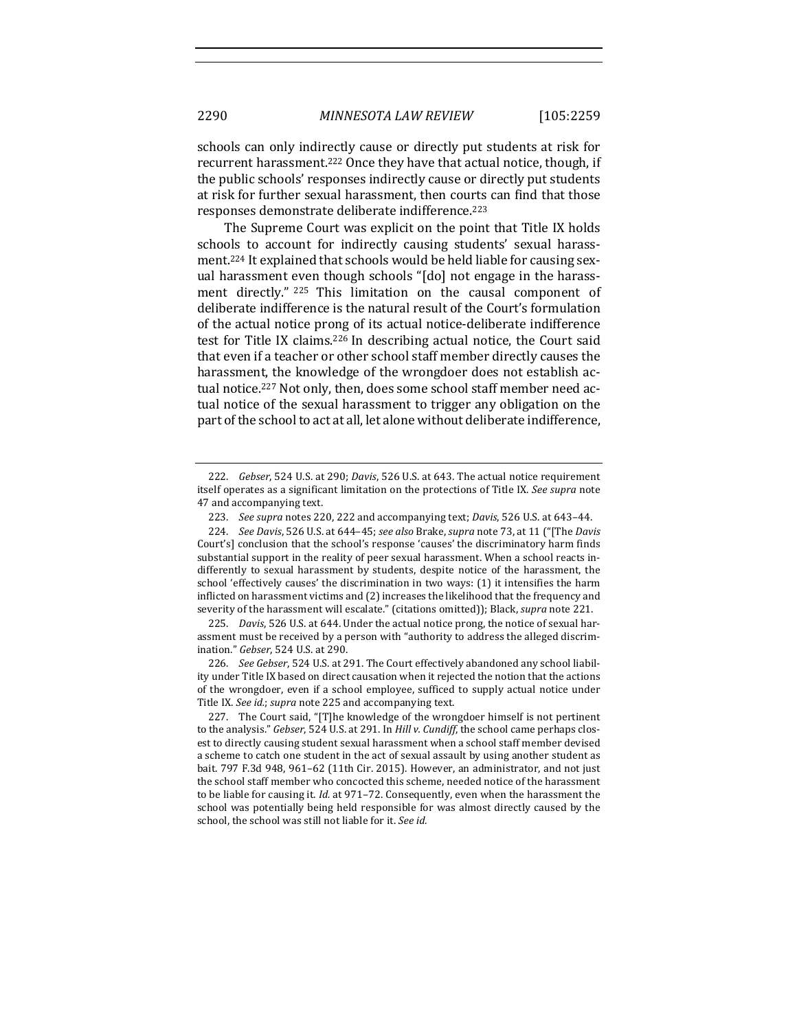schools can only indirectly cause or directly put students at risk for recurrent harassment.[222] Once they have that actual notice, though, if the public schools' responses indirectly cause or directly put students at risk for further sexual harassment, then courts can find that those responses demonstrate deliberate indifference.[223]

The Supreme Court was explicit on the point that Title IX holds schools to account for indirectly causing students' sexual harassment.[224] It explained that schools would be held liable for causing sexual harassment even though schools "[do] not engage in the harassment directly."[225] This limitation on the causal component of deliberate indifference is the natural result of the Court's formulation of the actual notice prong of its actual notice-deliberate indifference test for Title IX claims.[226] In describing actual notice, the Court said that even if a teacher or other school staff member directly causes the harassment, the knowledge of the wrongdoer does not establish actual notice.[227] Not only, then, does some school staff member need actual notice of the sexual harassment to trigger any obligation on the part of the school to act at all, let alone without deliberate indifference,

---

222. *Gebser*, 524 U.S. at 290; *Davis*, 526 U.S. at 643. The actual notice requirement itself operates as a significant limitation on the protections of Title IX. *See supra* note 47 and accompanying text.

223. *See supra* notes 220, 222 and accompanying text; *Davis*, 526 U.S. at 643–44.

224. *See Davis*, 526 U.S. at 644–45; *see also* Brake, *supra* note 73, at 11 ("[The *Davis* Court's] conclusion that the school's response 'causes' the discriminatory harm finds substantial support in the reality of peer sexual harassment. When a school reacts indifferently to sexual harassment by students, despite notice of the harassment, the school 'effectively causes' the discrimination in two ways: (1) it intensifies the harm inflicted on harassment victims and (2) increases the likelihood that the frequency and severity of the harassment will escalate." (citations omitted)); Black, *supra* note 221.

225. *Davis*, 526 U.S. at 644. Under the actual notice prong, the notice of sexual harassment must be received by a person with "authority to address the alleged discrimination." *Gebser*, 524 U.S. at 290.

226. *See Gebser*, 524 U.S. at 291. The Court effectively abandoned any school liability under Title IX based on direct causation when it rejected the notion that the actions of the wrongdoer, even if a school employee, sufficed to supply actual notice under Title IX. *See id.*; *supra* note 225 and accompanying text.

227. The Court said, "[T]he knowledge of the wrongdoer himself is not pertinent to the analysis." *Gebser*, 524 U.S. at 291. In *Hill v. Cundiff*, the school came perhaps closest to directly causing student sexual harassment when a school staff member devised a scheme to catch one student in the act of sexual assault by using another student as bait. 797 F.3d 948, 961–62 (11th Cir. 2015). However, an administrator, and not just the school staff member who concocted this scheme, needed notice of the harassment to be liable for causing it. *Id.* at 971–72. Consequently, even when the harassment the school was potentially being held responsible for was almost directly caused by the school, the school was still not liable for it. *See id.*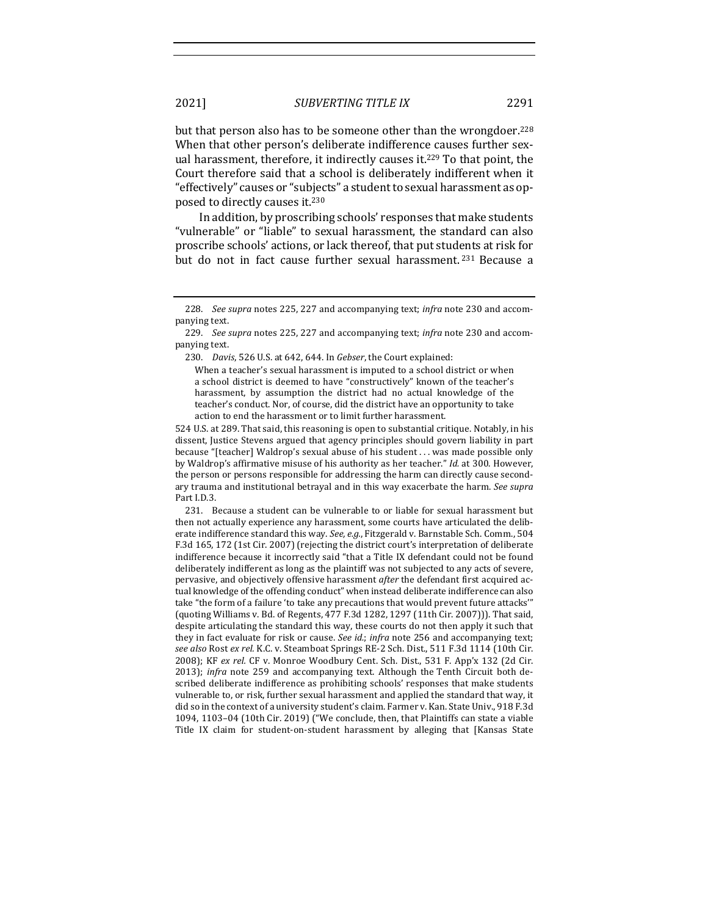but that person also has to be someone other than the wrongdoer.[228] When that other person's deliberate indifference causes further sexual harassment, therefore, it indirectly causes it.[229] To that point, the Court therefore said that a school is deliberately indifferent when it "effectively" causes or "subjects" a student to sexual harassment as opposed to directly causes it.[230]

In addition, by proscribing schools' responses that make students "vulnerable" or "liable" to sexual harassment, the standard can also proscribe schools' actions, or lack thereof, that put students at risk for but do not in fact cause further sexual harassment.[231] Because a

---

228. *See supra* notes 225, 227 and accompanying text; *infra* note 230 and accompanying text.

229. *See supra* notes 225, 227 and accompanying text; *infra* note 230 and accompanying text.

230. *Davis*, 526 U.S. at 642, 644. In *Gebser*, the Court explained:

> When a teacher's sexual harassment is imputed to a school district or when a school district is deemed to have "constructively" known of the teacher's harassment, by assumption the district had no actual knowledge of the teacher's conduct. Nor, of course, did the district have an opportunity to take action to end the harassment or to limit further harassment.

524 U.S. at 289. That said, this reasoning is open to substantial critique. Notably, in his dissent, Justice Stevens argued that agency principles should govern liability in part because "[teacher] Waldrop's sexual abuse of his student . . . was made possible only by Waldrop's affirmative misuse of his authority as her teacher." *Id.* at 300. However, the person or persons responsible for addressing the harm can directly cause secondary trauma and institutional betrayal and in this way exacerbate the harm. *See supra* Part I.D.3.

231. Because a student can be vulnerable to or liable for sexual harassment but then not actually experience any harassment, some courts have articulated the deliberate indifference standard this way. *See, e.g.*, Fitzgerald v. Barnstable Sch. Comm., 504 F.3d 165, 172 (1st Cir. 2007) (rejecting the district court's interpretation of deliberate indifference because it incorrectly said "that a Title IX defendant could not be found deliberately indifferent as long as the plaintiff was not subjected to any acts of severe, pervasive, and objectively offensive harassment *after* the defendant first acquired actual knowledge of the offending conduct" when instead deliberate indifference can also take "the form of a failure 'to take any precautions that would prevent future attacks'" (quoting Williams v. Bd. of Regents, 477 F.3d 1282, 1297 (11th Cir. 2007))). That said, despite articulating the standard this way, these courts do not then apply it such that they in fact evaluate for risk or cause. *See id.*; *infra* note 256 and accompanying text; *see also* Rost *ex rel.* K.C. v. Steamboat Springs RE-2 Sch. Dist., 511 F.3d 1114 (10th Cir. 2008); KF *ex rel.* CF v. Monroe Woodbury Cent. Sch. Dist., 531 F. App'x 132 (2d Cir. 2013); *infra* note 259 and accompanying text. Although the Tenth Circuit both described deliberate indifference as prohibiting schools' responses that make students vulnerable to, or risk, further sexual harassment and applied the standard that way, it did so in the context of a university student's claim. Farmer v. Kan. State Univ., 918 F.3d 1094, 1103–04 (10th Cir. 2019) ("We conclude, then, that Plaintiffs can state a viable Title IX claim for student-on-student harassment by alleging that [Kansas State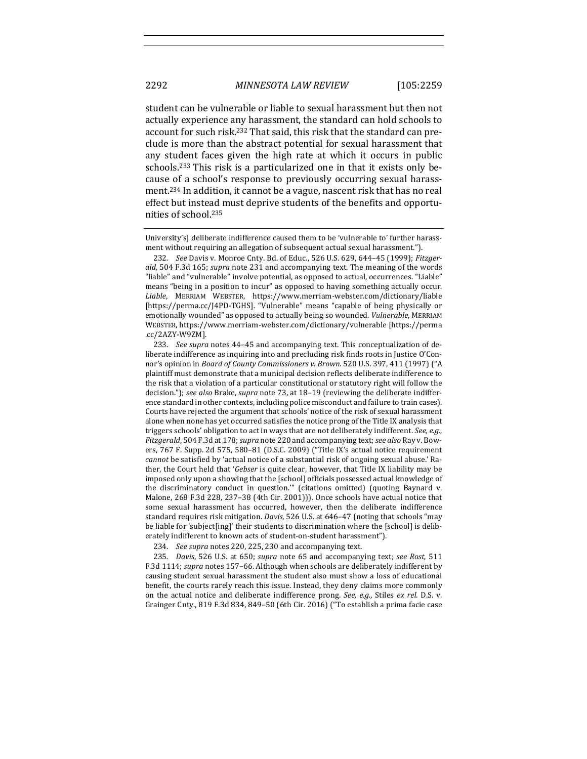student can be vulnerable or liable to sexual harassment but then not actually experience any harassment, the standard can hold schools to account for such risk.[232] That said, this risk that the standard can preclude is more than the abstract potential for sexual harassment that any student faces given the high rate at which it occurs in public schools.[233] This risk is a particularized one in that it exists only because of a school's response to previously occurring sexual harassment.[234] In addition, it cannot be a vague, nascent risk that has no real effect but instead must deprive students of the benefits and opportunities of school.[235]

University's] deliberate indifference caused them to be 'vulnerable to' further harassment without requiring an allegation of subsequent actual sexual harassment.").

232. *See* Davis v. Monroe Cnty. Bd. of Educ., 526 U.S. 629, 644–45 (1999); *Fitzgerald*, 504 F.3d 165; *supra* note 231 and accompanying text. The meaning of the words "liable" and "vulnerable" involve potential, as opposed to actual, occurrences. "Liable" means "being in a position to incur" as opposed to having something actually occur. *Liable*, MERRIAM WEBSTER, https://www.merriam-webster.com/dictionary/liable [https://perma.cc/J4PD-TGHS]. "Vulnerable" means "capable of being physically or emotionally wounded" as opposed to actually being so wounded. *Vulnerable*, MERRIAM WEBSTER, https://www.merriam-webster.com/dictionary/vulnerable [https://perma.cc/2AZY-W9ZM].

233. *See supra* notes 44–45 and accompanying text. This conceptualization of deliberate indifference as inquiring into and precluding risk finds roots in Justice O'Connor's opinion in *Board of County Commissioners v. Brown*. 520 U.S. 397, 411 (1997) ("A plaintiff must demonstrate that a municipal decision reflects deliberate indifference to the risk that a violation of a particular constitutional or statutory right will follow the decision."); *see also* Brake, *supra* note 73, at 18–19 (reviewing the deliberate indifference standard in other contexts, including police misconduct and failure to train cases). Courts have rejected the argument that schools' notice of the risk of sexual harassment alone when none has yet occurred satisfies the notice prong of the Title IX analysis that triggers schools' obligation to act in ways that are not deliberately indifferent. *See, e.g.*, *Fitzgerald*, 504 F.3d at 178; *supra* note 220 and accompanying text; *see also* Ray v. Bowers, 767 F. Supp. 2d 575, 580–81 (D.S.C. 2009) ("Title IX's actual notice requirement *cannot* be satisfied by 'actual notice of a substantial risk of ongoing sexual abuse.' Rather, the Court held that '*Gebser* is quite clear, however, that Title IX liability may be imposed only upon a showing that the [school] officials possessed actual knowledge of the discriminatory conduct in question.'" (citations omitted) (quoting Baynard v. Malone, 268 F.3d 228, 237–38 (4th Cir. 2001))). Once schools have actual notice that some sexual harassment has occurred, however, then the deliberate indifference standard requires risk mitigation. *Davis*, 526 U.S. at 646–47 (noting that schools "may be liable for 'subject[ing]' their students to discrimination where the [school] is deliberately indifferent to known acts of student-on-student harassment").

234. *See supra* notes 220, 225, 230 and accompanying text.

235. *Davis*, 526 U.S. at 650; *supra* note 65 and accompanying text; *see Rost*, 511 F.3d 1114; *supra* notes 157–66. Although when schools are deliberately indifferent by causing student sexual harassment the student also must show a loss of educational benefit, the courts rarely reach this issue. Instead, they deny claims more commonly on the actual notice and deliberate indifference prong. *See, e.g.*, Stiles *ex rel.* D.S. v. Grainger Cnty., 819 F.3d 834, 849–50 (6th Cir. 2016) ("To establish a prima facie case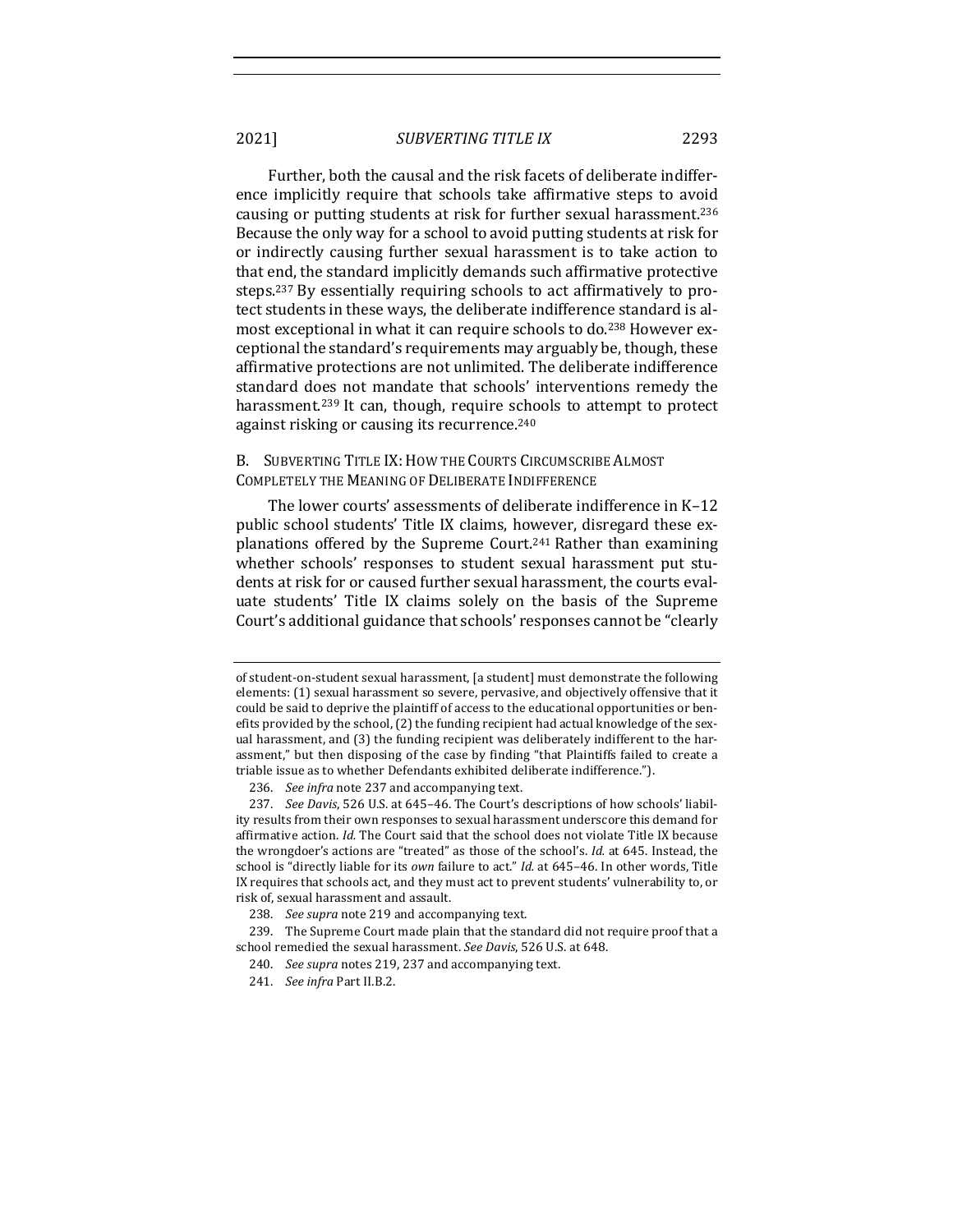Further, both the causal and the risk facets of deliberate indifference implicitly require that schools take affirmative steps to avoid causing or putting students at risk for further sexual harassment.[236] Because the only way for a school to avoid putting students at risk for or indirectly causing further sexual harassment is to take action to that end, the standard implicitly demands such affirmative protective steps.[237] By essentially requiring schools to act affirmatively to protect students in these ways, the deliberate indifference standard is almost exceptional in what it can require schools to do.[238] However exceptional the standard's requirements may arguably be, though, these affirmative protections are not unlimited. The deliberate indifference standard does not mandate that schools' interventions remedy the harassment.[239] It can, though, require schools to attempt to protect against risking or causing its recurrence.[240]

### B. Subverting Title IX: How the Courts Circumscribe Almost Completely the Meaning of Deliberate Indifference

The lower courts' assessments of deliberate indifference in K–12 public school students' Title IX claims, however, disregard these explanations offered by the Supreme Court.[241] Rather than examining whether schools' responses to student sexual harassment put students at risk for or caused further sexual harassment, the courts evaluate students' Title IX claims solely on the basis of the Supreme Court's additional guidance that schools' responses cannot be "clearly

---

of student-on-student sexual harassment, [a student] must demonstrate the following elements: (1) sexual harassment so severe, pervasive, and objectively offensive that it could be said to deprive the plaintiff of access to the educational opportunities or benefits provided by the school, (2) the funding recipient had actual knowledge of the sexual harassment, and (3) the funding recipient was deliberately indifferent to the harassment," but then disposing of the case by finding "that Plaintiffs failed to create a triable issue as to whether Defendants exhibited deliberate indifference.").

236. *See infra* note 237 and accompanying text.

237. *See Davis*, 526 U.S. at 645–46. The Court's descriptions of how schools' liability results from their own responses to sexual harassment underscore this demand for affirmative action. *Id.* The Court said that the school does not violate Title IX because the wrongdoer's actions are "treated" as those of the school's. *Id.* at 645. Instead, the school is "directly liable for its *own* failure to act." *Id.* at 645–46. In other words, Title IX requires that schools act, and they must act to prevent students' vulnerability to, or risk of, sexual harassment and assault.

238. *See supra* note 219 and accompanying text.

239. The Supreme Court made plain that the standard did not require proof that a school remedied the sexual harassment. *See Davis*, 526 U.S. at 648.

240. *See supra* notes 219, 237 and accompanying text.

241. *See infra* Part II.B.2.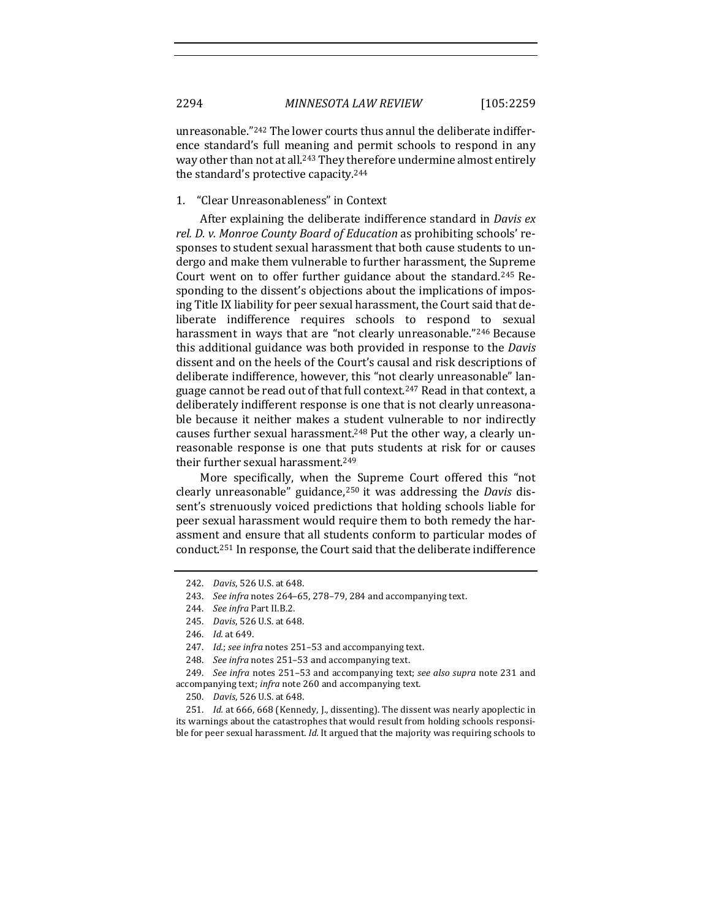unreasonable."[242] The lower courts thus annul the deliberate indifference standard's full meaning and permit schools to respond in any way other than not at all.[243] They therefore undermine almost entirely the standard's protective capacity.[244]

### 1. "Clear Unreasonableness" in Context

After explaining the deliberate indifference standard in *Davis ex rel. D. v. Monroe County Board of Education* as prohibiting schools' responses to student sexual harassment that both cause students to undergo and make them vulnerable to further harassment, the Supreme Court went on to offer further guidance about the standard.[245] Responding to the dissent's objections about the implications of imposing Title IX liability for peer sexual harassment, the Court said that deliberate indifference requires schools to respond to sexual harassment in ways that are "not clearly unreasonable."[246] Because this additional guidance was both provided in response to the *Davis* dissent and on the heels of the Court's causal and risk descriptions of deliberate indifference, however, this "not clearly unreasonable" language cannot be read out of that full context.[247] Read in that context, a deliberately indifferent response is one that is not clearly unreasonable because it neither makes a student vulnerable to nor indirectly causes further sexual harassment.[248] Put the other way, a clearly unreasonable response is one that puts students at risk for or causes their further sexual harassment.[249]

More specifically, when the Supreme Court offered this "not clearly unreasonable" guidance,[250] it was addressing the *Davis* dissent's strenuously voiced predictions that holding schools liable for peer sexual harassment would require them to both remedy the harassment and ensure that all students conform to particular modes of conduct.[251] In response, the Court said that the deliberate indifference

---

242. *Davis*, 526 U.S. at 648.

243. *See infra* notes 264–65, 278–79, 284 and accompanying text.

244. *See infra* Part II.B.2.

245. *Davis*, 526 U.S. at 648.

246. *Id.* at 649.

247. *Id.*; *see infra* notes 251–53 and accompanying text.

248. *See infra* notes 251–53 and accompanying text.

249. *See infra* notes 251–53 and accompanying text; *see also supra* note 231 and accompanying text; *infra* note 260 and accompanying text.

250. *Davis*, 526 U.S. at 648.

251. *Id.* at 666, 668 (Kennedy, J., dissenting). The dissent was nearly apoplectic in its warnings about the catastrophes that would result from holding schools responsible for peer sexual harassment. *Id.* It argued that the majority was requiring schools to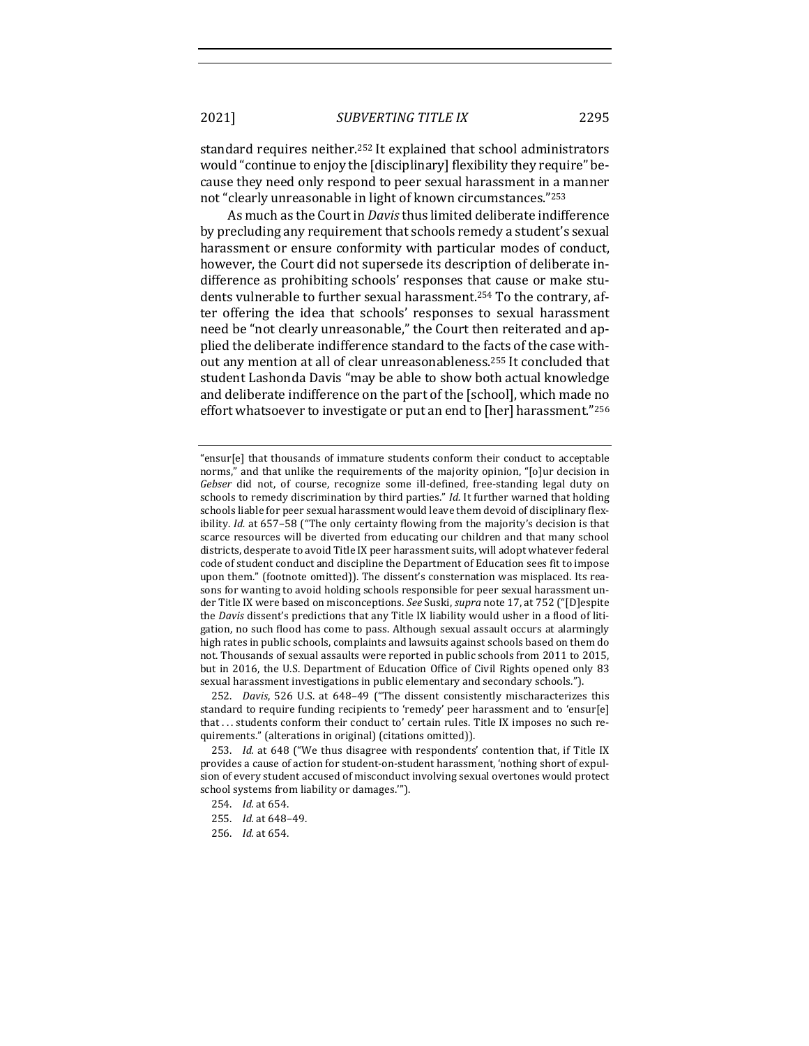standard requires neither.[252] It explained that school administrators would "continue to enjoy the [disciplinary] flexibility they require" because they need only respond to peer sexual harassment in a manner not "clearly unreasonable in light of known circumstances."[253]

As much as the Court in *Davis* thus limited deliberate indifference by precluding any requirement that schools remedy a student's sexual harassment or ensure conformity with particular modes of conduct, however, the Court did not supersede its description of deliberate indifference as prohibiting schools' responses that cause or make students vulnerable to further sexual harassment.[254] To the contrary, after offering the idea that schools' responses to sexual harassment need be "not clearly unreasonable," the Court then reiterated and applied the deliberate indifference standard to the facts of the case without any mention at all of clear unreasonableness.[255] It concluded that student Lashonda Davis "may be able to show both actual knowledge and deliberate indifference on the part of the [school], which made no effort whatsoever to investigate or put an end to [her] harassment."[256]

---

"ensur[e] that thousands of immature students conform their conduct to acceptable norms," and that unlike the requirements of the majority opinion, "[o]ur decision in *Gebser* did not, of course, recognize some ill-defined, free-standing legal duty on schools to remedy discrimination by third parties." *Id.* It further warned that holding schools liable for peer sexual harassment would leave them devoid of disciplinary flexibility. *Id.* at 657–58 ("The only certainty flowing from the majority's decision is that scarce resources will be diverted from educating our children and that many school districts, desperate to avoid Title IX peer harassment suits, will adopt whatever federal code of student conduct and discipline the Department of Education sees fit to impose upon them." (footnote omitted)). The dissent's consternation was misplaced. Its reasons for wanting to avoid holding schools responsible for peer sexual harassment under Title IX were based on misconceptions. *See* Suski, *supra* note 17, at 752 ("[D]espite the *Davis* dissent's predictions that any Title IX liability would usher in a flood of litigation, no such flood has come to pass. Although sexual assault occurs at alarmingly high rates in public schools, complaints and lawsuits against schools based on them do not. Thousands of sexual assaults were reported in public schools from 2011 to 2015, but in 2016, the U.S. Department of Education Office of Civil Rights opened only 83 sexual harassment investigations in public elementary and secondary schools.").

252. *Davis*, 526 U.S. at 648–49 ("The dissent consistently mischaracterizes this standard to require funding recipients to 'remedy' peer harassment and to 'ensur[e] that . . . students conform their conduct to' certain rules. Title IX imposes no such requirements." (alterations in original) (citations omitted)).

253. *Id.* at 648 ("We thus disagree with respondents' contention that, if Title IX provides a cause of action for student-on-student harassment, 'nothing short of expulsion of every student accused of misconduct involving sexual overtones would protect school systems from liability or damages.'").

254. *Id.* at 654.

255. *Id.* at 648–49.

256. *Id.* at 654.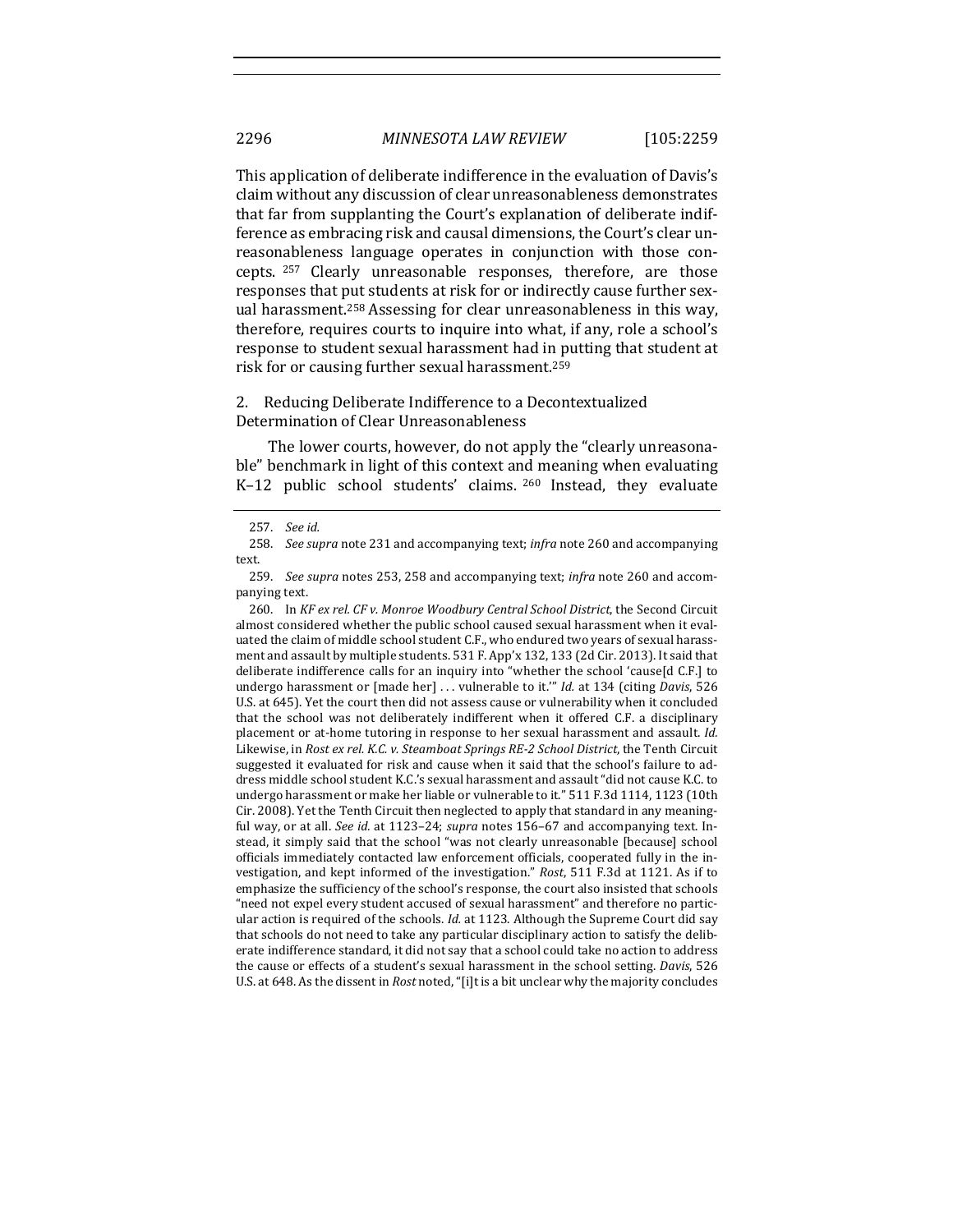This application of deliberate indifference in the evaluation of Davis's claim without any discussion of clear unreasonableness demonstrates that far from supplanting the Court's explanation of deliberate indifference as embracing risk and causal dimensions, the Court's clear unreasonableness language operates in conjunction with those concepts.[257] Clearly unreasonable responses, therefore, are those responses that put students at risk for or indirectly cause further sexual harassment.[258] Assessing for clear unreasonableness in this way, therefore, requires courts to inquire into what, if any, role a school's response to student sexual harassment had in putting that student at risk for or causing further sexual harassment.[259]

### 2. Reducing Deliberate Indifference to a Decontextualized Determination of Clear Unreasonableness

The lower courts, however, do not apply the "clearly unreasonable" benchmark in light of this context and meaning when evaluating K–12 public school students' claims.[260] Instead, they evaluate

---

257. *See id.*

258. *See supra* note 231 and accompanying text; *infra* note 260 and accompanying text.

259. *See supra* notes 253, 258 and accompanying text; *infra* note 260 and accompanying text.

260. In *KF ex rel. CF v. Monroe Woodbury Central School District*, the Second Circuit almost considered whether the public school caused sexual harassment when it evaluated the claim of middle school student C.F., who endured two years of sexual harassment and assault by multiple students. 531 F. App'x 132, 133 (2d Cir. 2013). It said that deliberate indifference calls for an inquiry into "whether the school 'cause[d C.F.] to undergo harassment or [made her] . . . vulnerable to it.'" *Id.* at 134 (citing *Davis*, 526 U.S. at 645). Yet the court then did not assess cause or vulnerability when it concluded that the school was not deliberately indifferent when it offered C.F. a disciplinary placement or at-home tutoring in response to her sexual harassment and assault. *Id.* Likewise, in *Rost ex rel. K.C. v. Steamboat Springs RE-2 School District*, the Tenth Circuit suggested it evaluated for risk and cause when it said that the school's failure to address middle school student K.C.'s sexual harassment and assault "did not cause K.C. to undergo harassment or make her liable or vulnerable to it." 511 F.3d 1114, 1123 (10th Cir. 2008). Yet the Tenth Circuit then neglected to apply that standard in any meaningful way, or at all. *See id.* at 1123–24; *supra* notes 156–67 and accompanying text. Instead, it simply said that the school "was not clearly unreasonable [because] school officials immediately contacted law enforcement officials, cooperated fully in the investigation, and kept informed of the investigation." *Rost*, 511 F.3d at 1121. As if to emphasize the sufficiency of the school's response, the court also insisted that schools "need not expel every student accused of sexual harassment" and therefore no particular action is required of the schools. *Id.* at 1123. Although the Supreme Court did say that schools do not need to take any particular disciplinary action to satisfy the deliberate indifference standard, it did not say that a school could take no action to address the cause or effects of a student's sexual harassment in the school setting. *Davis*, 526 U.S. at 648. As the dissent in *Rost* noted, "[i]t is a bit unclear why the majority concludes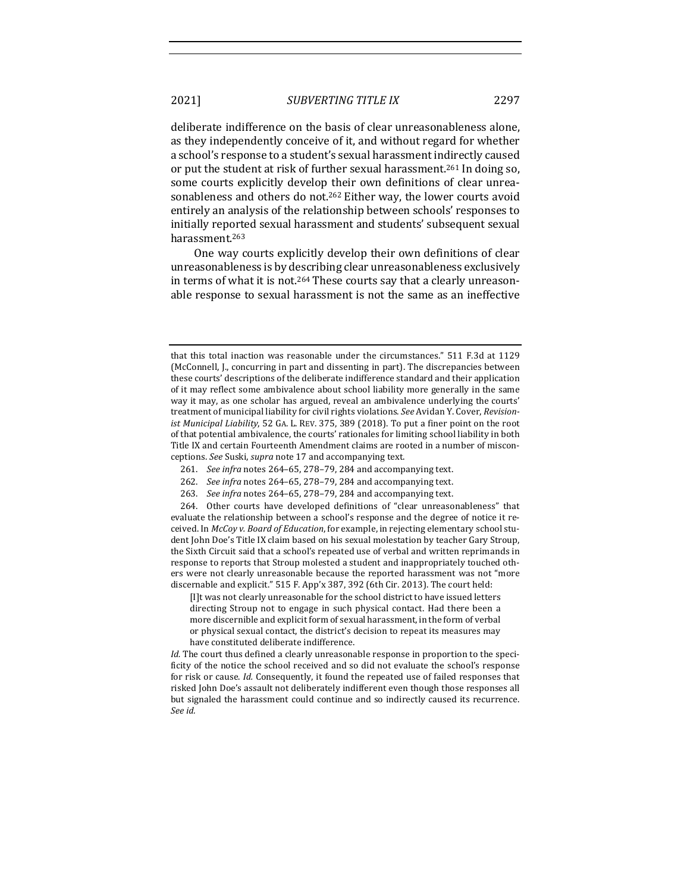deliberate indifference on the basis of clear unreasonableness alone, as they independently conceive of it, and without regard for whether a school's response to a student's sexual harassment indirectly caused or put the student at risk of further sexual harassment.[261] In doing so, some courts explicitly develop their own definitions of clear unreasonableness and others do not.[262] Either way, the lower courts avoid entirely an analysis of the relationship between schools' responses to initially reported sexual harassment and students' subsequent sexual harassment.[263]

One way courts explicitly develop their own definitions of clear unreasonableness is by describing clear unreasonableness exclusively in terms of what it is not.[264] These courts say that a clearly unreasonable response to sexual harassment is not the same as an ineffective

---

that this total inaction was reasonable under the circumstances." 511 F.3d at 1129 (McConnell, J., concurring in part and dissenting in part). The discrepancies between these courts' descriptions of the deliberate indifference standard and their application of it may reflect some ambivalence about school liability more generally in the same way it may, as one scholar has argued, reveal an ambivalence underlying the courts' treatment of municipal liability for civil rights violations. *See* Avidan Y. Cover, *Revisionist Municipal Liability*, 52 GA. L. REV. 375, 389 (2018). To put a finer point on the root of that potential ambivalence, the courts' rationales for limiting school liability in both Title IX and certain Fourteenth Amendment claims are rooted in a number of misconceptions. *See* Suski, *supra* note 17 and accompanying text.

261. *See infra* notes 264–65, 278–79, 284 and accompanying text.

262. *See infra* notes 264–65, 278–79, 284 and accompanying text.

263. *See infra* notes 264–65, 278–79, 284 and accompanying text.

264. Other courts have developed definitions of "clear unreasonableness" that evaluate the relationship between a school's response and the degree of notice it received. In *McCoy v. Board of Education*, for example, in rejecting elementary school student John Doe's Title IX claim based on his sexual molestation by teacher Gary Stroup, the Sixth Circuit said that a school's repeated use of verbal and written reprimands in response to reports that Stroup molested a student and inappropriately touched others were not clearly unreasonable because the reported harassment was not "more discernable and explicit." 515 F. App'x 387, 392 (6th Cir. 2013). The court held:

> [I]t was not clearly unreasonable for the school district to have issued letters directing Stroup not to engage in such physical contact. Had there been a more discernible and explicit form of sexual harassment, in the form of verbal or physical sexual contact, the district's decision to repeat its measures may have constituted deliberate indifference.

*Id.* The court thus defined a clearly unreasonable response in proportion to the specificity of the notice the school received and so did not evaluate the school's response for risk or cause. *Id.* Consequently, it found the repeated use of failed responses that risked John Doe's assault not deliberately indifferent even though those responses all but signaled the harassment could continue and so indirectly caused its recurrence. *See id.*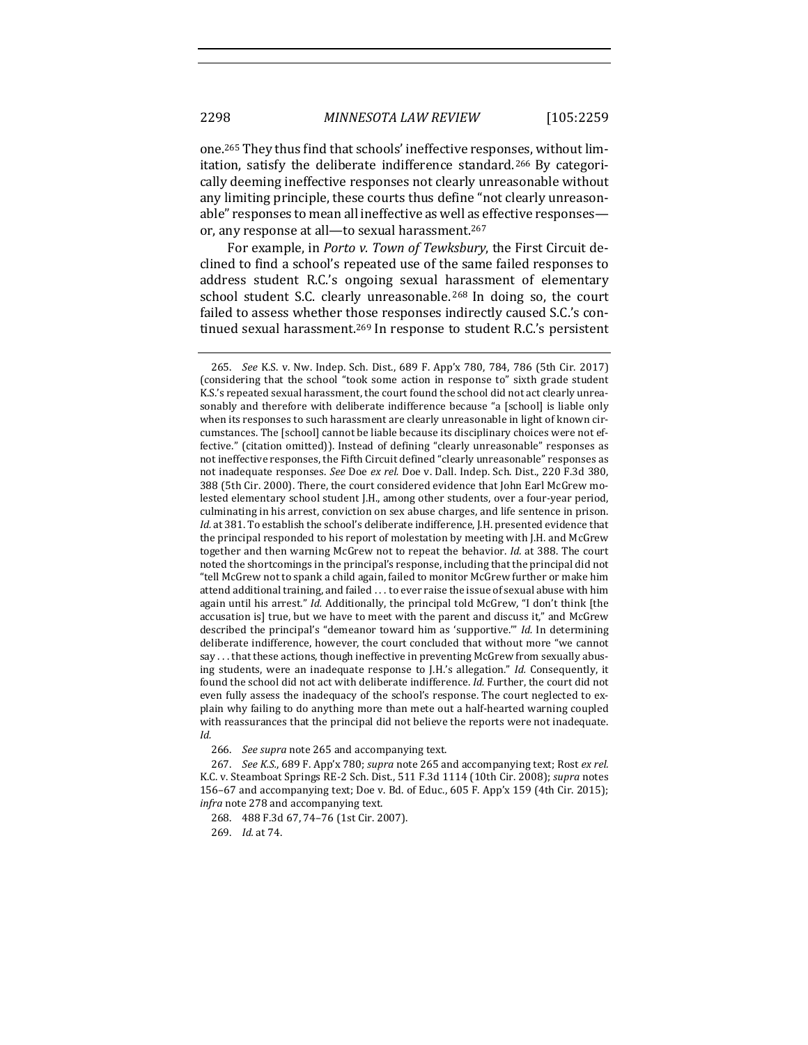one.[265] They thus find that schools' ineffective responses, without limitation, satisfy the deliberate indifference standard.[266] By categorically deeming ineffective responses not clearly unreasonable without any limiting principle, these courts thus define "not clearly unreasonable" responses to mean all ineffective as well as effective responses—or, any response at all—to sexual harassment.[267]

For example, in *Porto v. Town of Tewksbury*, the First Circuit declined to find a school's repeated use of the same failed responses to address student R.C.'s ongoing sexual harassment of elementary school student S.C. clearly unreasonable.[268] In doing so, the court failed to assess whether those responses indirectly caused S.C.'s continued sexual harassment.[269] In response to student R.C.'s persistent

---

265. *See* K.S. v. Nw. Indep. Sch. Dist., 689 F. App'x 780, 784, 786 (5th Cir. 2017) (considering that the school "took some action in response to" sixth grade student K.S.'s repeated sexual harassment, the court found the school did not act clearly unreasonably and therefore with deliberate indifference because "a [school] is liable only when its responses to such harassment are clearly unreasonable in light of known circumstances. The [school] cannot be liable because its disciplinary choices were not effective." (citation omitted)). Instead of defining "clearly unreasonable" responses as not ineffective responses, the Fifth Circuit defined "clearly unreasonable" responses as not inadequate responses. *See* Doe *ex rel.* Doe v. Dall. Indep. Sch. Dist., 220 F.3d 380, 388 (5th Cir. 2000). There, the court considered evidence that John Earl McGrew molested elementary school student J.H., among other students, over a four-year period, culminating in his arrest, conviction on sex abuse charges, and life sentence in prison. *Id.* at 381. To establish the school's deliberate indifference, J.H. presented evidence that the principal responded to his report of molestation by meeting with J.H. and McGrew together and then warning McGrew not to repeat the behavior. *Id.* at 388. The court noted the shortcomings in the principal's response, including that the principal did not "tell McGrew not to spank a child again, failed to monitor McGrew further or make him attend additional training, and failed . . . to ever raise the issue of sexual abuse with him again until his arrest." *Id.* Additionally, the principal told McGrew, "I don't think [the accusation is] true, but we have to meet with the parent and discuss it," and McGrew described the principal's "demeanor toward him as 'supportive.'" *Id.* In determining deliberate indifference, however, the court concluded that without more "we cannot say . . . that these actions, though ineffective in preventing McGrew from sexually abusing students, were an inadequate response to J.H.'s allegation." *Id.* Consequently, it found the school did not act with deliberate indifference. *Id.* Further, the court did not even fully assess the inadequacy of the school's response. The court neglected to explain why failing to do anything more than mete out a half-hearted warning coupled with reassurances that the principal did not believe the reports were not inadequate. *Id.*

266. *See supra* note 265 and accompanying text.

267. *See K.S.*, 689 F. App'x 780; *supra* note 265 and accompanying text; Rost *ex rel.* K.C. v. Steamboat Springs RE-2 Sch. Dist., 511 F.3d 1114 (10th Cir. 2008); *supra* notes 156–67 and accompanying text; Doe v. Bd. of Educ., 605 F. App'x 159 (4th Cir. 2015); *infra* note 278 and accompanying text.

268. 488 F.3d 67, 74–76 (1st Cir. 2007).

269. *Id.* at 74.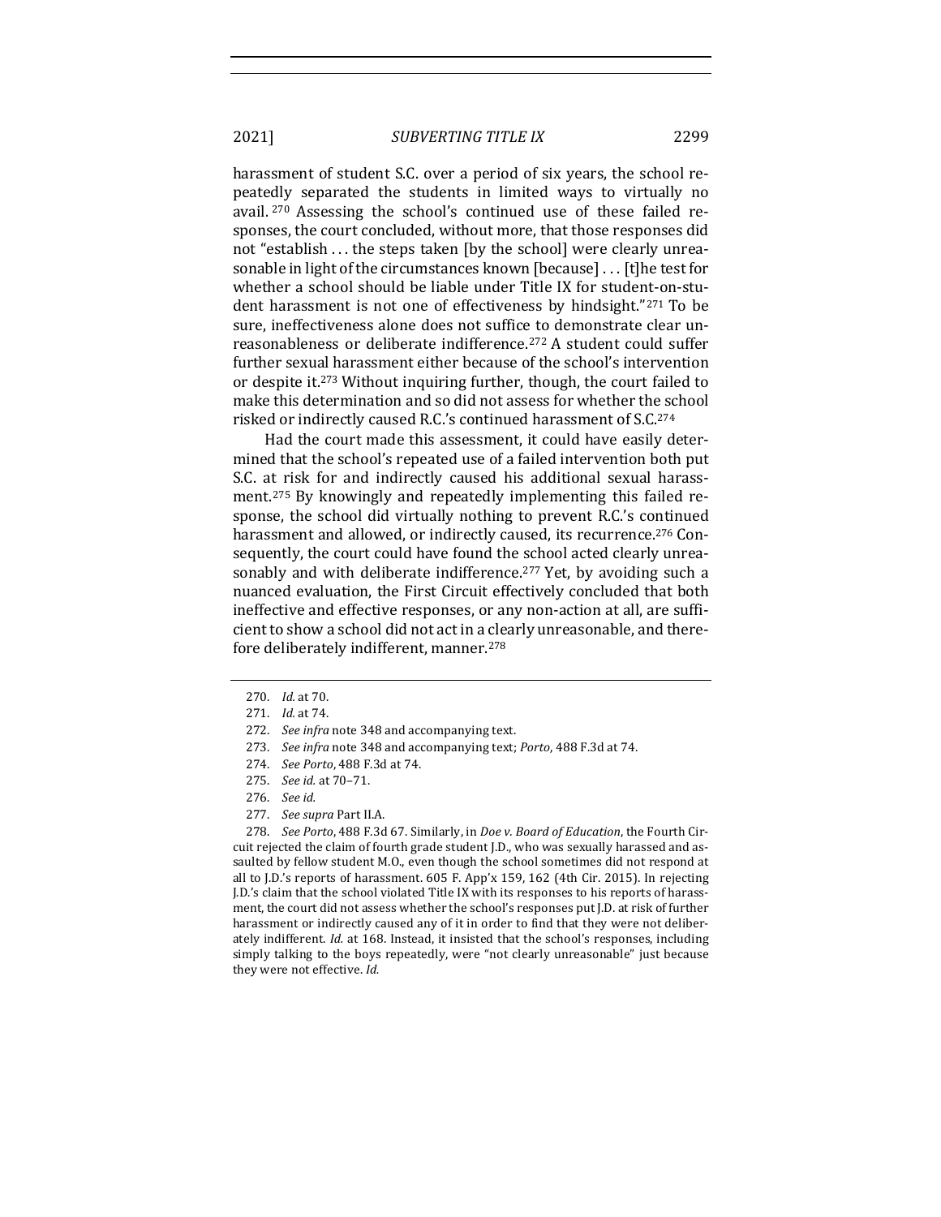harassment of student S.C. over a period of six years, the school repeatedly separated the students in limited ways to virtually no avail.[270] Assessing the school's continued use of these failed responses, the court concluded, without more, that those responses did not "establish . . . the steps taken [by the school] were clearly unreasonable in light of the circumstances known [because] . . . [t]he test for whether a school should be liable under Title IX for student-on-student harassment is not one of effectiveness by hindsight."[271] To be sure, ineffectiveness alone does not suffice to demonstrate clear unreasonableness or deliberate indifference.[272] A student could suffer further sexual harassment either because of the school's intervention or despite it.[273] Without inquiring further, though, the court failed to make this determination and so did not assess for whether the school risked or indirectly caused R.C.'s continued harassment of S.C.[274]

Had the court made this assessment, it could have easily determined that the school's repeated use of a failed intervention both put S.C. at risk for and indirectly caused his additional sexual harassment.[275] By knowingly and repeatedly implementing this failed response, the school did virtually nothing to prevent R.C.'s continued harassment and allowed, or indirectly caused, its recurrence.[276] Consequently, the court could have found the school acted clearly unreasonably and with deliberate indifference.[277] Yet, by avoiding such a nuanced evaluation, the First Circuit effectively concluded that both ineffective and effective responses, or any non-action at all, are sufficient to show a school did not act in a clearly unreasonable, and therefore deliberately indifferent, manner.[278]

---

270. *Id.* at 70.

271. *Id.* at 74.

272. *See infra* note 348 and accompanying text.

273. *See infra* note 348 and accompanying text; *Porto*, 488 F.3d at 74.

274. *See Porto*, 488 F.3d at 74.

275. *See id.* at 70–71.

276. *See id.*

277. *See supra* Part II.A.

278. *See Porto*, 488 F.3d 67. Similarly, in *Doe v. Board of Education*, the Fourth Circuit rejected the claim of fourth grade student J.D., who was sexually harassed and assaulted by fellow student M.O., even though the school sometimes did not respond at all to J.D.'s reports of harassment. 605 F. App'x 159, 162 (4th Cir. 2015). In rejecting J.D.'s claim that the school violated Title IX with its responses to his reports of harassment, the court did not assess whether the school's responses put J.D. at risk of further harassment or indirectly caused any of it in order to find that they were not deliberately indifferent. *Id.* at 168. Instead, it insisted that the school's responses, including simply talking to the boys repeatedly, were "not clearly unreasonable" just because they were not effective. *Id.*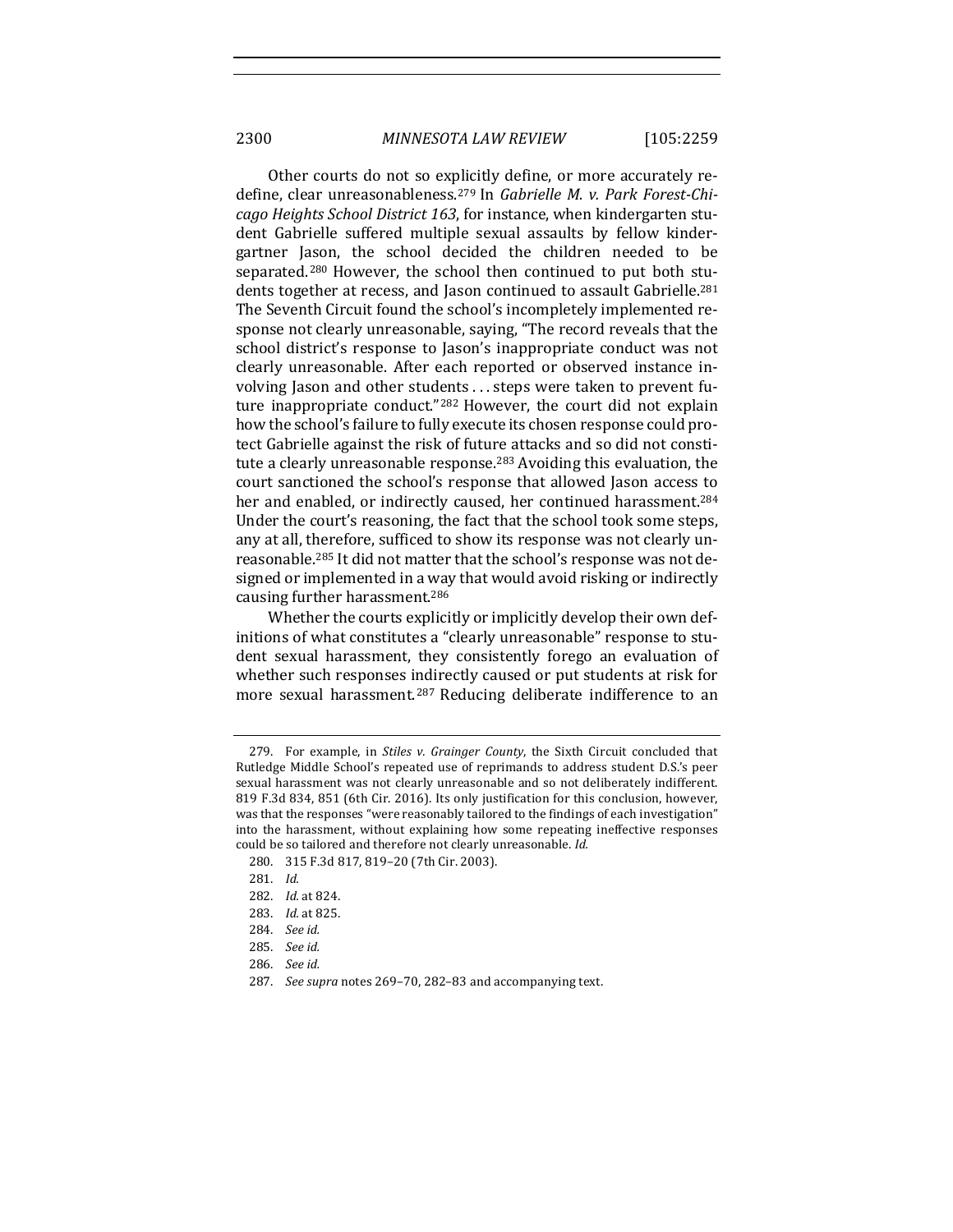Other courts do not so explicitly define, or more accurately redefine, clear unreasonableness.[279] In *Gabrielle M. v. Park Forest-Chicago Heights School District 163*, for instance, when kindergarten student Gabrielle suffered multiple sexual assaults by fellow kindergartner Jason, the school decided the children needed to be separated.[280] However, the school then continued to put both students together at recess, and Jason continued to assault Gabrielle.[281] The Seventh Circuit found the school's incompletely implemented response not clearly unreasonable, saying, "The record reveals that the school district's response to Jason's inappropriate conduct was not clearly unreasonable. After each reported or observed instance involving Jason and other students . . . steps were taken to prevent future inappropriate conduct."[282] However, the court did not explain how the school's failure to fully execute its chosen response could protect Gabrielle against the risk of future attacks and so did not constitute a clearly unreasonable response.[283] Avoiding this evaluation, the court sanctioned the school's response that allowed Jason access to her and enabled, or indirectly caused, her continued harassment.[284] Under the court's reasoning, the fact that the school took some steps, any at all, therefore, sufficed to show its response was not clearly unreasonable.[285] It did not matter that the school's response was not designed or implemented in a way that would avoid risking or indirectly causing further harassment.[286]

Whether the courts explicitly or implicitly develop their own definitions of what constitutes a "clearly unreasonable" response to student sexual harassment, they consistently forego an evaluation of whether such responses indirectly caused or put students at risk for more sexual harassment.[287] Reducing deliberate indifference to an

---

279. For example, in *Stiles v. Grainger County*, the Sixth Circuit concluded that Rutledge Middle School's repeated use of reprimands to address student D.S.'s peer sexual harassment was not clearly unreasonable and so not deliberately indifferent. 819 F.3d 834, 851 (6th Cir. 2016). Its only justification for this conclusion, however, was that the responses "were reasonably tailored to the findings of each investigation" into the harassment, without explaining how some repeating ineffective responses could be so tailored and therefore not clearly unreasonable. *Id.*

280. 315 F.3d 817, 819–20 (7th Cir. 2003).

281. *Id.*

282. *Id.* at 824.

283. *Id.* at 825.

284. *See id.*

285. *See id.*

286. *See id.*

287. *See supra* notes 269–70, 282–83 and accompanying text.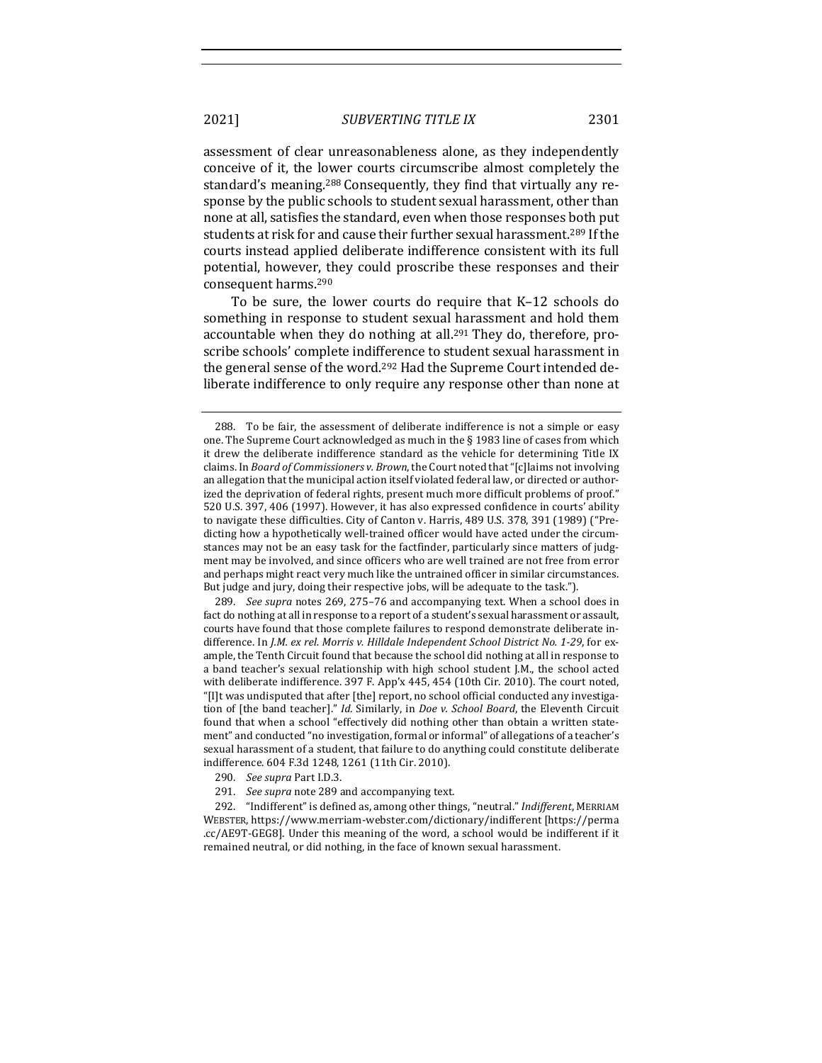assessment of clear unreasonableness alone, as they independently conceive of it, the lower courts circumscribe almost completely the standard's meaning.[288] Consequently, they find that virtually any response by the public schools to student sexual harassment, other than none at all, satisfies the standard, even when those responses both put students at risk for and cause their further sexual harassment.[289] If the courts instead applied deliberate indifference consistent with its full potential, however, they could proscribe these responses and their consequent harms.[290]

To be sure, the lower courts do require that K–12 schools do something in response to student sexual harassment and hold them accountable when they do nothing at all.[291] They do, therefore, proscribe schools' complete indifference to student sexual harassment in the general sense of the word.[292] Had the Supreme Court intended deliberate indifference to only require any response other than none at

---

288. To be fair, the assessment of deliberate indifference is not a simple or easy one. The Supreme Court acknowledged as much in the § 1983 line of cases from which it drew the deliberate indifference standard as the vehicle for determining Title IX claims. In *Board of Commissioners v. Brown*, the Court noted that "[c]laims not involving an allegation that the municipal action itself violated federal law, or directed or authorized the deprivation of federal rights, present much more difficult problems of proof." 520 U.S. 397, 406 (1997). However, it has also expressed confidence in courts' ability to navigate these difficulties. City of Canton v. Harris, 489 U.S. 378, 391 (1989) ("Predicting how a hypothetically well-trained officer would have acted under the circumstances may not be an easy task for the factfinder, particularly since matters of judgment may be involved, and since officers who are well trained are not free from error and perhaps might react very much like the untrained officer in similar circumstances. But judge and jury, doing their respective jobs, will be adequate to the task.").

289. *See supra* notes 269, 275–76 and accompanying text. When a school does in fact do nothing at all in response to a report of a student's sexual harassment or assault, courts have found that those complete failures to respond demonstrate deliberate indifference. In *J.M. ex rel. Morris v. Hilldale Independent School District No. 1-29*, for example, the Tenth Circuit found that because the school did nothing at all in response to a band teacher's sexual relationship with high school student J.M., the school acted with deliberate indifference. 397 F. App'x 445, 454 (10th Cir. 2010). The court noted, "[I]t was undisputed that after [the] report, no school official conducted any investigation of [the band teacher]." *Id.* Similarly, in *Doe v. School Board*, the Eleventh Circuit found that when a school "effectively did nothing other than obtain a written statement" and conducted "no investigation, formal or informal" of allegations of a teacher's sexual harassment of a student, that failure to do anything could constitute deliberate indifference. 604 F.3d 1248, 1261 (11th Cir. 2010).

290. *See supra* Part I.D.3.

291. *See supra* note 289 and accompanying text.

292. "Indifferent" is defined as, among other things, "neutral." *Indifferent*, MERRIAM WEBSTER, https://www.merriam-webster.com/dictionary/indifferent [https://perma.cc/AE9T-GEG8]. Under this meaning of the word, a school would be indifferent if it remained neutral, or did nothing, in the face of known sexual harassment.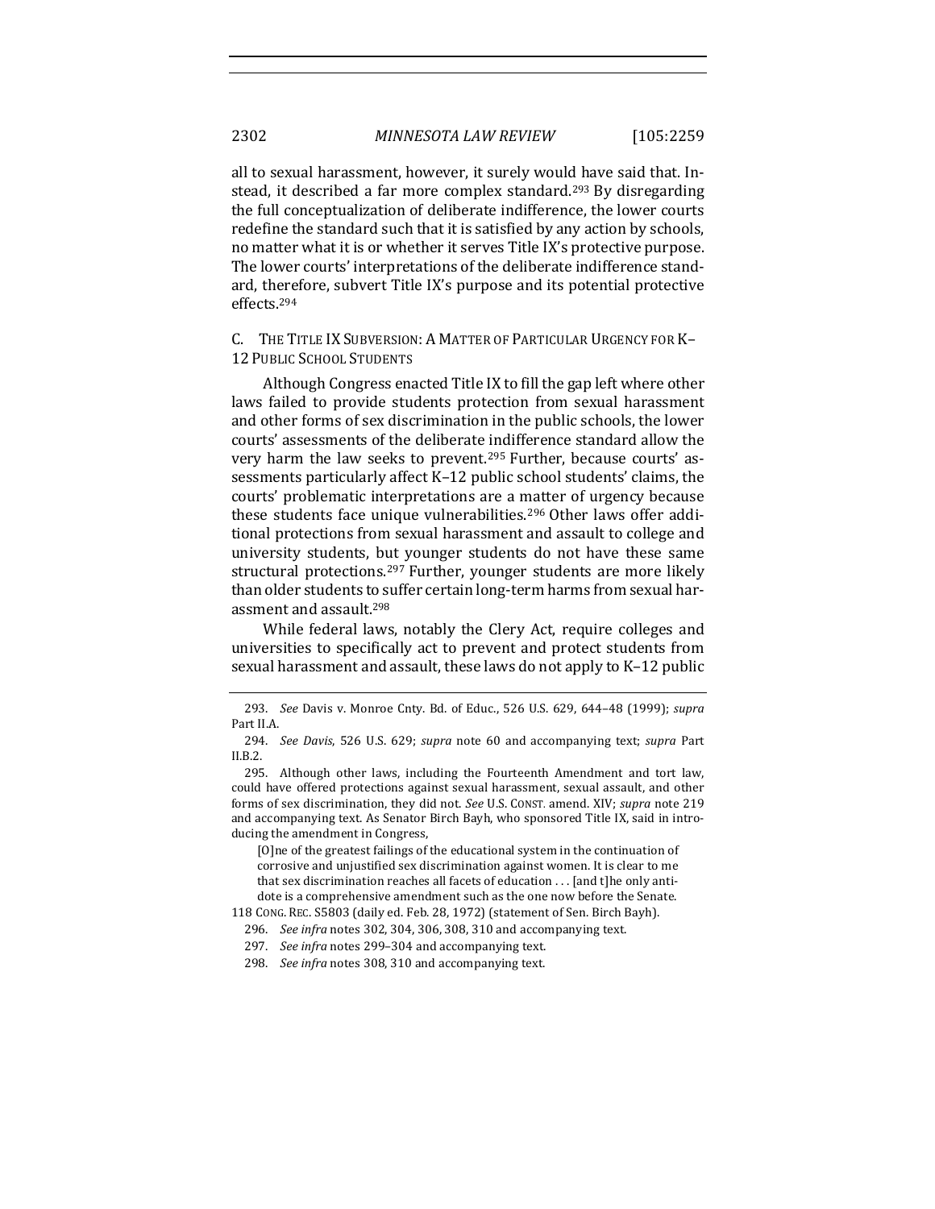all to sexual harassment, however, it surely would have said that. Instead, it described a far more complex standard.[293] By disregarding the full conceptualization of deliberate indifference, the lower courts redefine the standard such that it is satisfied by any action by schools, no matter what it is or whether it serves Title IX's protective purpose. The lower courts' interpretations of the deliberate indifference standard, therefore, subvert Title IX's purpose and its potential protective effects.[294]

### C. The Title IX Subversion: A Matter of Particular Urgency for K–12 Public School Students

Although Congress enacted Title IX to fill the gap left where other laws failed to provide students protection from sexual harassment and other forms of sex discrimination in the public schools, the lower courts' assessments of the deliberate indifference standard allow the very harm the law seeks to prevent.[295] Further, because courts' assessments particularly affect K–12 public school students' claims, the courts' problematic interpretations are a matter of urgency because these students face unique vulnerabilities.[296] Other laws offer additional protections from sexual harassment and assault to college and university students, but younger students do not have these same structural protections.[297] Further, younger students are more likely than older students to suffer certain long-term harms from sexual harassment and assault.[298]

While federal laws, notably the Clery Act, require colleges and universities to specifically act to prevent and protect students from sexual harassment and assault, these laws do not apply to K–12 public

---

293. *See* Davis v. Monroe Cnty. Bd. of Educ., 526 U.S. 629, 644–48 (1999); *supra* Part II.A.

294. *See Davis*, 526 U.S. 629; *supra* note 60 and accompanying text; *supra* Part II.B.2.

295. Although other laws, including the Fourteenth Amendment and tort law, could have offered protections against sexual harassment, sexual assault, and other forms of sex discrimination, they did not. *See* U.S. CONST. amend. XIV; *supra* note 219 and accompanying text. As Senator Birch Bayh, who sponsored Title IX, said in introducing the amendment in Congress,

> [O]ne of the greatest failings of the educational system in the continuation of corrosive and unjustified sex discrimination against women. It is clear to me that sex discrimination reaches all facets of education . . . [and t]he only antidote is a comprehensive amendment such as the one now before the Senate.

118 CONG. REC. S5803 (daily ed. Feb. 28, 1972) (statement of Sen. Birch Bayh).

296. *See infra* notes 302, 304, 306, 308, 310 and accompanying text.

297. *See infra* notes 299–304 and accompanying text.

298. *See infra* notes 308, 310 and accompanying text.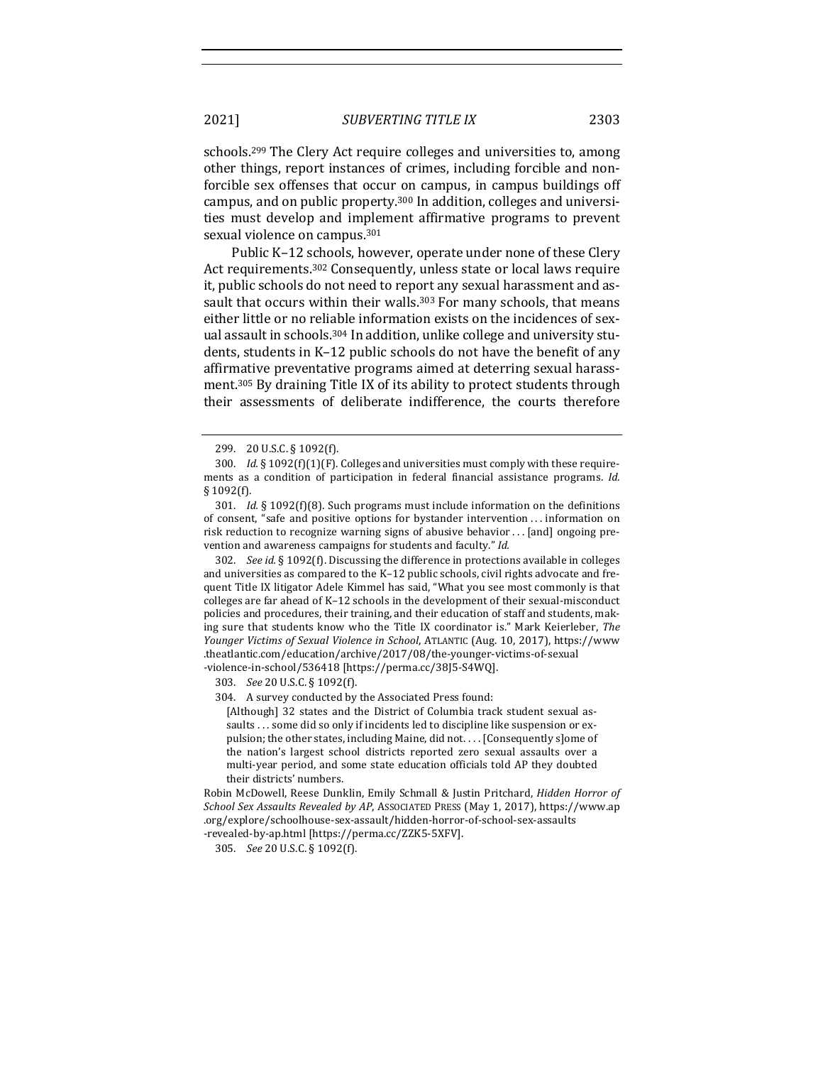schools.[299] The Clery Act require colleges and universities to, among other things, report instances of crimes, including forcible and non-forcible sex offenses that occur on campus, in campus buildings off campus, and on public property.[300] In addition, colleges and universities must develop and implement affirmative programs to prevent sexual violence on campus.[301]

Public K–12 schools, however, operate under none of these Clery Act requirements.[302] Consequently, unless state or local laws require it, public schools do not need to report any sexual harassment and assault that occurs within their walls.[303] For many schools, that means either little or no reliable information exists on the incidences of sexual assault in schools.[304] In addition, unlike college and university students, students in K–12 public schools do not have the benefit of any affirmative preventative programs aimed at deterring sexual harassment.[305] By draining Title IX of its ability to protect students through their assessments of deliberate indifference, the courts therefore

---

299. 20 U.S.C. § 1092(f).

300. *Id.* § 1092(f)(1)(F). Colleges and universities must comply with these requirements as a condition of participation in federal financial assistance programs. *Id.* § 1092(f).

301. *Id.* § 1092(f)(8). Such programs must include information on the definitions of consent, "safe and positive options for bystander intervention . . . information on risk reduction to recognize warning signs of abusive behavior . . . [and] ongoing prevention and awareness campaigns for students and faculty." *Id.*

302. *See id.* § 1092(f). Discussing the difference in protections available in colleges and universities as compared to the K–12 public schools, civil rights advocate and frequent Title IX litigator Adele Kimmel has said, "What you see most commonly is that colleges are far ahead of K–12 schools in the development of their sexual-misconduct policies and procedures, their training, and their education of staff and students, making sure that students know who the Title IX coordinator is." Mark Keierleber, *The Younger Victims of Sexual Violence in School*, ATLANTIC (Aug. 10, 2017), https://www.theatlantic.com/education/archive/2017/08/the-younger-victims-of-sexual-violence-in-school/536418 [https://perma.cc/38J5-S4WQ].

303. *See* 20 U.S.C. § 1092(f).

304. A survey conducted by the Associated Press found:

> [Although] 32 states and the District of Columbia track student sexual assaults . . . some did so only if incidents led to discipline like suspension or expulsion; the other states, including Maine, did not. . . . [Consequently s]ome of the nation's largest school districts reported zero sexual assaults over a multi-year period, and some state education officials told AP they doubted their districts' numbers.

Robin McDowell, Reese Dunklin, Emily Schmall & Justin Pritchard, *Hidden Horror of School Sex Assaults Revealed by AP*, ASSOCIATED PRESS (May 1, 2017), https://www.ap.org/explore/schoolhouse-sex-assault/hidden-horror-of-school-sex-assaults-revealed-by-ap.html [https://perma.cc/ZZK5-5XFV].

305. *See* 20 U.S.C. § 1092(f).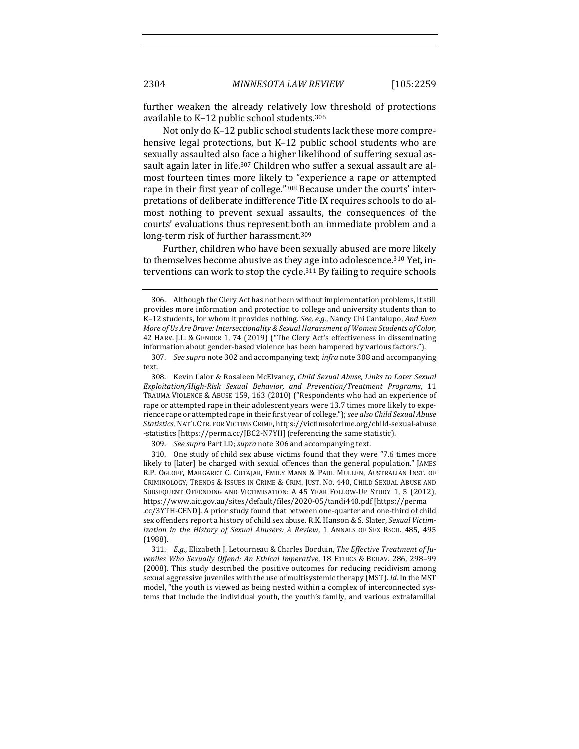further weaken the already relatively low threshold of protections available to K–12 public school students.[306]

Not only do K–12 public school students lack these more comprehensive legal protections, but K–12 public school students who are sexually assaulted also face a higher likelihood of suffering sexual assault again later in life.[307] Children who suffer a sexual assault are almost fourteen times more likely to "experience a rape or attempted rape in their first year of college."[308] Because under the courts' interpretations of deliberate indifference Title IX requires schools to do almost nothing to prevent sexual assaults, the consequences of the courts' evaluations thus represent both an immediate problem and a long-term risk of further harassment.[309]

Further, children who have been sexually abused are more likely to themselves become abusive as they age into adolescence.[310] Yet, interventions can work to stop the cycle.[311] By failing to require schools

---

306. Although the Clery Act has not been without implementation problems, it still provides more information and protection to college and university students than to K–12 students, for whom it provides nothing. *See, e.g.*, Nancy Chi Cantalupo, *And Even More of Us Are Brave: Intersectionality & Sexual Harassment of Women Students of Color*, 42 HARV. J.L. & GENDER 1, 74 (2019) ("The Clery Act's effectiveness in disseminating information about gender-based violence has been hampered by various factors.").

307. *See supra* note 302 and accompanying text; *infra* note 308 and accompanying text.

308. Kevin Lalor & Rosaleen McElvaney, *Child Sexual Abuse, Links to Later Sexual Exploitation/High-Risk Sexual Behavior, and Prevention/Treatment Programs*, 11 TRAUMA VIOLENCE & ABUSE 159, 163 (2010) ("Respondents who had an experience of rape or attempted rape in their adolescent years were 13.7 times more likely to experience rape or attempted rape in their first year of college."); *see also Child Sexual Abuse Statistics*, NAT'L CTR. FOR VICTIMS CRIME, https://victimsofcrime.org/child-sexual-abuse-statistics [https://perma.cc/JBC2-N7YH] (referencing the same statistic).

309. *See supra* Part I.D; *supra* note 306 and accompanying text.

310. One study of child sex abuse victims found that they were "7.6 times more likely to [later] be charged with sexual offences than the general population." JAMES R.P. OGLOFF, MARGARET C. CUTAJAR, EMILY MANN & PAUL MULLEN, AUSTRALIAN INST. OF CRIMINOLOGY, TRENDS & ISSUES IN CRIME & CRIM. JUST. NO. 440, CHILD SEXUAL ABUSE AND SUBSEQUENT OFFENDING AND VICTIMISATION: A 45 YEAR FOLLOW-UP STUDY 1, 5 (2012), https://www.aic.gov.au/sites/default/files/2020-05/tandi440.pdf [https://perma.cc/3YTH-CEND]. A prior study found that between one-quarter and one-third of child sex offenders report a history of child sex abuse. R.K. Hanson & S. Slater, *Sexual Victimization in the History of Sexual Abusers: A Review*, 1 ANNALS OF SEX RSCH. 485, 495 (1988).

311. *E.g.*, Elizabeth J. Letourneau & Charles Borduin, *The Effective Treatment of Juveniles Who Sexually Offend: An Ethical Imperative*, 18 ETHICS & BEHAV. 286, 298–99 (2008). This study described the positive outcomes for reducing recidivism among sexual aggressive juveniles with the use of multisystemic therapy (MST). *Id.* In the MST model, "the youth is viewed as being nested within a complex of interconnected systems that include the individual youth, the youth's family, and various extrafamilial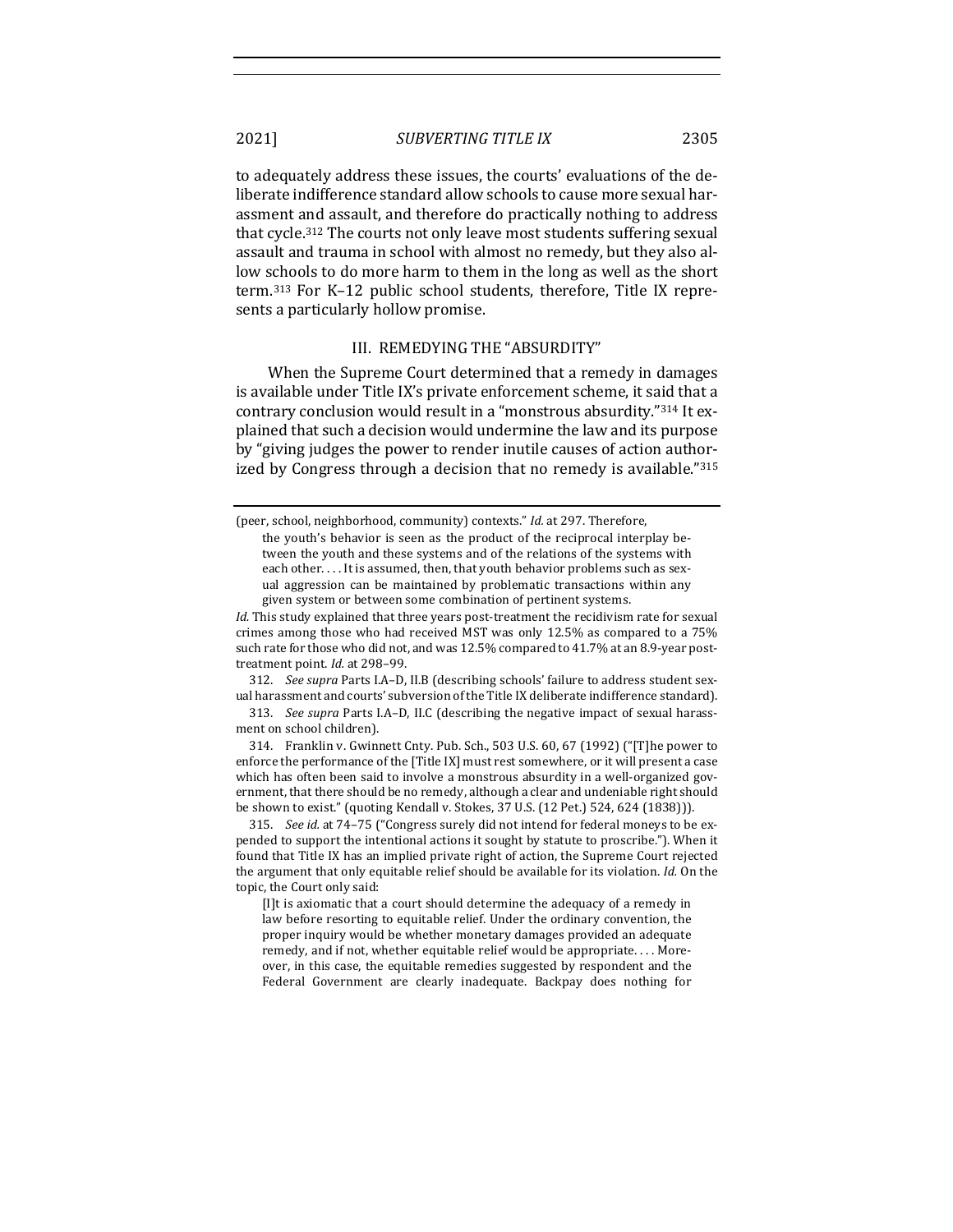to adequately address these issues, the courts' evaluations of the deliberate indifference standard allow schools to cause more sexual harassment and assault, and therefore do practically nothing to address that cycle.[312] The courts not only leave most students suffering sexual assault and trauma in school with almost no remedy, but they also allow schools to do more harm to them in the long as well as the short term.[313] For K–12 public school students, therefore, Title IX represents a particularly hollow promise.

## III. REMEDYING THE "ABSURDITY"

When the Supreme Court determined that a remedy in damages is available under Title IX's private enforcement scheme, it said that a contrary conclusion would result in a "monstrous absurdity."[314] It explained that such a decision would undermine the law and its purpose by "giving judges the power to render inutile causes of action authorized by Congress through a decision that no remedy is available."[315]

---

(peer, school, neighborhood, community) contexts." *Id.* at 297. Therefore,

> the youth's behavior is seen as the product of the reciprocal interplay between the youth and these systems and of the relations of the systems with each other. . . . It is assumed, then, that youth behavior problems such as sexual aggression can be maintained by problematic transactions within any given system or between some combination of pertinent systems.

*Id.* This study explained that three years post-treatment the recidivism rate for sexual crimes among those who had received MST was only 12.5% as compared to a 75% such rate for those who did not, and was 12.5% compared to 41.7% at an 8.9-year post-treatment point. *Id.* at 298–99.

312. *See supra* Parts I.A–D, II.B (describing schools' failure to address student sexual harassment and courts' subversion of the Title IX deliberate indifference standard).

313. *See supra* Parts I.A–D, II.C (describing the negative impact of sexual harassment on school children).

314. Franklin v. Gwinnett Cnty. Pub. Sch., 503 U.S. 60, 67 (1992) ("[T]he power to enforce the performance of the [Title IX] must rest somewhere, or it will present a case which has often been said to involve a monstrous absurdity in a well-organized government, that there should be no remedy, although a clear and undeniable right should be shown to exist." (quoting Kendall v. Stokes, 37 U.S. (12 Pet.) 524, 624 (1838))).

315. *See id.* at 74–75 ("Congress surely did not intend for federal moneys to be expended to support the intentional actions it sought by statute to proscribe."). When it found that Title IX has an implied private right of action, the Supreme Court rejected the argument that only equitable relief should be available for its violation. *Id.* On the topic, the Court only said:

> [I]t is axiomatic that a court should determine the adequacy of a remedy in law before resorting to equitable relief. Under the ordinary convention, the proper inquiry would be whether monetary damages provided an adequate remedy, and if not, whether equitable relief would be appropriate. . . . Moreover, in this case, the equitable remedies suggested by respondent and the Federal Government are clearly inadequate. Backpay does nothing for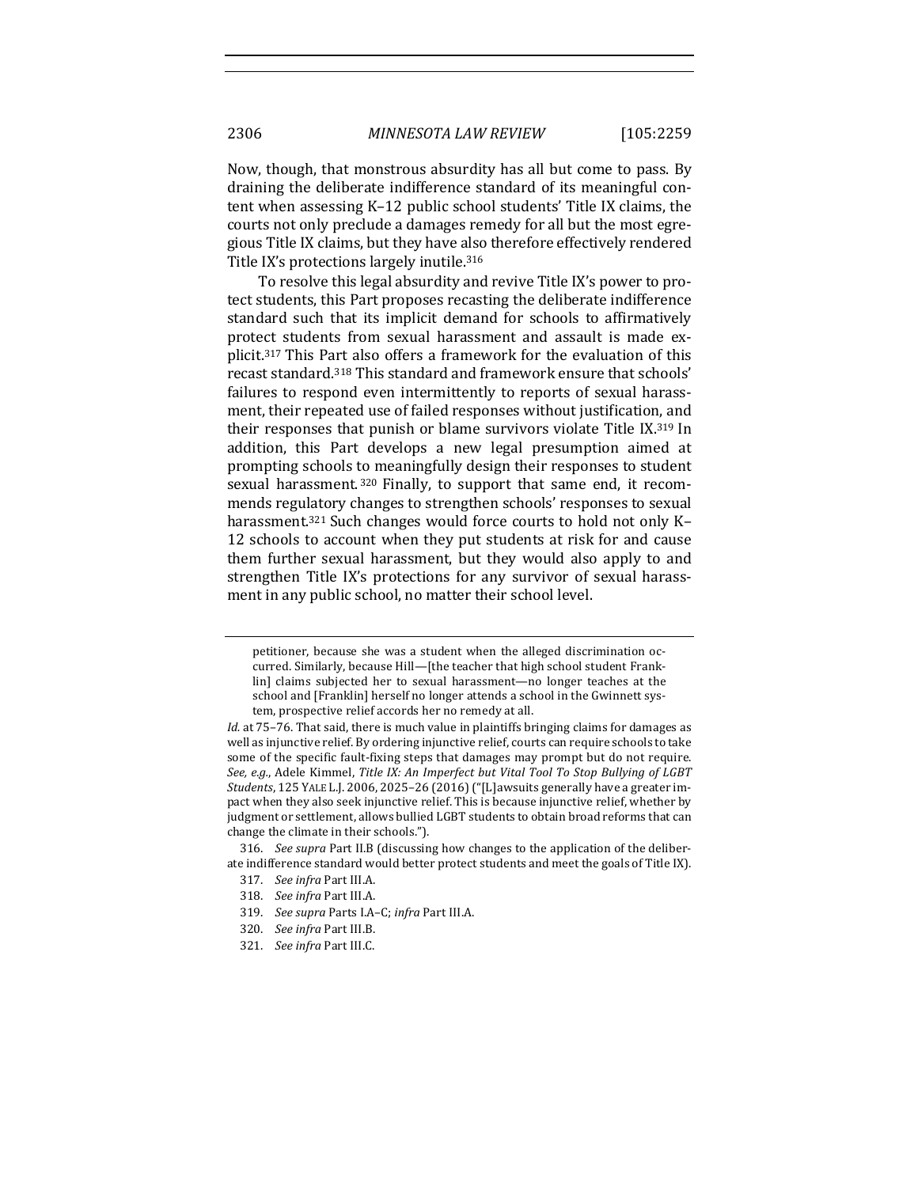Now, though, that monstrous absurdity has all but come to pass. By draining the deliberate indifference standard of its meaningful content when assessing K–12 public school students' Title IX claims, the courts not only preclude a damages remedy for all but the most egregious Title IX claims, but they have also therefore effectively rendered Title IX's protections largely inutile.[316]

To resolve this legal absurdity and revive Title IX's power to protect students, this Part proposes recasting the deliberate indifference standard such that its implicit demand for schools to affirmatively protect students from sexual harassment and assault is made explicit.[317] This Part also offers a framework for the evaluation of this recast standard.[318] This standard and framework ensure that schools' failures to respond even intermittently to reports of sexual harassment, their repeated use of failed responses without justification, and their responses that punish or blame survivors violate Title IX.[319] In addition, this Part develops a new legal presumption aimed at prompting schools to meaningfully design their responses to student sexual harassment.[320] Finally, to support that same end, it recommends regulatory changes to strengthen schools' responses to sexual harassment.[321] Such changes would force courts to hold not only K–12 schools to account when they put students at risk for and cause them further sexual harassment, but they would also apply to and strengthen Title IX's protections for any survivor of sexual harassment in any public school, no matter their school level.

---

> petitioner, because she was a student when the alleged discrimination occurred. Similarly, because Hill—[the teacher that high school student Franklin] claims subjected her to sexual harassment—no longer teaches at the school and [Franklin] herself no longer attends a school in the Gwinnett system, prospective relief accords her no remedy at all.

*Id.* at 75–76. That said, there is much value in plaintiffs bringing claims for damages as well as injunctive relief. By ordering injunctive relief, courts can require schools to take some of the specific fault-fixing steps that damages may prompt but do not require. *See, e.g.*, Adele Kimmel, *Title IX: An Imperfect but Vital Tool To Stop Bullying of LGBT Students*, 125 YALE L.J. 2006, 2025–26 (2016) ("[L]awsuits generally have a greater impact when they also seek injunctive relief. This is because injunctive relief, whether by judgment or settlement, allows bullied LGBT students to obtain broad reforms that can change the climate in their schools.").

316. *See supra* Part II.B (discussing how changes to the application of the deliberate indifference standard would better protect students and meet the goals of Title IX).

317. *See infra* Part III.A.

318. *See infra* Part III.A.

319. *See supra* Parts I.A–C; *infra* Part III.A.

320. *See infra* Part III.B.

321. *See infra* Part III.C.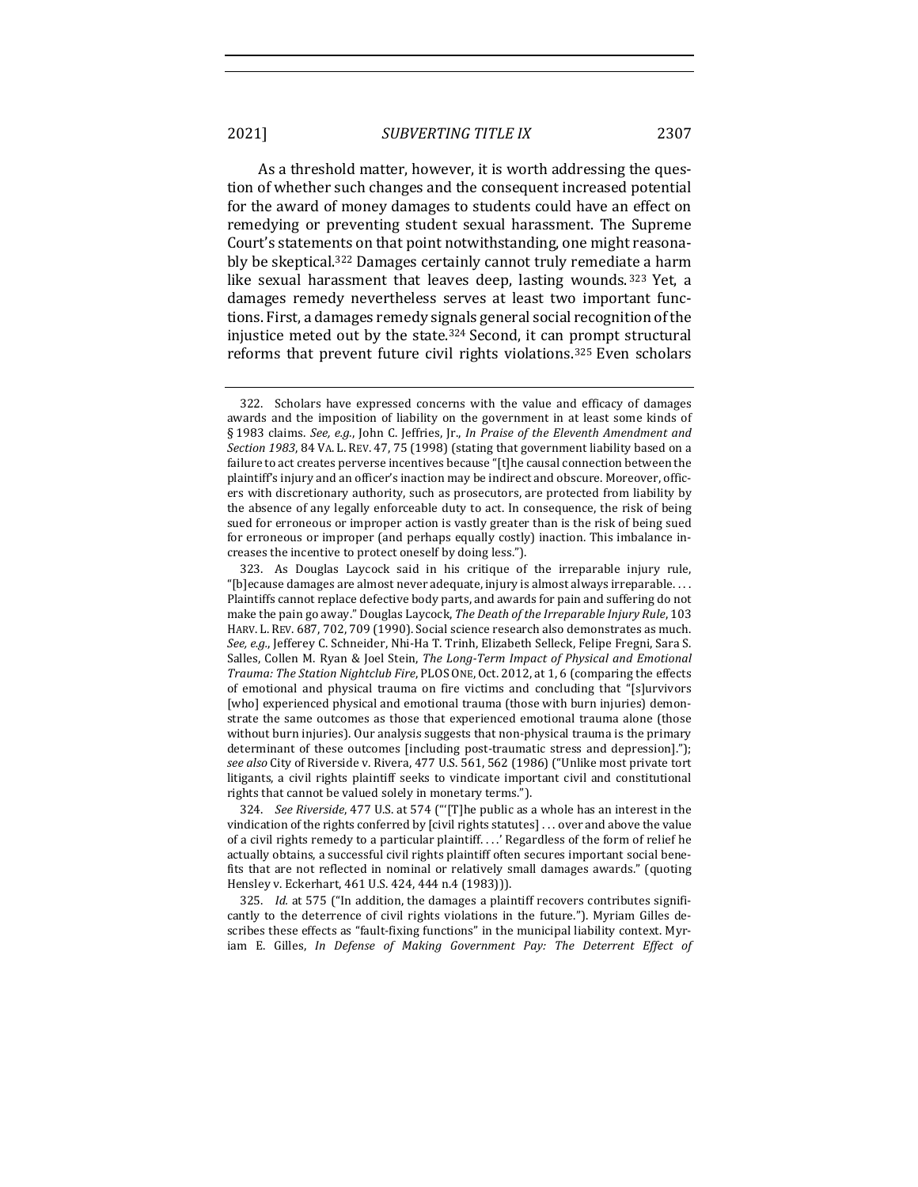As a threshold matter, however, it is worth addressing the question of whether such changes and the consequent increased potential for the award of money damages to students could have an effect on remedying or preventing student sexual harassment. The Supreme Court's statements on that point notwithstanding, one might reasonably be skeptical.[322] Damages certainly cannot truly remediate a harm like sexual harassment that leaves deep, lasting wounds.[323] Yet, a damages remedy nevertheless serves at least two important functions. First, a damages remedy signals general social recognition of the injustice meted out by the state.[324] Second, it can prompt structural reforms that prevent future civil rights violations.[325] Even scholars

---

322. Scholars have expressed concerns with the value and efficacy of damages awards and the imposition of liability on the government in at least some kinds of § 1983 claims. *See, e.g.*, John C. Jeffries, Jr., *In Praise of the Eleventh Amendment and Section 1983*, 84 VA. L. REV. 47, 75 (1998) (stating that government liability based on a failure to act creates perverse incentives because "[t]he causal connection between the plaintiff's injury and an officer's inaction may be indirect and obscure. Moreover, officers with discretionary authority, such as prosecutors, are protected from liability by the absence of any legally enforceable duty to act. In consequence, the risk of being sued for erroneous or improper action is vastly greater than is the risk of being sued for erroneous or improper (and perhaps equally costly) inaction. This imbalance increases the incentive to protect oneself by doing less.").

323. As Douglas Laycock said in his critique of the irreparable injury rule, "[b]ecause damages are almost never adequate, injury is almost always irreparable. . . . Plaintiffs cannot replace defective body parts, and awards for pain and suffering do not make the pain go away." Douglas Laycock, *The Death of the Irreparable Injury Rule*, 103 HARV. L. REV. 687, 702, 709 (1990). Social science research also demonstrates as much. *See, e.g.*, Jefferey C. Schneider, Nhi-Ha T. Trinh, Elizabeth Selleck, Felipe Fregni, Sara S. Salles, Collen M. Ryan & Joel Stein, *The Long-Term Impact of Physical and Emotional Trauma: The Station Nightclub Fire*, PLOS ONE, Oct. 2012, at 1, 6 (comparing the effects of emotional and physical trauma on fire victims and concluding that "[s]urvivors [who] experienced physical and emotional trauma (those with burn injuries) demonstrate the same outcomes as those that experienced emotional trauma alone (those without burn injuries). Our analysis suggests that non-physical trauma is the primary determinant of these outcomes [including post-traumatic stress and depression]."); *see also* City of Riverside v. Rivera, 477 U.S. 561, 562 (1986) ("Unlike most private tort litigants, a civil rights plaintiff seeks to vindicate important civil and constitutional rights that cannot be valued solely in monetary terms.").

324. *See Riverside*, 477 U.S. at 574 ("'[T]he public as a whole has an interest in the vindication of the rights conferred by [civil rights statutes] . . . over and above the value of a civil rights remedy to a particular plaintiff. . . .' Regardless of the form of relief he actually obtains, a successful civil rights plaintiff often secures important social benefits that are not reflected in nominal or relatively small damages awards." (quoting Hensley v. Eckerhart, 461 U.S. 424, 444 n.4 (1983))).

325. *Id.* at 575 ("In addition, the damages a plaintiff recovers contributes significantly to the deterrence of civil rights violations in the future."). Myriam Gilles describes these effects as "fault-fixing functions" in the municipal liability context. Myriam E. Gilles, *In Defense of Making Government Pay: The Deterrent Effect of*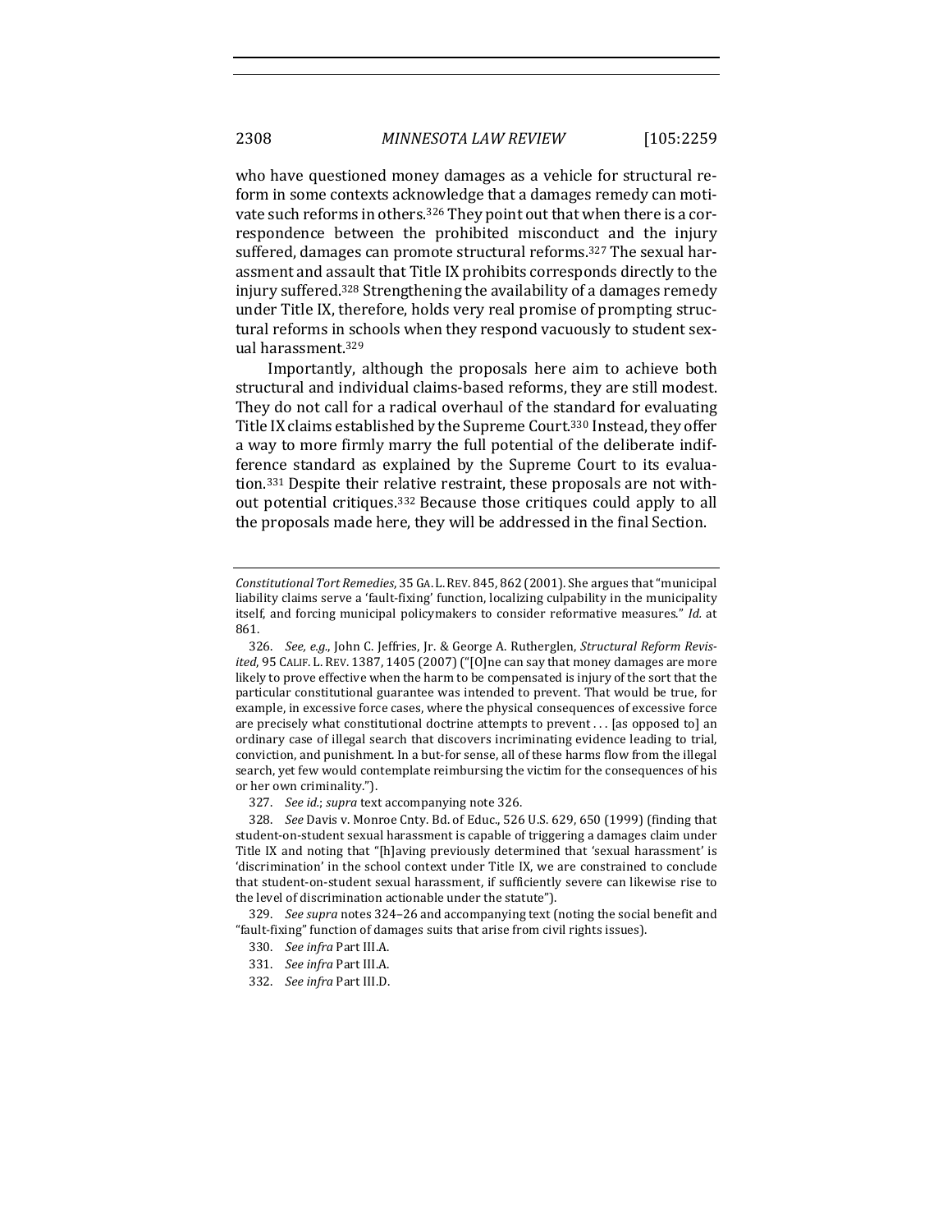who have questioned money damages as a vehicle for structural reform in some contexts acknowledge that a damages remedy can motivate such reforms in others.[326] They point out that when there is a correspondence between the prohibited misconduct and the injury suffered, damages can promote structural reforms.[327] The sexual harassment and assault that Title IX prohibits corresponds directly to the injury suffered.[328] Strengthening the availability of a damages remedy under Title IX, therefore, holds very real promise of prompting structural reforms in schools when they respond vacuously to student sexual harassment.[329]

Importantly, although the proposals here aim to achieve both structural and individual claims-based reforms, they are still modest. They do not call for a radical overhaul of the standard for evaluating Title IX claims established by the Supreme Court.[330] Instead, they offer a way to more firmly marry the full potential of the deliberate indifference standard as explained by the Supreme Court to its evaluation.[331] Despite their relative restraint, these proposals are not without potential critiques.[332] Because those critiques could apply to all the proposals made here, they will be addressed in the final Section.

---

*Constitutional Tort Remedies*, 35 GA. L. REV. 845, 862 (2001). She argues that "municipal liability claims serve a 'fault-fixing' function, localizing culpability in the municipality itself, and forcing municipal policymakers to consider reformative measures." *Id.* at 861.

326. *See, e.g.*, John C. Jeffries, Jr. & George A. Rutherglen, *Structural Reform Revisited*, 95 CALIF. L. REV. 1387, 1405 (2007) ("[O]ne can say that money damages are more likely to prove effective when the harm to be compensated is injury of the sort that the particular constitutional guarantee was intended to prevent. That would be true, for example, in excessive force cases, where the physical consequences of excessive force are precisely what constitutional doctrine attempts to prevent . . . [as opposed to] an ordinary case of illegal search that discovers incriminating evidence leading to trial, conviction, and punishment. In a but-for sense, all of these harms flow from the illegal search, yet few would contemplate reimbursing the victim for the consequences of his or her own criminality.").

327. *See id.*; *supra* text accompanying note 326.

328. *See* Davis v. Monroe Cnty. Bd. of Educ., 526 U.S. 629, 650 (1999) (finding that student-on-student sexual harassment is capable of triggering a damages claim under Title IX and noting that "[h]aving previously determined that 'sexual harassment' is 'discrimination' in the school context under Title IX, we are constrained to conclude that student-on-student sexual harassment, if sufficiently severe can likewise rise to the level of discrimination actionable under the statute").

329. *See supra* notes 324–26 and accompanying text (noting the social benefit and "fault-fixing" function of damages suits that arise from civil rights issues).

330. *See infra* Part III.A.

331. *See infra* Part III.A.

332. *See infra* Part III.D.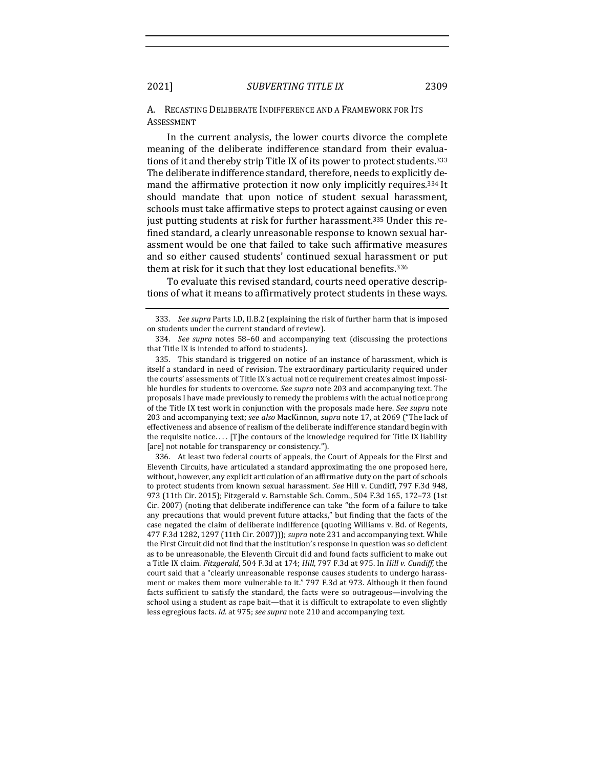### A. Recasting Deliberate Indifference and a Framework for Its Assessment

In the current analysis, the lower courts divorce the complete meaning of the deliberate indifference standard from their evaluations of it and thereby strip Title IX of its power to protect students.[333] The deliberate indifference standard, therefore, needs to explicitly demand the affirmative protection it now only implicitly requires.[334] It should mandate that upon notice of student sexual harassment, schools must take affirmative steps to protect against causing or even just putting students at risk for further harassment.[335] Under this refined standard, a clearly unreasonable response to known sexual harassment would be one that failed to take such affirmative measures and so either caused students' continued sexual harassment or put them at risk for it such that they lost educational benefits.[336]

To evaluate this revised standard, courts need operative descriptions of what it means to affirmatively protect students in these ways.

---

333. *See supra* Parts I.D, II.B.2 (explaining the risk of further harm that is imposed on students under the current standard of review).

334. *See supra* notes 58–60 and accompanying text (discussing the protections that Title IX is intended to afford to students).

335. This standard is triggered on notice of an instance of harassment, which is itself a standard in need of revision. The extraordinary particularity required under the courts' assessments of Title IX's actual notice requirement creates almost impossible hurdles for students to overcome. *See supra* note 203 and accompanying text. The proposals I have made previously to remedy the problems with the actual notice prong of the Title IX test work in conjunction with the proposals made here. *See supra* note 203 and accompanying text; *see also* MacKinnon, *supra* note 17, at 2069 ("The lack of effectiveness and absence of realism of the deliberate indifference standard begin with the requisite notice. . . . [T]he contours of the knowledge required for Title IX liability [are] not notable for transparency or consistency.").

336. At least two federal courts of appeals, the Court of Appeals for the First and Eleventh Circuits, have articulated a standard approximating the one proposed here, without, however, any explicit articulation of an affirmative duty on the part of schools to protect students from known sexual harassment. *See* Hill v. Cundiff, 797 F.3d 948, 973 (11th Cir. 2015); Fitzgerald v. Barnstable Sch. Comm., 504 F.3d 165, 172–73 (1st Cir. 2007) (noting that deliberate indifference can take "the form of a failure to take any precautions that would prevent future attacks," but finding that the facts of the case negated the claim of deliberate indifference (quoting Williams v. Bd. of Regents, 477 F.3d 1282, 1297 (11th Cir. 2007))); *supra* note 231 and accompanying text. While the First Circuit did not find that the institution's response in question was so deficient as to be unreasonable, the Eleventh Circuit did and found facts sufficient to make out a Title IX claim. *Fitzgerald*, 504 F.3d at 174; *Hill*, 797 F.3d at 975. In *Hill v. Cundiff*, the court said that a "clearly unreasonable response causes students to undergo harassment or makes them more vulnerable to it." 797 F.3d at 973. Although it then found facts sufficient to satisfy the standard, the facts were so outrageous—involving the school using a student as rape bait—that it is difficult to extrapolate to even slightly less egregious facts. *Id.* at 975; *see supra* note 210 and accompanying text.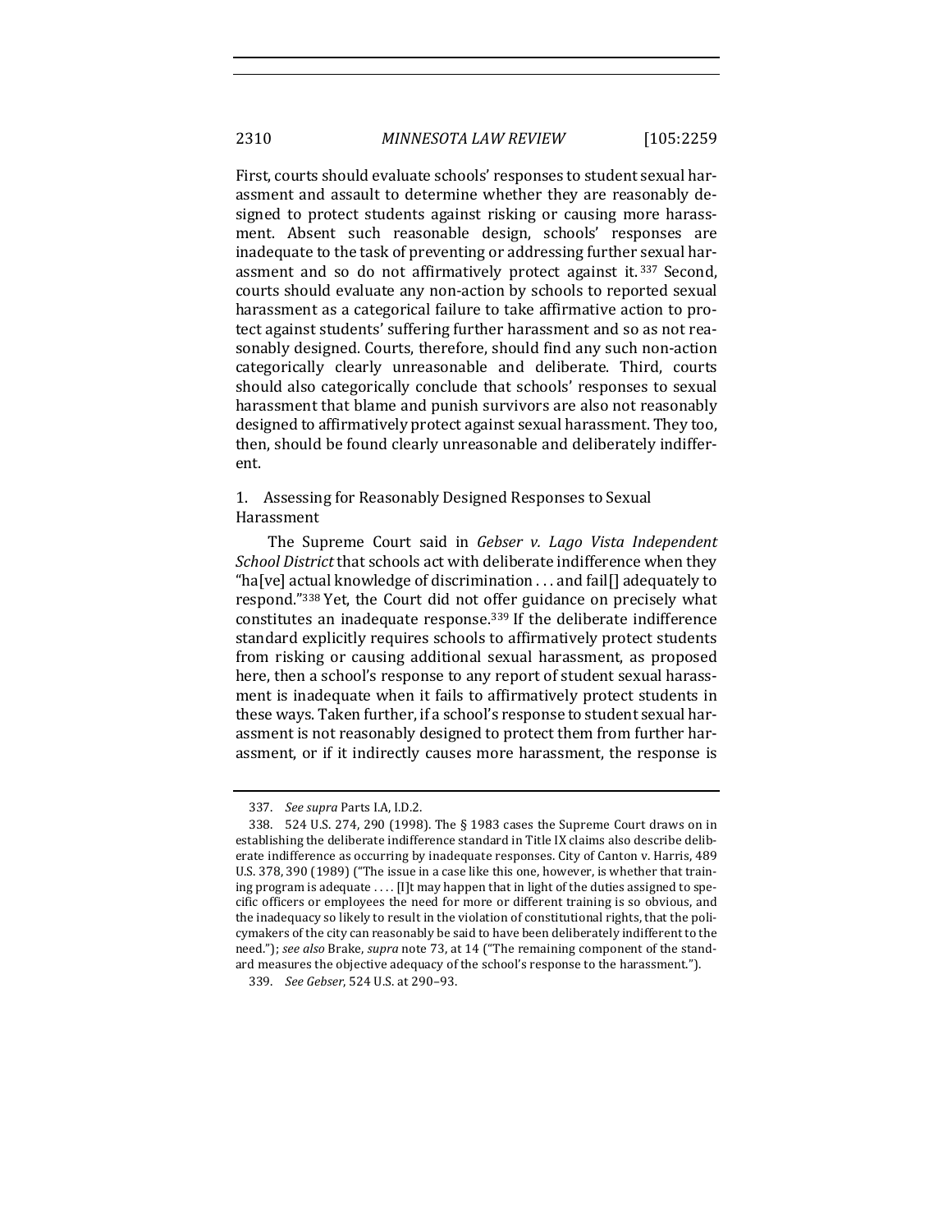First, courts should evaluate schools' responses to student sexual harassment and assault to determine whether they are reasonably designed to protect students against risking or causing more harassment. Absent such reasonable design, schools' responses are inadequate to the task of preventing or addressing further sexual harassment and so do not affirmatively protect against it.[337] Second, courts should evaluate any non-action by schools to reported sexual harassment as a categorical failure to take affirmative action to protect against students' suffering further harassment and so as not reasonably designed. Courts, therefore, should find any such non-action categorically clearly unreasonable and deliberate. Third, courts should also categorically conclude that schools' responses to sexual harassment that blame and punish survivors are also not reasonably designed to affirmatively protect against sexual harassment. They too, then, should be found clearly unreasonable and deliberately indifferent.

### 1. Assessing for Reasonably Designed Responses to Sexual Harassment

The Supreme Court said in *Gebser v. Lago Vista Independent School District* that schools act with deliberate indifference when they "ha[ve] actual knowledge of discrimination . . . and fail[] adequately to respond."[338] Yet, the Court did not offer guidance on precisely what constitutes an inadequate response.[339] If the deliberate indifference standard explicitly requires schools to affirmatively protect students from risking or causing additional sexual harassment, as proposed here, then a school's response to any report of student sexual harassment is inadequate when it fails to affirmatively protect students in these ways. Taken further, if a school's response to student sexual harassment is not reasonably designed to protect them from further harassment, or if it indirectly causes more harassment, the response is

---

337. *See supra* Parts I.A, I.D.2.

338. 524 U.S. 274, 290 (1998). The § 1983 cases the Supreme Court draws on in establishing the deliberate indifference standard in Title IX claims also describe deliberate indifference as occurring by inadequate responses. City of Canton v. Harris, 489 U.S. 378, 390 (1989) ("The issue in a case like this one, however, is whether that training program is adequate . . . . [I]t may happen that in light of the duties assigned to specific officers or employees the need for more or different training is so obvious, and the inadequacy so likely to result in the violation of constitutional rights, that the policymakers of the city can reasonably be said to have been deliberately indifferent to the need."); *see also* Brake, *supra* note 73, at 14 ("The remaining component of the standard measures the objective adequacy of the school's response to the harassment.").

339. *See Gebser*, 524 U.S. at 290–93.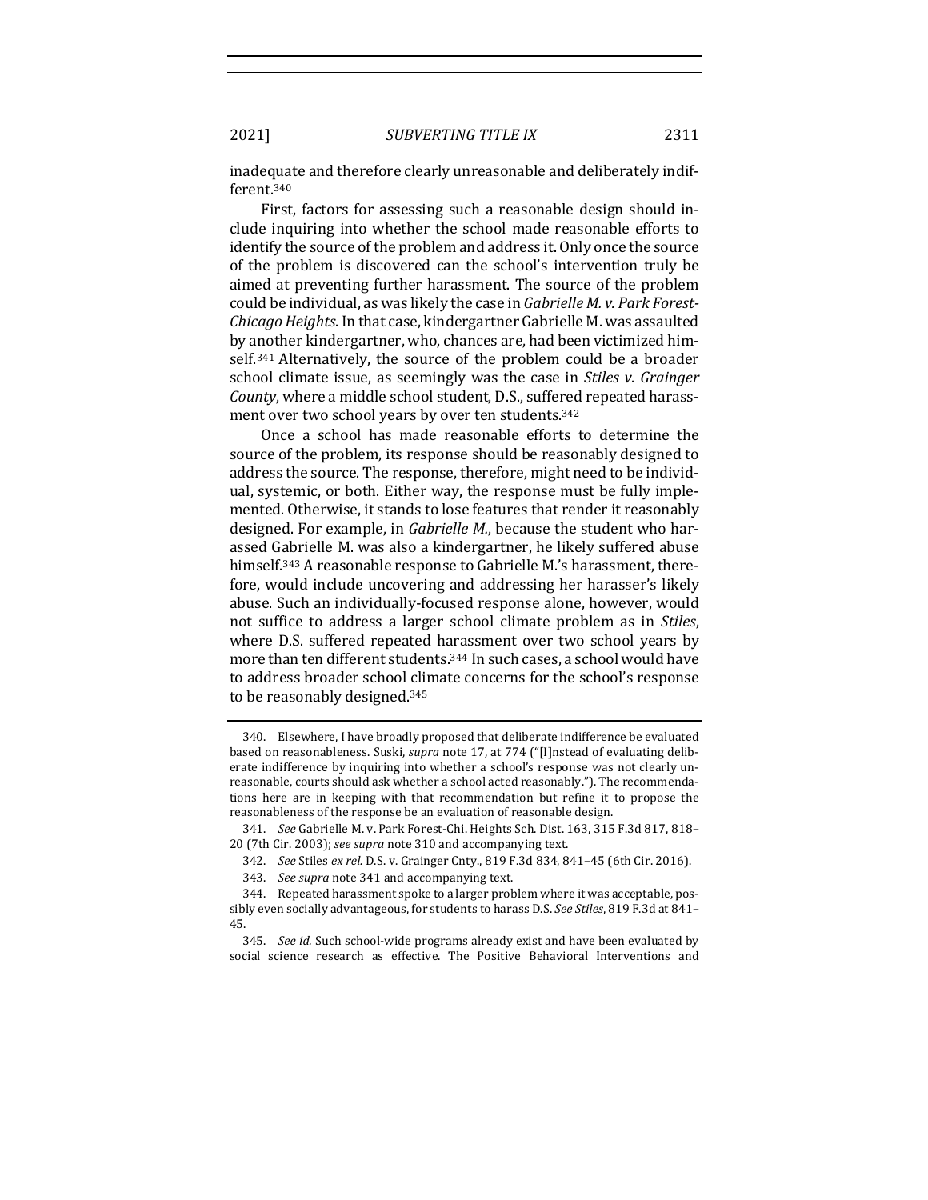inadequate and therefore clearly unreasonable and deliberately indifferent.[340]

First, factors for assessing such a reasonable design should include inquiring into whether the school made reasonable efforts to identify the source of the problem and address it. Only once the source of the problem is discovered can the school's intervention truly be aimed at preventing further harassment. The source of the problem could be individual, as was likely the case in *Gabrielle M. v. Park Forest-Chicago Heights*. In that case, kindergartner Gabrielle M. was assaulted by another kindergartner, who, chances are, had been victimized himself.[341] Alternatively, the source of the problem could be a broader school climate issue, as seemingly was the case in *Stiles v. Grainger County*, where a middle school student, D.S., suffered repeated harassment over two school years by over ten students.[342]

Once a school has made reasonable efforts to determine the source of the problem, its response should be reasonably designed to address the source. The response, therefore, might need to be individual, systemic, or both. Either way, the response must be fully implemented. Otherwise, it stands to lose features that render it reasonably designed. For example, in *Gabrielle M.*, because the student who harassed Gabrielle M. was also a kindergartner, he likely suffered abuse himself.[343] A reasonable response to Gabrielle M.'s harassment, therefore, would include uncovering and addressing her harasser's likely abuse. Such an individually-focused response alone, however, would not suffice to address a larger school climate problem as in *Stiles*, where D.S. suffered repeated harassment over two school years by more than ten different students.[344] In such cases, a school would have to address broader school climate concerns for the school's response to be reasonably designed.[345]

---

340. Elsewhere, I have broadly proposed that deliberate indifference be evaluated based on reasonableness. Suski, *supra* note 17, at 774 ("[I]nstead of evaluating deliberate indifference by inquiring into whether a school's response was not clearly unreasonable, courts should ask whether a school acted reasonably."). The recommendations here are in keeping with that recommendation but refine it to propose the reasonableness of the response be an evaluation of reasonable design.

341. *See* Gabrielle M. v. Park Forest-Chi. Heights Sch. Dist. 163, 315 F.3d 817, 818–20 (7th Cir. 2003); *see supra* note 310 and accompanying text.

342. *See* Stiles *ex rel.* D.S. v. Grainger Cnty., 819 F.3d 834, 841–45 (6th Cir. 2016).

343. *See supra* note 341 and accompanying text.

344. Repeated harassment spoke to a larger problem where it was acceptable, possibly even socially advantageous, for students to harass D.S. *See Stiles*, 819 F.3d at 841–45.

345. *See id.* Such school-wide programs already exist and have been evaluated by social science research as effective. The Positive Behavioral Interventions and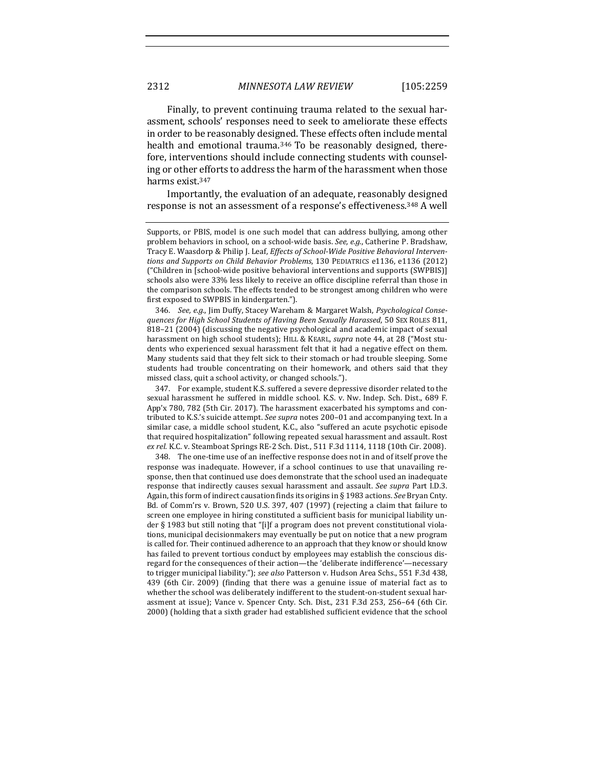Finally, to prevent continuing trauma related to the sexual harassment, schools' responses need to seek to ameliorate these effects in order to be reasonably designed. These effects often include mental health and emotional trauma.[346] To be reasonably designed, therefore, interventions should include connecting students with counseling or other efforts to address the harm of the harassment when those harms exist.[347]

Importantly, the evaluation of an adequate, reasonably designed response is not an assessment of a response's effectiveness.[348] A well

---

Supports, or PBIS, model is one such model that can address bullying, among other problem behaviors in school, on a school-wide basis. *See, e.g.*, Catherine P. Bradshaw, Tracy E. Waasdorp & Philip J. Leaf, *Effects of School-Wide Positive Behavioral Interventions and Supports on Child Behavior Problems*, 130 PEDIATRICS e1136, e1136 (2012) ("Children in [school-wide positive behavioral interventions and supports (SWPBIS)] schools also were 33% less likely to receive an office discipline referral than those in the comparison schools. The effects tended to be strongest among children who were first exposed to SWPBIS in kindergarten.").

346. *See, e.g.*, Jim Duffy, Stacey Wareham & Margaret Walsh, *Psychological Consequences for High School Students of Having Been Sexually Harassed*, 50 SEX ROLES 811, 818–21 (2004) (discussing the negative psychological and academic impact of sexual harassment on high school students); HILL & KEARL, *supra* note 44, at 28 ("Most students who experienced sexual harassment felt that it had a negative effect on them. Many students said that they felt sick to their stomach or had trouble sleeping. Some students had trouble concentrating on their homework, and others said that they missed class, quit a school activity, or changed schools.").

347. For example, student K.S. suffered a severe depressive disorder related to the sexual harassment he suffered in middle school. K.S. v. Nw. Indep. Sch. Dist., 689 F. App'x 780, 782 (5th Cir. 2017). The harassment exacerbated his symptoms and contributed to K.S.'s suicide attempt. *See supra* notes 200–01 and accompanying text. In a similar case, a middle school student, K.C., also "suffered an acute psychotic episode that required hospitalization" following repeated sexual harassment and assault. Rost *ex rel.* K.C. v. Steamboat Springs RE-2 Sch. Dist., 511 F.3d 1114, 1118 (10th Cir. 2008).

348. The one-time use of an ineffective response does not in and of itself prove the response was inadequate. However, if a school continues to use that unavailing response, then that continued use does demonstrate that the school used an inadequate response that indirectly causes sexual harassment and assault. *See supra* Part I.D.3. Again, this form of indirect causation finds its origins in § 1983 actions. *See* Bryan Cnty. Bd. of Comm'rs v. Brown, 520 U.S. 397, 407 (1997) (rejecting a claim that failure to screen one employee in hiring constituted a sufficient basis for municipal liability under § 1983 but still noting that "[i]f a program does not prevent constitutional violations, municipal decisionmakers may eventually be put on notice that a new program is called for. Their continued adherence to an approach that they know or should know has failed to prevent tortious conduct by employees may establish the conscious disregard for the consequences of their action—the 'deliberate indifference'—necessary to trigger municipal liability."); *see also* Patterson v. Hudson Area Schs., 551 F.3d 438, 439 (6th Cir. 2009) (finding that there was a genuine issue of material fact as to whether the school was deliberately indifferent to the student-on-student sexual harassment at issue); Vance v. Spencer Cnty. Sch. Dist., 231 F.3d 253, 256–64 (6th Cir. 2000) (holding that a sixth grader had established sufficient evidence that the school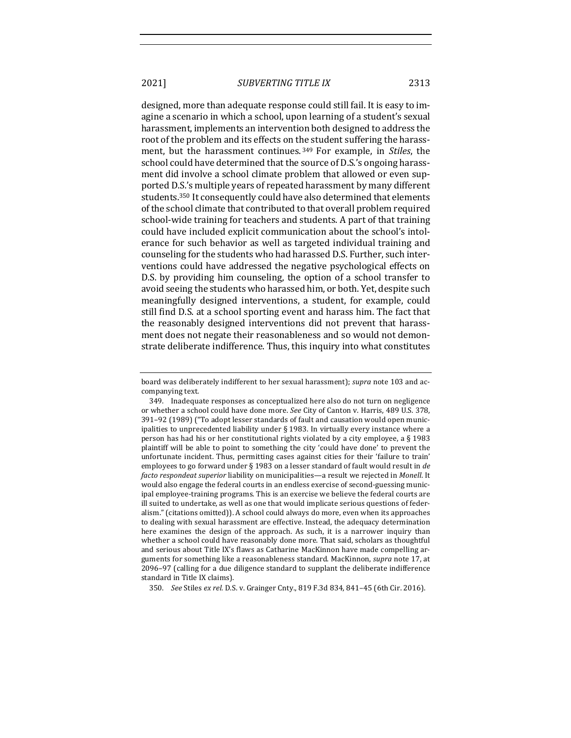designed, more than adequate response could still fail. It is easy to imagine a scenario in which a school, upon learning of a student's sexual harassment, implements an intervention both designed to address the root of the problem and its effects on the student suffering the harassment, but the harassment continues.[349] For example, in *Stiles*, the school could have determined that the source of D.S.'s ongoing harassment did involve a school climate problem that allowed or even supported D.S.'s multiple years of repeated harassment by many different students.[350] It consequently could have also determined that elements of the school climate that contributed to that overall problem required school-wide training for teachers and students. A part of that training could have included explicit communication about the school's intolerance for such behavior as well as targeted individual training and counseling for the students who had harassed D.S. Further, such interventions could have addressed the negative psychological effects on D.S. by providing him counseling, the option of a school transfer to avoid seeing the students who harassed him, or both. Yet, despite such meaningfully designed interventions, a student, for example, could still find D.S. at a school sporting event and harass him. The fact that the reasonably designed interventions did not prevent that harassment does not negate their reasonableness and so would not demonstrate deliberate indifference. Thus, this inquiry into what constitutes

---

board was deliberately indifferent to her sexual harassment); *supra* note 103 and accompanying text.

349. Inadequate responses as conceptualized here also do not turn on negligence or whether a school could have done more. *See* City of Canton v. Harris, 489 U.S. 378, 391–92 (1989) ("To adopt lesser standards of fault and causation would open municipalities to unprecedented liability under § 1983. In virtually every instance where a person has had his or her constitutional rights violated by a city employee, a § 1983 plaintiff will be able to point to something the city 'could have done' to prevent the unfortunate incident. Thus, permitting cases against cities for their 'failure to train' employees to go forward under § 1983 on a lesser standard of fault would result in *de facto respondeat superior* liability on municipalities—a result we rejected in *Monell*. It would also engage the federal courts in an endless exercise of second-guessing municipal employee-training programs. This is an exercise we believe the federal courts are ill suited to undertake, as well as one that would implicate serious questions of federalism." (citations omitted)). A school could always do more, even when its approaches to dealing with sexual harassment are effective. Instead, the adequacy determination here examines the design of the approach. As such, it is a narrower inquiry than whether a school could have reasonably done more. That said, scholars as thoughtful and serious about Title IX's flaws as Catharine MacKinnon have made compelling arguments for something like a reasonableness standard. MacKinnon, *supra* note 17, at 2096–97 (calling for a due diligence standard to supplant the deliberate indifference standard in Title IX claims).

350. *See* Stiles *ex rel.* D.S. v. Grainger Cnty., 819 F.3d 834, 841–45 (6th Cir. 2016).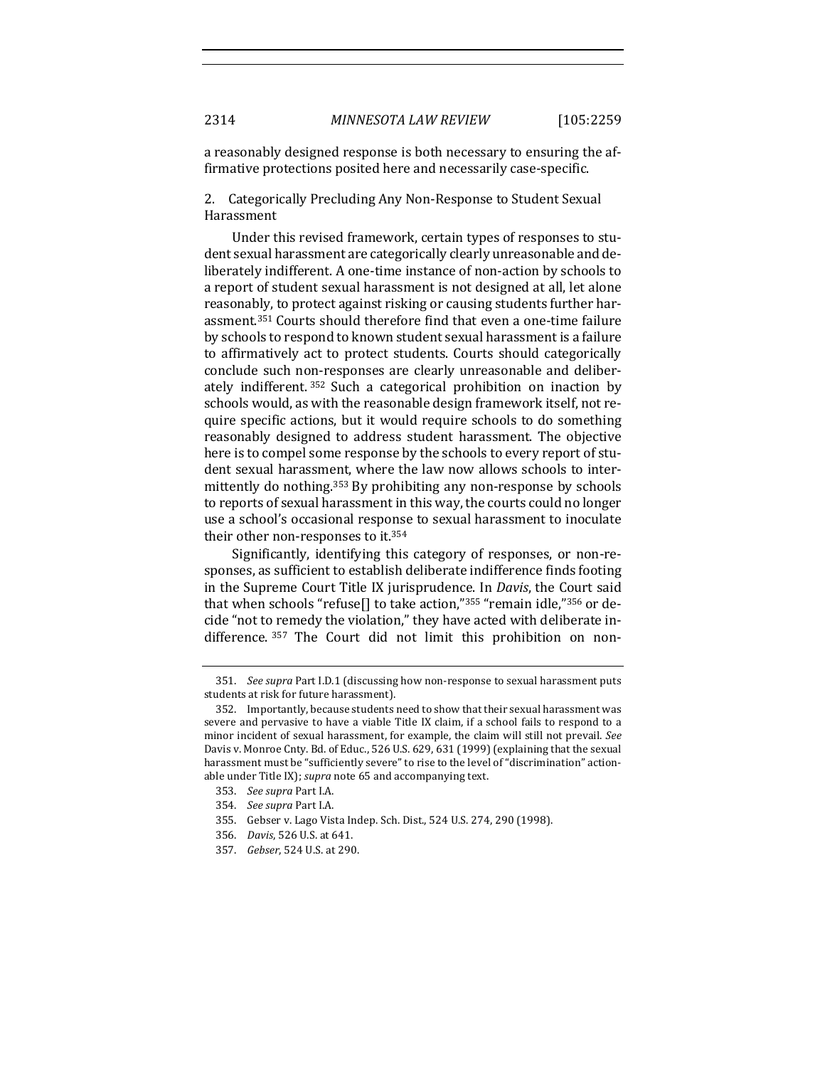a reasonably designed response is both necessary to ensuring the affirmative protections posited here and necessarily case-specific.

2. Categorically Precluding Any Non-Response to Student Sexual Harassment

Under this revised framework, certain types of responses to student sexual harassment are categorically clearly unreasonable and deliberately indifferent. A one-time instance of non-action by schools to a report of student sexual harassment is not designed at all, let alone reasonably, to protect against risking or causing students further harassment.[351] Courts should therefore find that even a one-time failure by schools to respond to known student sexual harassment is a failure to affirmatively act to protect students. Courts should categorically conclude such non-responses are clearly unreasonable and deliberately indifferent.[352] Such a categorical prohibition on inaction by schools would, as with the reasonable design framework itself, not require specific actions, but it would require schools to do something reasonably designed to address student harassment. The objective here is to compel some response by the schools to every report of student sexual harassment, where the law now allows schools to intermittently do nothing.[353] By prohibiting any non-response by schools to reports of sexual harassment in this way, the courts could no longer use a school's occasional response to sexual harassment to inoculate their other non-responses to it.[354]

Significantly, identifying this category of responses, or non-responses, as sufficient to establish deliberate indifference finds footing in the Supreme Court Title IX jurisprudence. In *Davis*, the Court said that when schools "refuse[] to take action,"[355] "remain idle,"[356] or decide "not to remedy the violation," they have acted with deliberate indifference.[357] The Court did not limit this prohibition on non-

351. *See supra* Part I.D.1 (discussing how non-response to sexual harassment puts students at risk for future harassment).

352. Importantly, because students need to show that their sexual harassment was severe and pervasive to have a viable Title IX claim, if a school fails to respond to a minor incident of sexual harassment, for example, the claim will still not prevail. *See* Davis v. Monroe Cnty. Bd. of Educ., 526 U.S. 629, 631 (1999) (explaining that the sexual harassment must be "sufficiently severe" to rise to the level of "discrimination" actionable under Title IX); *supra* note 65 and accompanying text.

353. *See supra* Part I.A.

354. *See supra* Part I.A.

355. Gebser v. Lago Vista Indep. Sch. Dist., 524 U.S. 274, 290 (1998).

356. *Davis*, 526 U.S. at 641.

357. *Gebser*, 524 U.S. at 290.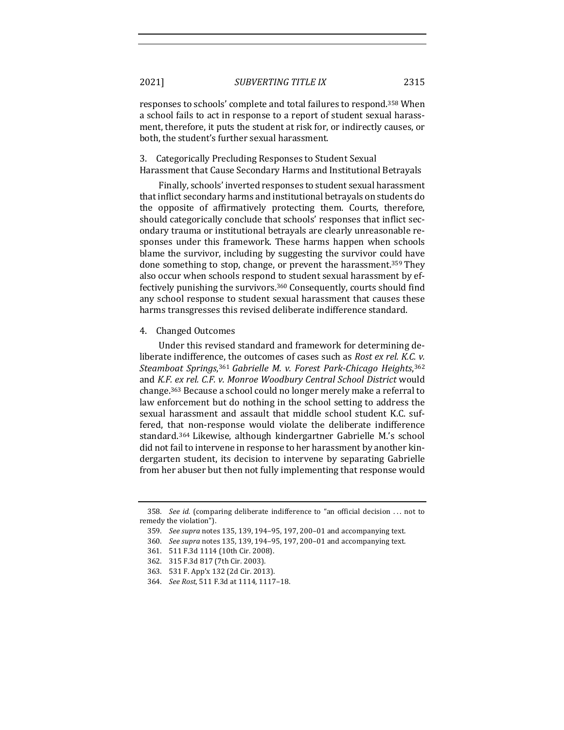responses to schools' complete and total failures to respond.[358] When a school fails to act in response to a report of student sexual harassment, therefore, it puts the student at risk for, or indirectly causes, or both, the student's further sexual harassment.

### 3. Categorically Precluding Responses to Student Sexual Harassment that Cause Secondary Harms and Institutional Betrayals

Finally, schools' inverted responses to student sexual harassment that inflict secondary harms and institutional betrayals on students do the opposite of affirmatively protecting them. Courts, therefore, should categorically conclude that schools' responses that inflict secondary trauma or institutional betrayals are clearly unreasonable responses under this framework. These harms happen when schools blame the survivor, including by suggesting the survivor could have done something to stop, change, or prevent the harassment.[359] They also occur when schools respond to student sexual harassment by effectively punishing the survivors.[360] Consequently, courts should find any school response to student sexual harassment that causes these harms transgresses this revised deliberate indifference standard.

### 4. Changed Outcomes

Under this revised standard and framework for determining deliberate indifference, the outcomes of cases such as *Rost ex rel. K.C. v. Steamboat Springs*,[361] *Gabrielle M. v. Forest Park-Chicago Heights*,[362] and *K.F. ex rel. C.F. v. Monroe Woodbury Central School District* would change.[363] Because a school could no longer merely make a referral to law enforcement but do nothing in the school setting to address the sexual harassment and assault that middle school student K.C. suffered, that non-response would violate the deliberate indifference standard.[364] Likewise, although kindergartner Gabrielle M.'s school did not fail to intervene in response to her harassment by another kindergarten student, its decision to intervene by separating Gabrielle from her abuser but then not fully implementing that response would

---

358. *See id.* (comparing deliberate indifference to "an official decision . . . not to remedy the violation").

359. *See supra* notes 135, 139, 194–95, 197, 200–01 and accompanying text.

360. *See supra* notes 135, 139, 194–95, 197, 200–01 and accompanying text.

361. 511 F.3d 1114 (10th Cir. 2008).

362. 315 F.3d 817 (7th Cir. 2003).

363. 531 F. App'x 132 (2d Cir. 2013).

364. *See Rost*, 511 F.3d at 1114, 1117–18.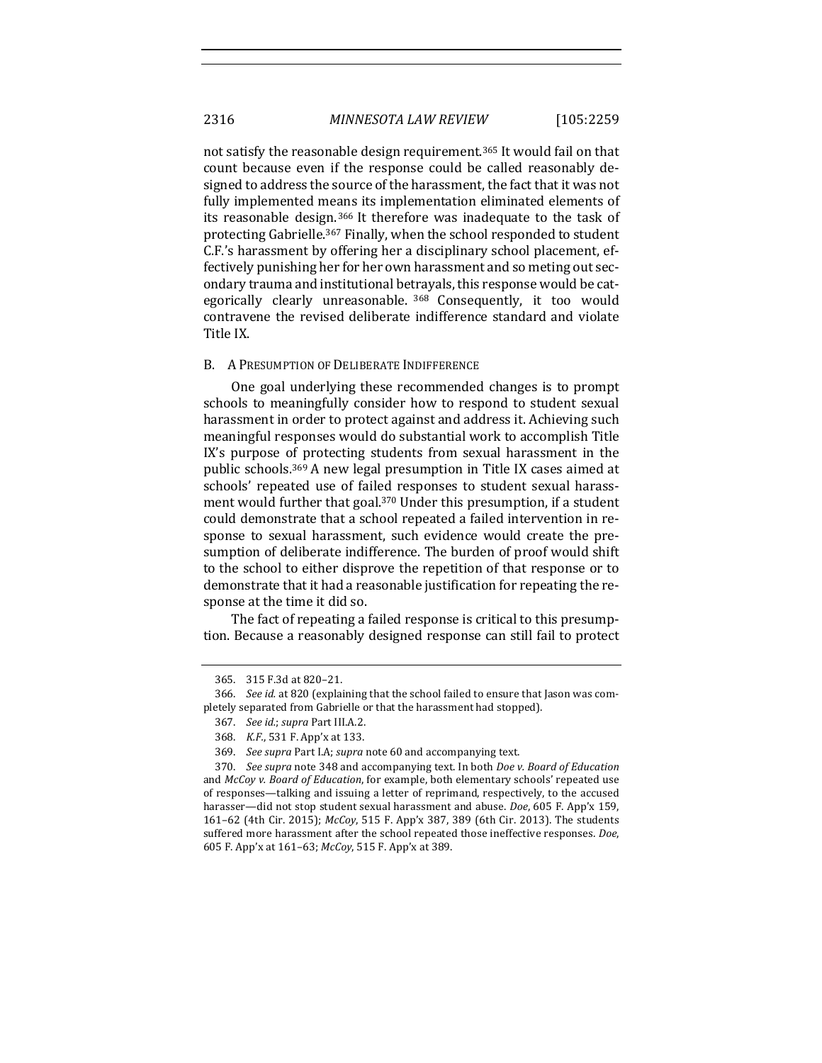not satisfy the reasonable design requirement.[365] It would fail on that count because even if the response could be called reasonably designed to address the source of the harassment, the fact that it was not fully implemented means its implementation eliminated elements of its reasonable design.[366] It therefore was inadequate to the task of protecting Gabrielle.[367] Finally, when the school responded to student C.F.'s harassment by offering her a disciplinary school placement, effectively punishing her for her own harassment and so meting out secondary trauma and institutional betrayals, this response would be categorically clearly unreasonable.[368] Consequently, it too would contravene the revised deliberate indifference standard and violate Title IX.

## B. A Presumption of Deliberate Indifference

One goal underlying these recommended changes is to prompt schools to meaningfully consider how to respond to student sexual harassment in order to protect against and address it. Achieving such meaningful responses would do substantial work to accomplish Title IX's purpose of protecting students from sexual harassment in the public schools.[369] A new legal presumption in Title IX cases aimed at schools' repeated use of failed responses to student sexual harassment would further that goal.[370] Under this presumption, if a student could demonstrate that a school repeated a failed intervention in response to sexual harassment, such evidence would create the presumption of deliberate indifference. The burden of proof would shift to the school to either disprove the repetition of that response or to demonstrate that it had a reasonable justification for repeating the response at the time it did so.

The fact of repeating a failed response is critical to this presumption. Because a reasonably designed response can still fail to protect

---

365. 315 F.3d at 820–21.

366. *See id.* at 820 (explaining that the school failed to ensure that Jason was completely separated from Gabrielle or that the harassment had stopped).

367. *See id.*; *supra* Part III.A.2.

368. *K.F.*, 531 F. App'x at 133.

369. *See supra* Part I.A; *supra* note 60 and accompanying text.

370. *See supra* note 348 and accompanying text. In both *Doe v. Board of Education* and *McCoy v. Board of Education*, for example, both elementary schools' repeated use of responses—talking and issuing a letter of reprimand, respectively, to the accused harasser—did not stop student sexual harassment and abuse. *Doe*, 605 F. App'x 159, 161–62 (4th Cir. 2015); *McCoy*, 515 F. App'x 387, 389 (6th Cir. 2013). The students suffered more harassment after the school repeated those ineffective responses. *Doe*, 605 F. App'x at 161–63; *McCoy*, 515 F. App'x at 389.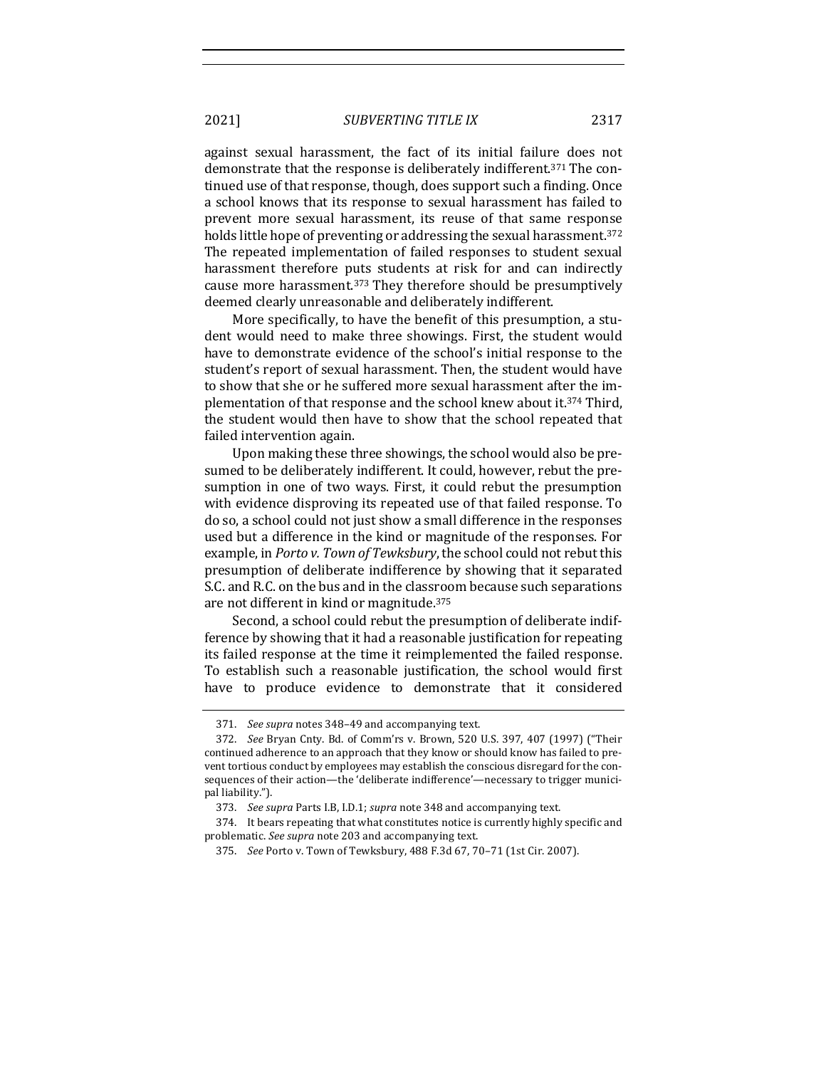against sexual harassment, the fact of its initial failure does not demonstrate that the response is deliberately indifferent.[371] The continued use of that response, though, does support such a finding. Once a school knows that its response to sexual harassment has failed to prevent more sexual harassment, its reuse of that same response holds little hope of preventing or addressing the sexual harassment.[372] The repeated implementation of failed responses to student sexual harassment therefore puts students at risk for and can indirectly cause more harassment.[373] They therefore should be presumptively deemed clearly unreasonable and deliberately indifferent.

More specifically, to have the benefit of this presumption, a student would need to make three showings. First, the student would have to demonstrate evidence of the school's initial response to the student's report of sexual harassment. Then, the student would have to show that she or he suffered more sexual harassment after the implementation of that response and the school knew about it.[374] Third, the student would then have to show that the school repeated that failed intervention again.

Upon making these three showings, the school would also be presumed to be deliberately indifferent. It could, however, rebut the presumption in one of two ways. First, it could rebut the presumption with evidence disproving its repeated use of that failed response. To do so, a school could not just show a small difference in the responses used but a difference in the kind or magnitude of the responses. For example, in *Porto v. Town of Tewksbury*, the school could not rebut this presumption of deliberate indifference by showing that it separated S.C. and R.C. on the bus and in the classroom because such separations are not different in kind or magnitude.[375]

Second, a school could rebut the presumption of deliberate indifference by showing that it had a reasonable justification for repeating its failed response at the time it reimplemented the failed response. To establish such a reasonable justification, the school would first have to produce evidence to demonstrate that it considered

---

371. *See supra* notes 348–49 and accompanying text.

372. *See* Bryan Cnty. Bd. of Comm'rs v. Brown, 520 U.S. 397, 407 (1997) ("Their continued adherence to an approach that they know or should know has failed to prevent tortious conduct by employees may establish the conscious disregard for the consequences of their action—the 'deliberate indifference'—necessary to trigger municipal liability.").

373. *See supra* Parts I.B, I.D.1; *supra* note 348 and accompanying text.

374. It bears repeating that what constitutes notice is currently highly specific and problematic. *See supra* note 203 and accompanying text.

375. *See* Porto v. Town of Tewksbury, 488 F.3d 67, 70–71 (1st Cir. 2007).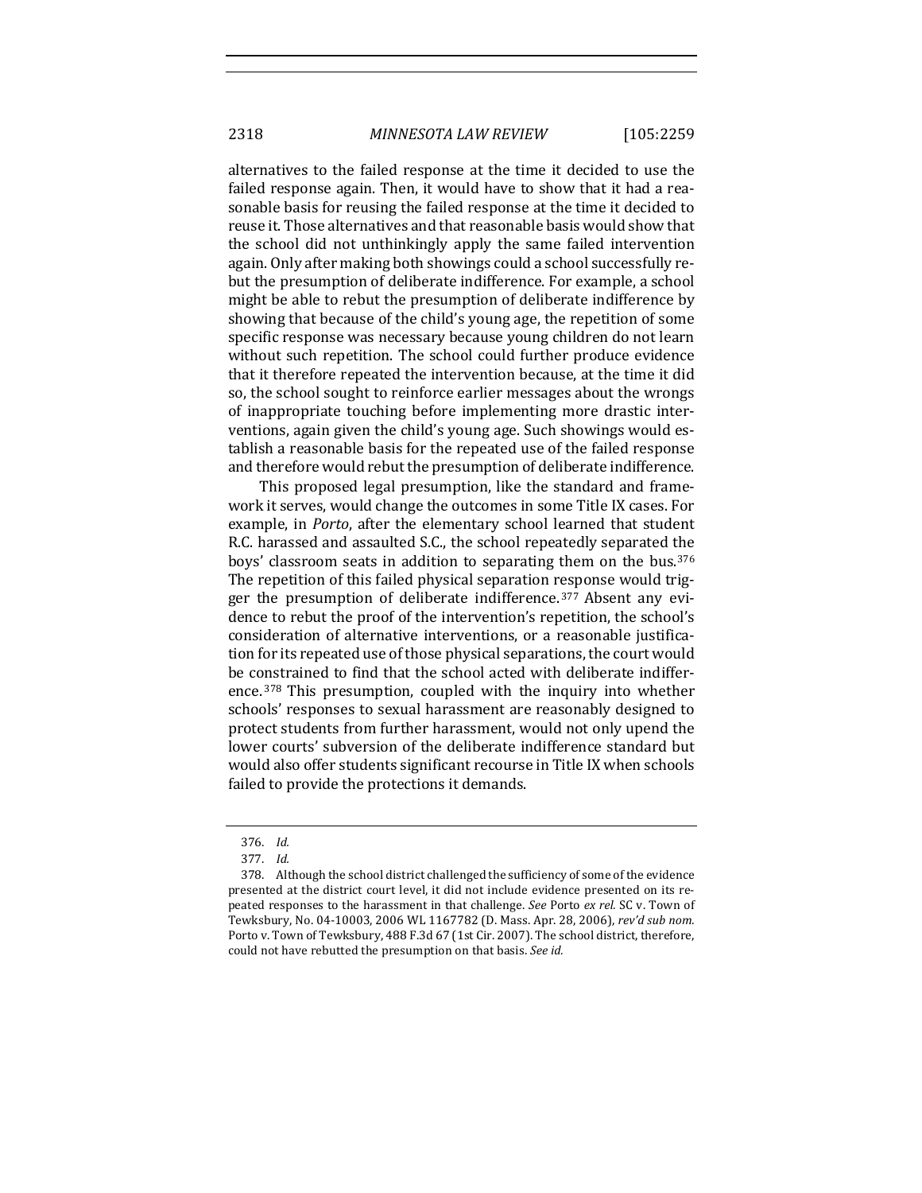alternatives to the failed response at the time it decided to use the failed response again. Then, it would have to show that it had a reasonable basis for reusing the failed response at the time it decided to reuse it. Those alternatives and that reasonable basis would show that the school did not unthinkingly apply the same failed intervention again. Only after making both showings could a school successfully rebut the presumption of deliberate indifference. For example, a school might be able to rebut the presumption of deliberate indifference by showing that because of the child's young age, the repetition of some specific response was necessary because young children do not learn without such repetition. The school could further produce evidence that it therefore repeated the intervention because, at the time it did so, the school sought to reinforce earlier messages about the wrongs of inappropriate touching before implementing more drastic interventions, again given the child's young age. Such showings would establish a reasonable basis for the repeated use of the failed response and therefore would rebut the presumption of deliberate indifference.

This proposed legal presumption, like the standard and framework it serves, would change the outcomes in some Title IX cases. For example, in *Porto*, after the elementary school learned that student R.C. harassed and assaulted S.C., the school repeatedly separated the boys' classroom seats in addition to separating them on the bus.[376] The repetition of this failed physical separation response would trigger the presumption of deliberate indifference.[377] Absent any evidence to rebut the proof of the intervention's repetition, the school's consideration of alternative interventions, or a reasonable justification for its repeated use of those physical separations, the court would be constrained to find that the school acted with deliberate indifference.[378] This presumption, coupled with the inquiry into whether schools' responses to sexual harassment are reasonably designed to protect students from further harassment, would not only upend the lower courts' subversion of the deliberate indifference standard but would also offer students significant recourse in Title IX when schools failed to provide the protections it demands.

---

376. *Id.*

377. *Id.*

378. Although the school district challenged the sufficiency of some of the evidence presented at the district court level, it did not include evidence presented on its repeated responses to the harassment in that challenge. *See* Porto *ex rel.* SC v. Town of Tewksbury, No. 04-10003, 2006 WL 1167782 (D. Mass. Apr. 28, 2006), *rev'd sub nom.* Porto v. Town of Tewksbury, 488 F.3d 67 (1st Cir. 2007). The school district, therefore, could not have rebutted the presumption on that basis. *See id.*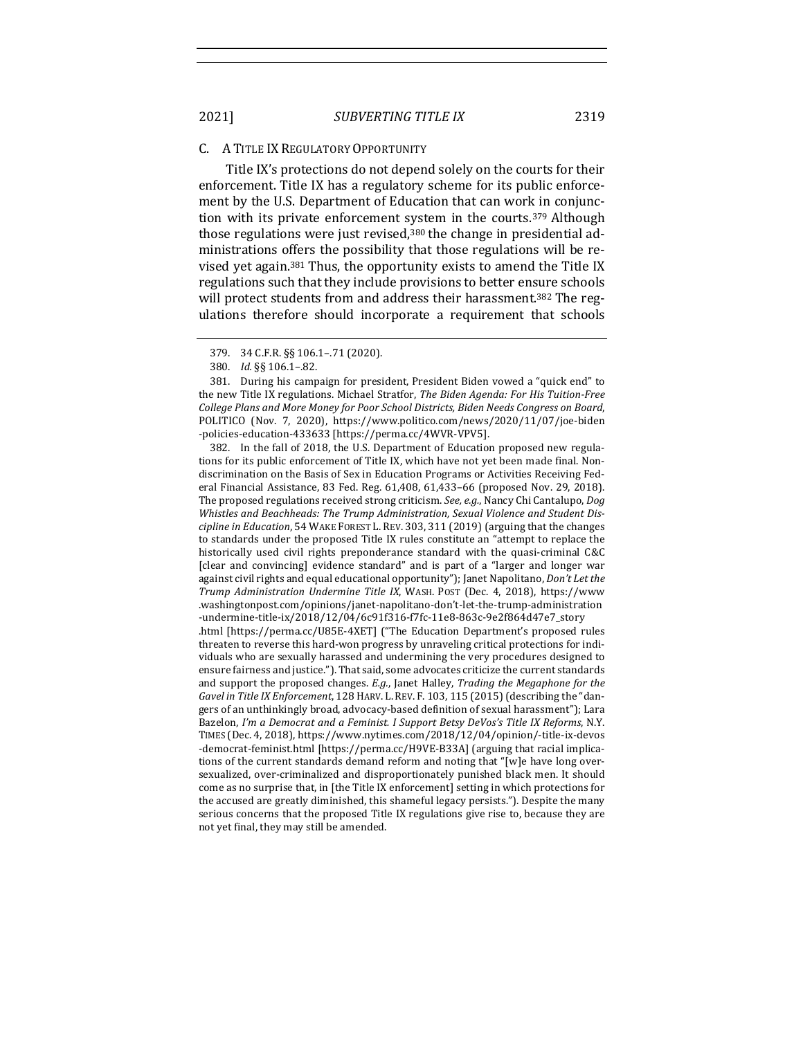## C. A Title IX Regulatory Opportunity

Title IX's protections do not depend solely on the courts for their enforcement. Title IX has a regulatory scheme for its public enforcement by the U.S. Department of Education that can work in conjunction with its private enforcement system in the courts.[379] Although those regulations were just revised,[380] the change in presidential administrations offers the possibility that those regulations will be revised yet again.[381] Thus, the opportunity exists to amend the Title IX regulations such that they include provisions to better ensure schools will protect students from and address their harassment.[382] The regulations therefore should incorporate a requirement that schools

---

379. 34 C.F.R. §§ 106.1–.71 (2020).

380. *Id.* §§ 106.1–.82.

381. During his campaign for president, President Biden vowed a "quick end" to the new Title IX regulations. Michael Stratfor, *The Biden Agenda: For His Tuition-Free College Plans and More Money for Poor School Districts, Biden Needs Congress on Board*, POLITICO (Nov. 7, 2020), https://www.politico.com/news/2020/11/07/joe-biden-policies-education-433633 [https://perma.cc/4WVR-VPV5].

382. In the fall of 2018, the U.S. Department of Education proposed new regulations for its public enforcement of Title IX, which have not yet been made final. Nondiscrimination on the Basis of Sex in Education Programs or Activities Receiving Federal Financial Assistance, 83 Fed. Reg. 61,408, 61,433–66 (proposed Nov. 29, 2018). The proposed regulations received strong criticism. *See, e.g.*, Nancy Chi Cantalupo, *Dog Whistles and Beachheads: The Trump Administration, Sexual Violence and Student Discipline in Education*, 54 WAKE FOREST L. REV. 303, 311 (2019) (arguing that the changes to standards under the proposed Title IX rules constitute an "attempt to replace the historically used civil rights preponderance standard with the quasi-criminal C&C [clear and convincing] evidence standard" and is part of a "larger and longer war against civil rights and equal educational opportunity"); Janet Napolitano, *Don't Let the Trump Administration Undermine Title IX*, WASH. POST (Dec. 4, 2018), https://www.washingtonpost.com/opinions/janet-napolitano-don't-let-the-trump-administration-undermine-title-ix/2018/12/04/6c91f316-f7fc-11e8-863c-9e2f864d47e7_story.html [https://perma.cc/U85E-4XET] ("The Education Department's proposed rules threaten to reverse this hard-won progress by unraveling critical protections for individuals who are sexually harassed and undermining the very procedures designed to ensure fairness and justice."). That said, some advocates criticize the current standards and support the proposed changes. *E.g.*, Janet Halley, *Trading the Megaphone for the Gavel in Title IX Enforcement*, 128 HARV. L. REV. F. 103, 115 (2015) (describing the "dangers of an unthinkingly broad, advocacy-based definition of sexual harassment"); Lara Bazelon, *I'm a Democrat and a Feminist. I Support Betsy DeVos's Title IX Reforms*, N.Y. TIMES (Dec. 4, 2018), https://www.nytimes.com/2018/12/04/opinion/-title-ix-devos-democrat-feminist.html [https://perma.cc/H9VE-B33A] (arguing that racial implications of the current standards demand reform and noting that "[w]e have long over-sexualized, over-criminalized and disproportionately punished black men. It should come as no surprise that, in [the Title IX enforcement] setting in which protections for the accused are greatly diminished, this shameful legacy persists."). Despite the many serious concerns that the proposed Title IX regulations give rise to, because they are not yet final, they may still be amended.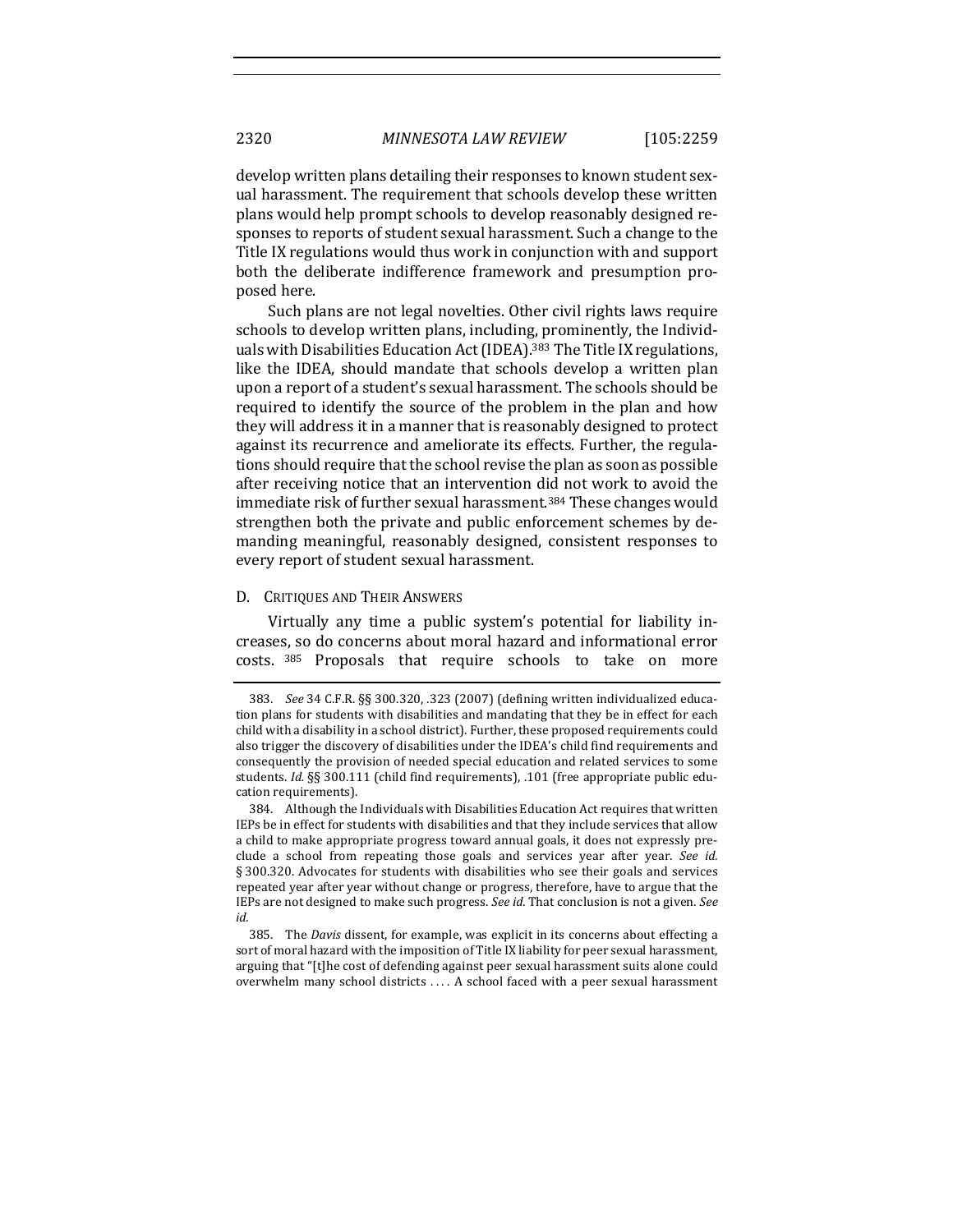develop written plans detailing their responses to known student sexual harassment. The requirement that schools develop these written plans would help prompt schools to develop reasonably designed responses to reports of student sexual harassment. Such a change to the Title IX regulations would thus work in conjunction with and support both the deliberate indifference framework and presumption proposed here.

Such plans are not legal novelties. Other civil rights laws require schools to develop written plans, including, prominently, the Individuals with Disabilities Education Act (IDEA).[383] The Title IX regulations, like the IDEA, should mandate that schools develop a written plan upon a report of a student's sexual harassment. The schools should be required to identify the source of the problem in the plan and how they will address it in a manner that is reasonably designed to protect against its recurrence and ameliorate its effects. Further, the regulations should require that the school revise the plan as soon as possible after receiving notice that an intervention did not work to avoid the immediate risk of further sexual harassment.[384] These changes would strengthen both the private and public enforcement schemes by demanding meaningful, reasonably designed, consistent responses to every report of student sexual harassment.

### D. Critiques and Their Answers

Virtually any time a public system's potential for liability increases, so do concerns about moral hazard and informational error costs.[385] Proposals that require schools to take on more

---

383. *See* 34 C.F.R. §§ 300.320, .323 (2007) (defining written individualized education plans for students with disabilities and mandating that they be in effect for each child with a disability in a school district). Further, these proposed requirements could also trigger the discovery of disabilities under the IDEA's child find requirements and consequently the provision of needed special education and related services to some students. *Id.* §§ 300.111 (child find requirements), .101 (free appropriate public education requirements).

384. Although the Individuals with Disabilities Education Act requires that written IEPs be in effect for students with disabilities and that they include services that allow a child to make appropriate progress toward annual goals, it does not expressly preclude a school from repeating those goals and services year after year. *See id.* § 300.320. Advocates for students with disabilities who see their goals and services repeated year after year without change or progress, therefore, have to argue that the IEPs are not designed to make such progress. *See id.* That conclusion is not a given. *See id.*

385. The *Davis* dissent, for example, was explicit in its concerns about effecting a sort of moral hazard with the imposition of Title IX liability for peer sexual harassment, arguing that "[t]he cost of defending against peer sexual harassment suits alone could overwhelm many school districts . . . . A school faced with a peer sexual harassment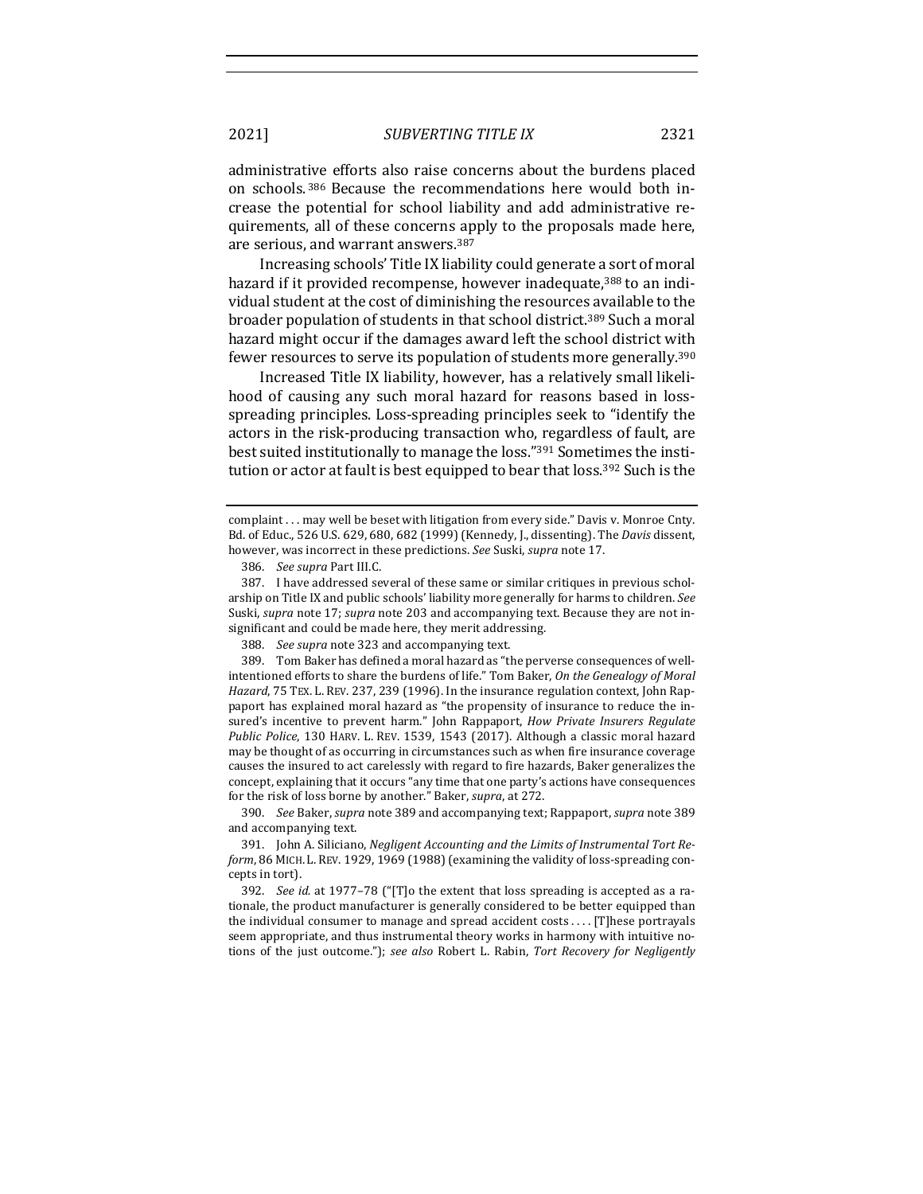administrative efforts also raise concerns about the burdens placed on schools.[386] Because the recommendations here would both increase the potential for school liability and add administrative requirements, all of these concerns apply to the proposals made here, are serious, and warrant answers.[387]

Increasing schools' Title IX liability could generate a sort of moral hazard if it provided recompense, however inadequate,[388] to an individual student at the cost of diminishing the resources available to the broader population of students in that school district.[389] Such a moral hazard might occur if the damages award left the school district with fewer resources to serve its population of students more generally.[390]

Increased Title IX liability, however, has a relatively small likelihood of causing any such moral hazard for reasons based in loss-spreading principles. Loss-spreading principles seek to "identify the actors in the risk-producing transaction who, regardless of fault, are best suited institutionally to manage the loss."[391] Sometimes the institution or actor at fault is best equipped to bear that loss.[392] Such is the

---

complaint . . . may well be beset with litigation from every side." Davis v. Monroe Cnty. Bd. of Educ., 526 U.S. 629, 680, 682 (1999) (Kennedy, J., dissenting). The *Davis* dissent, however, was incorrect in these predictions. *See* Suski, *supra* note 17.

386. *See supra* Part III.C.

387. I have addressed several of these same or similar critiques in previous scholarship on Title IX and public schools' liability more generally for harms to children. *See* Suski, *supra* note 17; *supra* note 203 and accompanying text. Because they are not insignificant and could be made here, they merit addressing.

388. *See supra* note 323 and accompanying text.

389. Tom Baker has defined a moral hazard as "the perverse consequences of well-intentioned efforts to share the burdens of life." Tom Baker, *On the Genealogy of Moral Hazard*, 75 TEX. L. REV. 237, 239 (1996). In the insurance regulation context, John Rappaport has explained moral hazard as "the propensity of insurance to reduce the insured's incentive to prevent harm." John Rappaport, *How Private Insurers Regulate Public Police*, 130 HARV. L. REV. 1539, 1543 (2017). Although a classic moral hazard may be thought of as occurring in circumstances such as when fire insurance coverage causes the insured to act carelessly with regard to fire hazards, Baker generalizes the concept, explaining that it occurs "any time that one party's actions have consequences for the risk of loss borne by another." Baker, *supra*, at 272.

390. *See* Baker, *supra* note 389 and accompanying text; Rappaport, *supra* note 389 and accompanying text.

391. John A. Siliciano, *Negligent Accounting and the Limits of Instrumental Tort Reform*, 86 MICH. L. REV. 1929, 1969 (1988) (examining the validity of loss-spreading concepts in tort).

392. *See id.* at 1977–78 ("[T]o the extent that loss spreading is accepted as a rationale, the product manufacturer is generally considered to be better equipped than the individual consumer to manage and spread accident costs . . . . [T]hese portrayals seem appropriate, and thus instrumental theory works in harmony with intuitive notions of the just outcome."); *see also* Robert L. Rabin, *Tort Recovery for Negligently*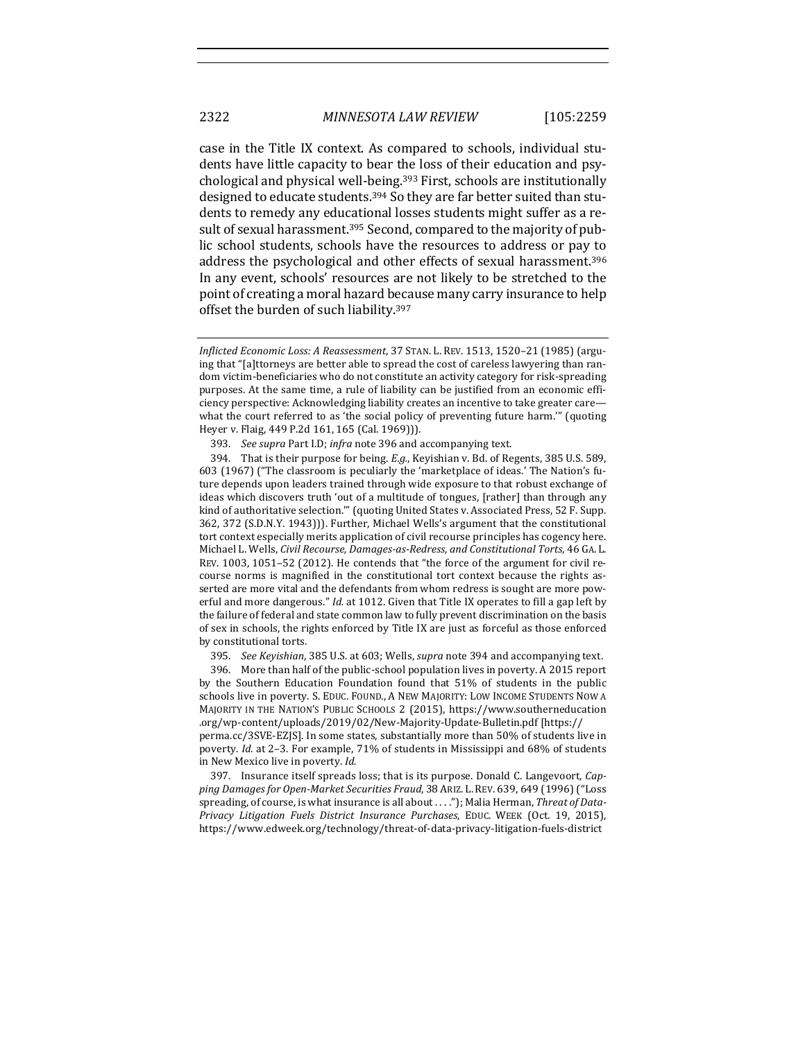case in the Title IX context. As compared to schools, individual students have little capacity to bear the loss of their education and psychological and physical well-being.[393] First, schools are institutionally designed to educate students.[394] So they are far better suited than students to remedy any educational losses students might suffer as a result of sexual harassment.[395] Second, compared to the majority of public school students, schools have the resources to address or pay to address the psychological and other effects of sexual harassment.[396] In any event, schools' resources are not likely to be stretched to the point of creating a moral hazard because many carry insurance to help offset the burden of such liability.[397]

---

*Inflicted Economic Loss: A Reassessment*, 37 STAN. L. REV. 1513, 1520–21 (1985) (arguing that "[a]ttorneys are better able to spread the cost of careless lawyering than random victim-beneficiaries who do not constitute an activity category for risk-spreading purposes. At the same time, a rule of liability can be justified from an economic efficiency perspective: Acknowledging liability creates an incentive to take greater care—what the court referred to as 'the social policy of preventing future harm.'" (quoting Heyer v. Flaig, 449 P.2d 161, 165 (Cal. 1969))).

393. *See supra* Part I.D; *infra* note 396 and accompanying text.

394. That is their purpose for being. *E.g.*, Keyishian v. Bd. of Regents, 385 U.S. 589, 603 (1967) ("The classroom is peculiarly the 'marketplace of ideas.' The Nation's future depends upon leaders trained through wide exposure to that robust exchange of ideas which discovers truth 'out of a multitude of tongues, [rather] than through any kind of authoritative selection.'" (quoting United States v. Associated Press, 52 F. Supp. 362, 372 (S.D.N.Y. 1943))). Further, Michael Wells's argument that the constitutional tort context especially merits application of civil recourse principles has cogency here. Michael L. Wells, *Civil Recourse, Damages-as-Redress, and Constitutional Torts*, 46 GA. L. REV. 1003, 1051–52 (2012). He contends that "the force of the argument for civil recourse norms is magnified in the constitutional tort context because the rights asserted are more vital and the defendants from whom redress is sought are more powerful and more dangerous." *Id.* at 1012. Given that Title IX operates to fill a gap left by the failure of federal and state common law to fully prevent discrimination on the basis of sex in schools, the rights enforced by Title IX are just as forceful as those enforced by constitutional torts.

395. *See Keyishian*, 385 U.S. at 603; Wells, *supra* note 394 and accompanying text.

396. More than half of the public-school population lives in poverty. A 2015 report by the Southern Education Foundation found that 51% of students in the public schools live in poverty. S. EDUC. FOUND., A NEW MAJORITY: LOW INCOME STUDENTS NOW A MAJORITY IN THE NATION'S PUBLIC SCHOOLS 2 (2015), https://www.southerneducation.org/wp-content/uploads/2019/02/New-Majority-Update-Bulletin.pdf [https://perma.cc/3SVE-EZJS]. In some states, substantially more than 50% of students live in poverty. *Id.* at 2–3. For example, 71% of students in Mississippi and 68% of students in New Mexico live in poverty. *Id.*

397. Insurance itself spreads loss; that is its purpose. Donald C. Langevoort, *Capping Damages for Open-Market Securities Fraud*, 38 ARIZ. L. REV. 639, 649 (1996) ("Loss spreading, of course, is what insurance is all about . . . ."); Malia Herman, *Threat of Data-Privacy Litigation Fuels District Insurance Purchases*, EDUC. WEEK (Oct. 19, 2015), https://www.edweek.org/technology/threat-of-data-privacy-litigation-fuels-district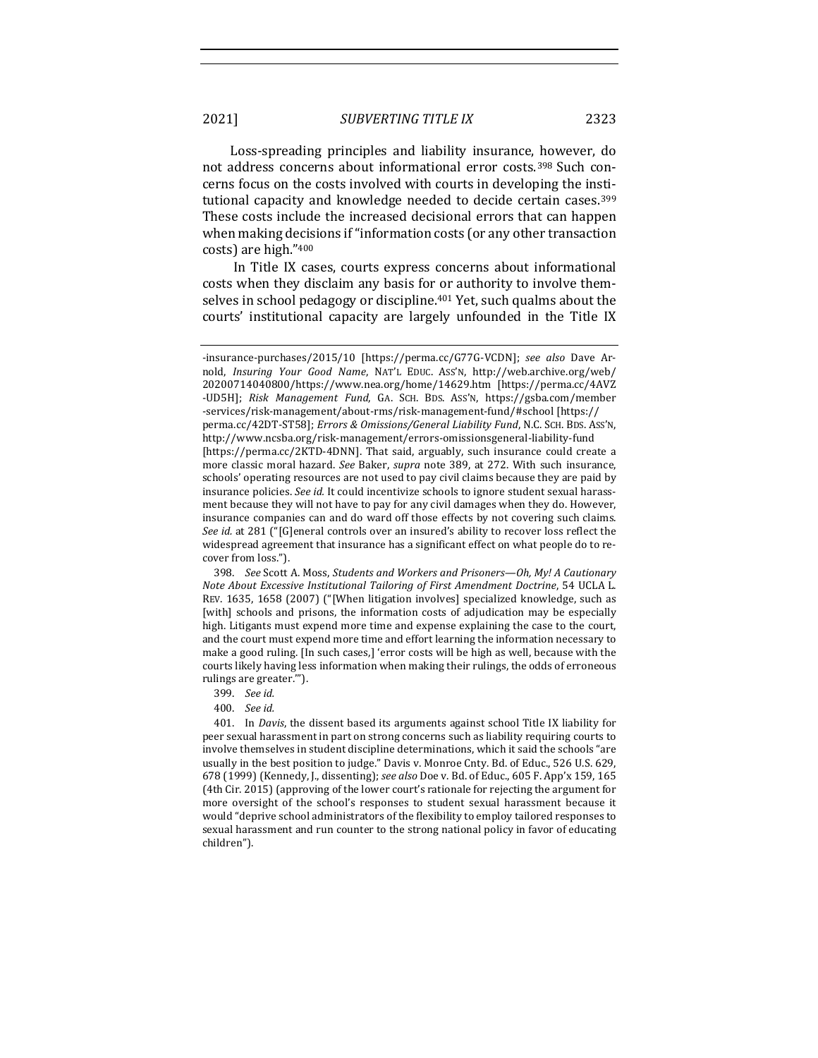Loss-spreading principles and liability insurance, however, do not address concerns about informational error costs.[398] Such concerns focus on the costs involved with courts in developing the institutional capacity and knowledge needed to decide certain cases.[399] These costs include the increased decisional errors that can happen when making decisions if "information costs (or any other transaction costs) are high."[400]

In Title IX cases, courts express concerns about informational costs when they disclaim any basis for or authority to involve themselves in school pedagogy or discipline.[401] Yet, such qualms about the courts' institutional capacity are largely unfounded in the Title IX

-insurance-purchases/2015/10 [https://perma.cc/G77G-VCDN]; *see also* Dave Arnold, *Insuring Your Good Name*, NAT'L EDUC. ASS'N, http://web.archive.org/web/20200714040800/https://www.nea.org/home/14629.htm [https://perma.cc/4AVZ-UD5H]; *Risk Management Fund*, GA. SCH. BDS. ASS'N, https://gsba.com/member-services/risk-management/about-rms/risk-management-fund/#school [https://perma.cc/42DT-ST58]; *Errors & Omissions/General Liability Fund*, N.C. SCH. BDS. ASS'N, http://www.ncsba.org/risk-management/errors-omissionsgeneral-liability-fund [https://perma.cc/2KTD-4DNN]. That said, arguably, such insurance could create a more classic moral hazard. *See* Baker, *supra* note 389, at 272. With such insurance, schools' operating resources are not used to pay civil claims because they are paid by insurance policies. *See id.* It could incentivize schools to ignore student sexual harassment because they will not have to pay for any civil damages when they do. However, insurance companies can and do ward off those effects by not covering such claims. *See id.* at 281 ("[G]eneral controls over an insured's ability to recover loss reflect the widespread agreement that insurance has a significant effect on what people do to recover from loss.").

398. *See* Scott A. Moss, *Students and Workers and Prisoners—Oh, My! A Cautionary Note About Excessive Institutional Tailoring of First Amendment Doctrine*, 54 UCLA L. REV. 1635, 1658 (2007) ("[When litigation involves] specialized knowledge, such as [with] schools and prisons, the information costs of adjudication may be especially high. Litigants must expend more time and expense explaining the case to the court, and the court must expend more time and effort learning the information necessary to make a good ruling. [In such cases,] 'error costs will be high as well, because with the courts likely having less information when making their rulings, the odds of erroneous rulings are greater.'").

399. *See id.*

400. *See id.*

401. In *Davis*, the dissent based its arguments against school Title IX liability for peer sexual harassment in part on strong concerns such as liability requiring courts to involve themselves in student discipline determinations, which it said the schools "are usually in the best position to judge." Davis v. Monroe Cnty. Bd. of Educ., 526 U.S. 629, 678 (1999) (Kennedy, J., dissenting); *see also* Doe v. Bd. of Educ., 605 F. App'x 159, 165 (4th Cir. 2015) (approving of the lower court's rationale for rejecting the argument for more oversight of the school's responses to student sexual harassment because it would "deprive school administrators of the flexibility to employ tailored responses to sexual harassment and run counter to the strong national policy in favor of educating children").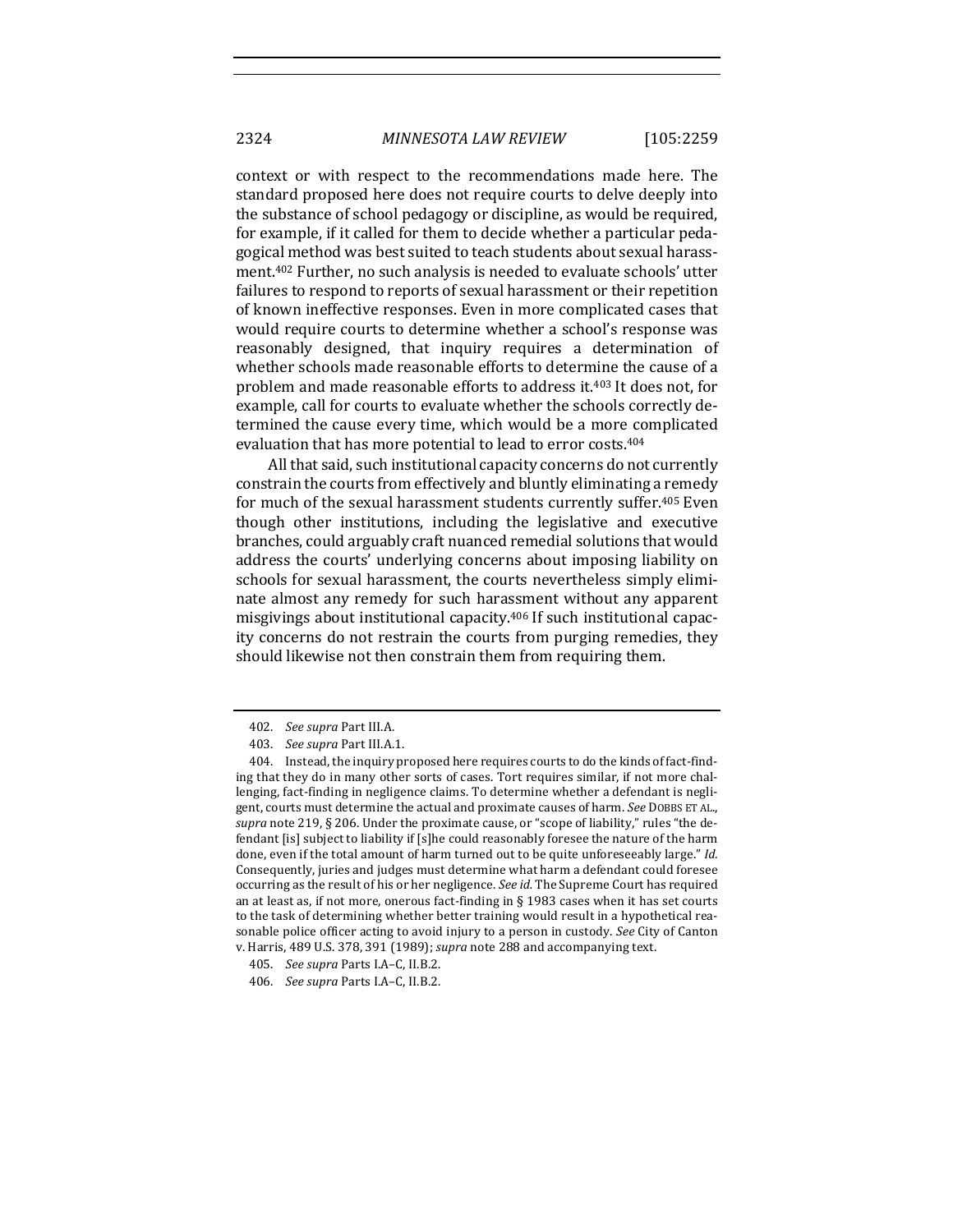context or with respect to the recommendations made here. The standard proposed here does not require courts to delve deeply into the substance of school pedagogy or discipline, as would be required, for example, if it called for them to decide whether a particular pedagogical method was best suited to teach students about sexual harassment.[402] Further, no such analysis is needed to evaluate schools' utter failures to respond to reports of sexual harassment or their repetition of known ineffective responses. Even in more complicated cases that would require courts to determine whether a school's response was reasonably designed, that inquiry requires a determination of whether schools made reasonable efforts to determine the cause of a problem and made reasonable efforts to address it.[403] It does not, for example, call for courts to evaluate whether the schools correctly determined the cause every time, which would be a more complicated evaluation that has more potential to lead to error costs.[404]

All that said, such institutional capacity concerns do not currently constrain the courts from effectively and bluntly eliminating a remedy for much of the sexual harassment students currently suffer.[405] Even though other institutions, including the legislative and executive branches, could arguably craft nuanced remedial solutions that would address the courts' underlying concerns about imposing liability on schools for sexual harassment, the courts nevertheless simply eliminate almost any remedy for such harassment without any apparent misgivings about institutional capacity.[406] If such institutional capacity concerns do not restrain the courts from purging remedies, they should likewise not then constrain them from requiring them.

---

402. *See supra* Part III.A.

403. *See supra* Part III.A.1.

404. Instead, the inquiry proposed here requires courts to do the kinds of fact-finding that they do in many other sorts of cases. Tort requires similar, if not more challenging, fact-finding in negligence claims. To determine whether a defendant is negligent, courts must determine the actual and proximate causes of harm. *See* DOBBS ET AL., *supra* note 219, § 206. Under the proximate cause, or "scope of liability," rules "the defendant [is] subject to liability if [s]he could reasonably foresee the nature of the harm done, even if the total amount of harm turned out to be quite unforeseeably large." *Id.* Consequently, juries and judges must determine what harm a defendant could foresee occurring as the result of his or her negligence. *See id.* The Supreme Court has required an at least as, if not more, onerous fact-finding in § 1983 cases when it has set courts to the task of determining whether better training would result in a hypothetical reasonable police officer acting to avoid injury to a person in custody. *See* City of Canton v. Harris, 489 U.S. 378, 391 (1989); *supra* note 288 and accompanying text.

405. *See supra* Parts I.A–C, II.B.2.

406. *See supra* Parts I.A–C, II.B.2.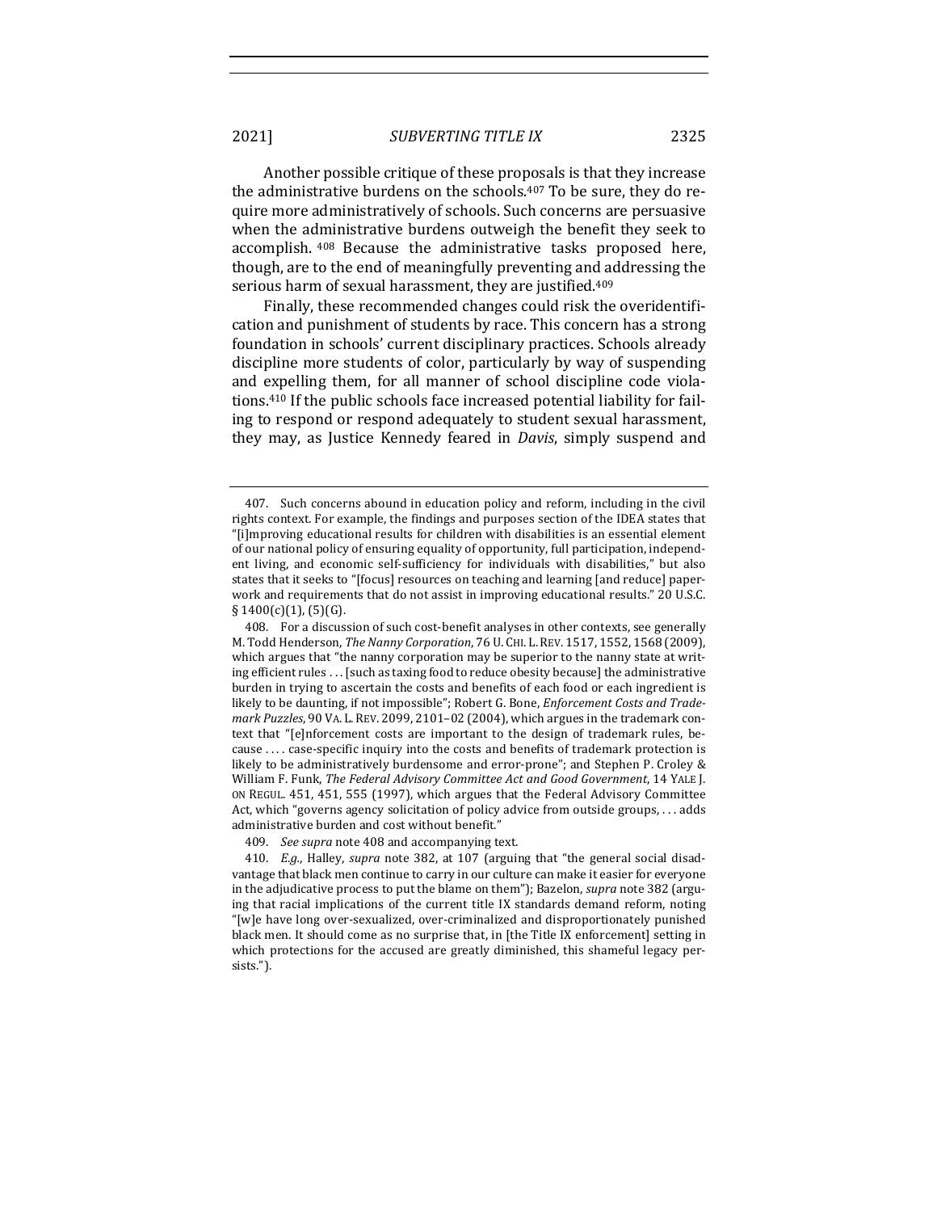Another possible critique of these proposals is that they increase the administrative burdens on the schools.[407] To be sure, they do require more administratively of schools. Such concerns are persuasive when the administrative burdens outweigh the benefit they seek to accomplish.[408] Because the administrative tasks proposed here, though, are to the end of meaningfully preventing and addressing the serious harm of sexual harassment, they are justified.[409]

Finally, these recommended changes could risk the overidentification and punishment of students by race. This concern has a strong foundation in schools' current disciplinary practices. Schools already discipline more students of color, particularly by way of suspending and expelling them, for all manner of school discipline code violations.[410] If the public schools face increased potential liability for failing to respond or respond adequately to student sexual harassment, they may, as Justice Kennedy feared in *Davis*, simply suspend and

---

407. Such concerns abound in education policy and reform, including in the civil rights context. For example, the findings and purposes section of the IDEA states that "[i]mproving educational results for children with disabilities is an essential element of our national policy of ensuring equality of opportunity, full participation, independent living, and economic self-sufficiency for individuals with disabilities," but also states that it seeks to "[focus] resources on teaching and learning [and reduce] paperwork and requirements that do not assist in improving educational results." 20 U.S.C. § 1400(c)(1), (5)(G).

408. For a discussion of such cost-benefit analyses in other contexts, see generally M. Todd Henderson, *The Nanny Corporation*, 76 U. CHI. L. REV. 1517, 1552, 1568 (2009), which argues that "the nanny corporation may be superior to the nanny state at writing efficient rules . . . [such as taxing food to reduce obesity because] the administrative burden in trying to ascertain the costs and benefits of each food or each ingredient is likely to be daunting, if not impossible"; Robert G. Bone, *Enforcement Costs and Trademark Puzzles*, 90 VA. L. REV. 2099, 2101–02 (2004), which argues in the trademark context that "[e]nforcement costs are important to the design of trademark rules, because . . . . case-specific inquiry into the costs and benefits of trademark protection is likely to be administratively burdensome and error-prone"; and Stephen P. Croley & William F. Funk, *The Federal Advisory Committee Act and Good Government*, 14 YALE J. ON REGUL. 451, 451, 555 (1997), which argues that the Federal Advisory Committee Act, which "governs agency solicitation of policy advice from outside groups, . . . adds administrative burden and cost without benefit."

409. *See supra* note 408 and accompanying text.

410. *E.g.*, Halley, *supra* note 382, at 107 (arguing that "the general social disadvantage that black men continue to carry in our culture can make it easier for everyone in the adjudicative process to put the blame on them"); Bazelon, *supra* note 382 (arguing that racial implications of the current title IX standards demand reform, noting "[w]e have long over-sexualized, over-criminalized and disproportionately punished black men. It should come as no surprise that, in [the Title IX enforcement] setting in which protections for the accused are greatly diminished, this shameful legacy persists.").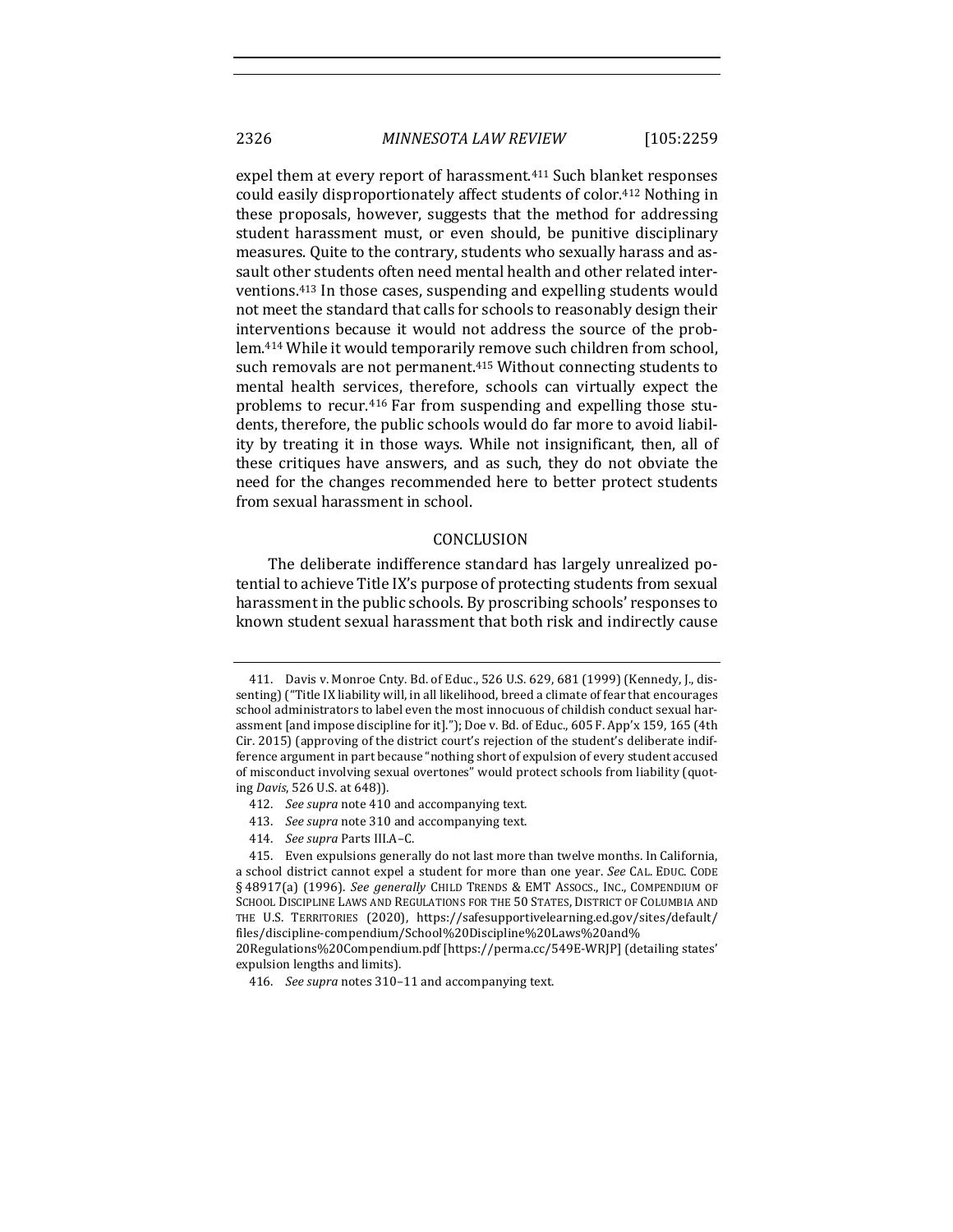expel them at every report of harassment.[411] Such blanket responses could easily disproportionately affect students of color.[412] Nothing in these proposals, however, suggests that the method for addressing student harassment must, or even should, be punitive disciplinary measures. Quite to the contrary, students who sexually harass and assault other students often need mental health and other related interventions.[413] In those cases, suspending and expelling students would not meet the standard that calls for schools to reasonably design their interventions because it would not address the source of the problem.[414] While it would temporarily remove such children from school, such removals are not permanent.[415] Without connecting students to mental health services, therefore, schools can virtually expect the problems to recur.[416] Far from suspending and expelling those students, therefore, the public schools would do far more to avoid liability by treating it in those ways. While not insignificant, then, all of these critiques have answers, and as such, they do not obviate the need for the changes recommended here to better protect students from sexual harassment in school.

## CONCLUSION

The deliberate indifference standard has largely unrealized potential to achieve Title IX's purpose of protecting students from sexual harassment in the public schools. By proscribing schools' responses to known student sexual harassment that both risk and indirectly cause

---

411. Davis v. Monroe Cnty. Bd. of Educ., 526 U.S. 629, 681 (1999) (Kennedy, J., dissenting) ("Title IX liability will, in all likelihood, breed a climate of fear that encourages school administrators to label even the most innocuous of childish conduct sexual harassment [and impose discipline for it]."); Doe v. Bd. of Educ., 605 F. App'x 159, 165 (4th Cir. 2015) (approving of the district court's rejection of the student's deliberate indifference argument in part because "nothing short of expulsion of every student accused of misconduct involving sexual overtones" would protect schools from liability (quoting *Davis*, 526 U.S. at 648)).

412. *See supra* note 410 and accompanying text.

413. *See supra* note 310 and accompanying text.

414. *See supra* Parts III.A–C.

415. Even expulsions generally do not last more than twelve months. In California, a school district cannot expel a student for more than one year. *See* CAL. EDUC. CODE § 48917(a) (1996). *See generally* CHILD TRENDS & EMT ASSOCS., INC., COMPENDIUM OF SCHOOL DISCIPLINE LAWS AND REGULATIONS FOR THE 50 STATES, DISTRICT OF COLUMBIA AND THE U.S. TERRITORIES (2020), https://safesupportivelearning.ed.gov/sites/default/files/discipline-compendium/School%20Discipline%20Laws%20and%20Regulations%20Compendium.pdf [https://perma.cc/549E-WRJP] (detailing states' expulsion lengths and limits).

416. *See supra* notes 310–11 and accompanying text.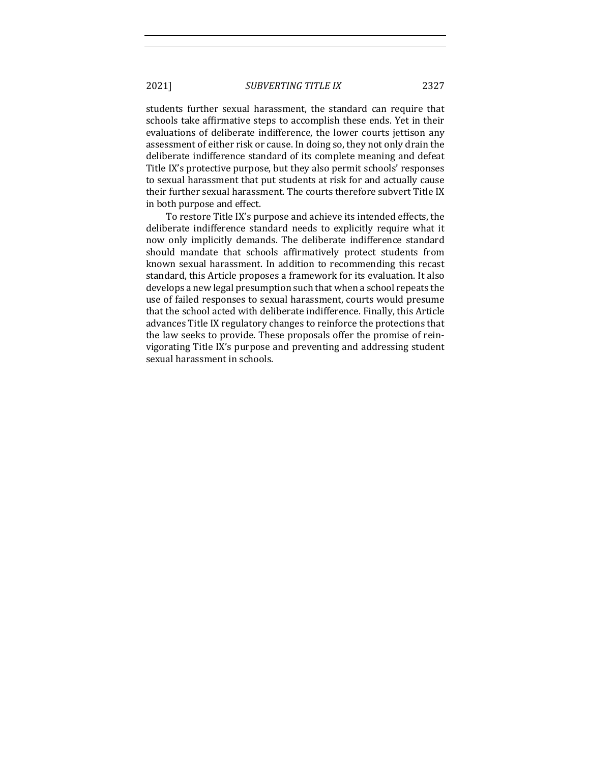students further sexual harassment, the standard can require that schools take affirmative steps to accomplish these ends. Yet in their evaluations of deliberate indifference, the lower courts jettison any assessment of either risk or cause. In doing so, they not only drain the deliberate indifference standard of its complete meaning and defeat Title IX's protective purpose, but they also permit schools' responses to sexual harassment that put students at risk for and actually cause their further sexual harassment. The courts therefore subvert Title IX in both purpose and effect.

To restore Title IX's purpose and achieve its intended effects, the deliberate indifference standard needs to explicitly require what it now only implicitly demands. The deliberate indifference standard should mandate that schools affirmatively protect students from known sexual harassment. In addition to recommending this recast standard, this Article proposes a framework for its evaluation. It also develops a new legal presumption such that when a school repeats the use of failed responses to sexual harassment, courts would presume that the school acted with deliberate indifference. Finally, this Article advances Title IX regulatory changes to reinforce the protections that the law seeks to provide. These proposals offer the promise of reinvigorating Title IX's purpose and preventing and addressing student sexual harassment in schools.